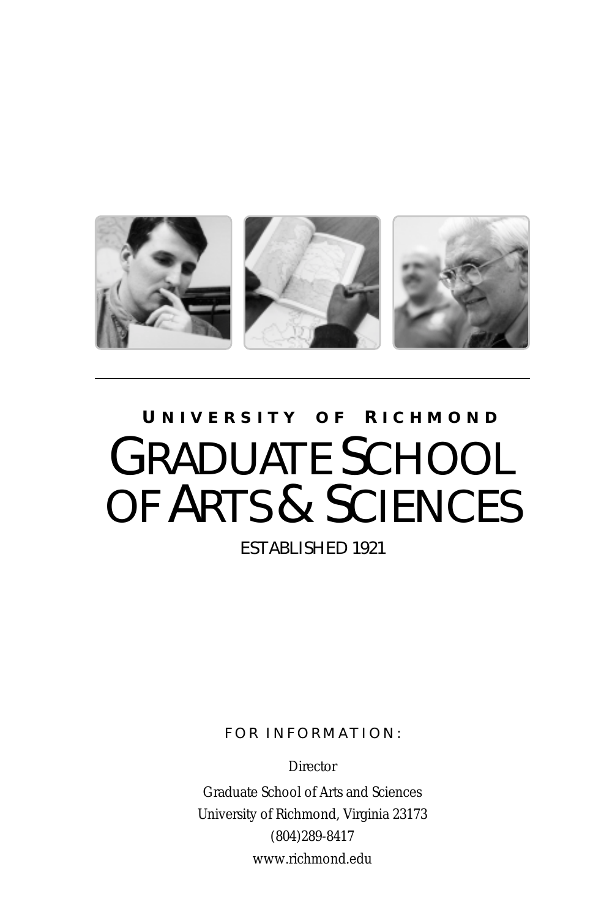## UNIVERSITY OF RICHMOND

# GRADUATE SCHOOL OF ARTS & SCIENCES

ESTABLISHED 1921

FOR INFORMATION:

*Director*

Graduate School of Arts and Sciences
University of Richmond, Virginia 23173
(804)289-8417
www.richmond.edu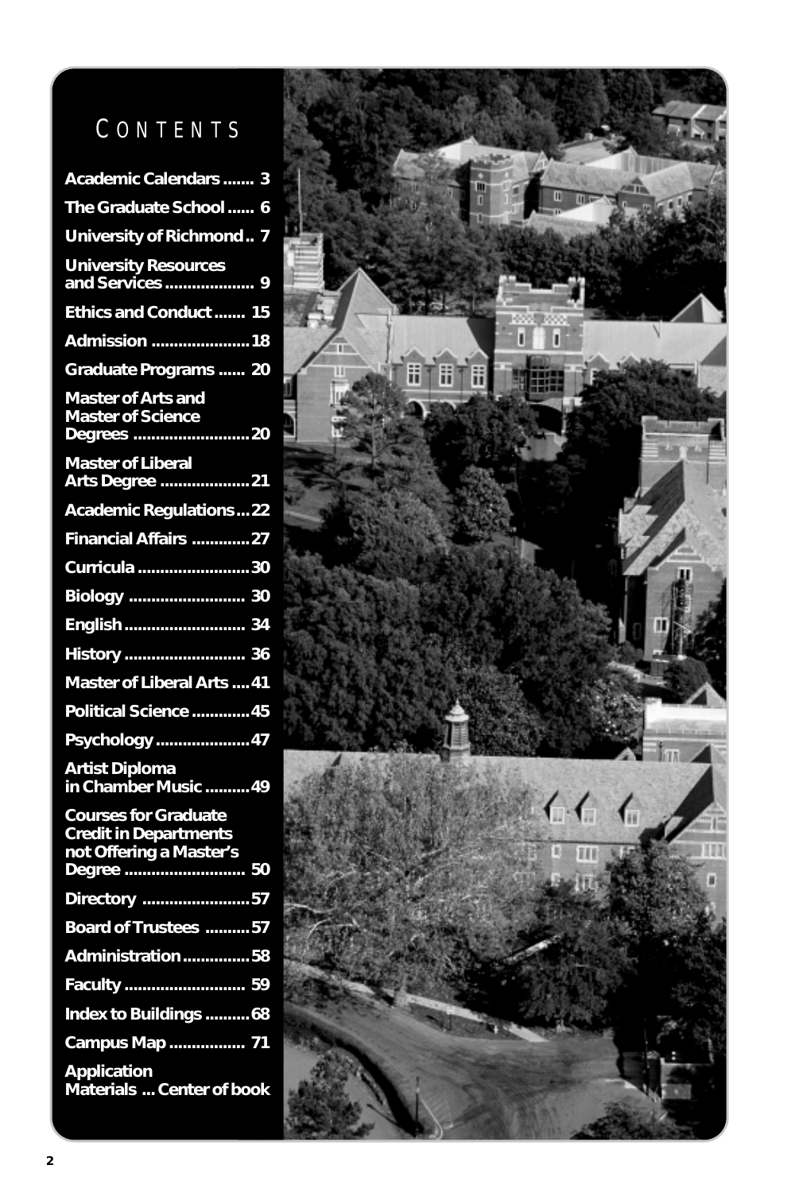# Contents

| | |
|---|---|
| Academic Calendars | 3 |
| The Graduate School | 6 |
| University of Richmond | 7 |
| University Resources and Services | 9 |
| Ethics and Conduct | 15 |
| Admission | 18 |
| Graduate Programs | 20 |
| Master of Arts and Master of Science Degrees | 20 |
| Master of Liberal Arts Degree | 21 |
| Academic Regulations | 22 |
| Financial Affairs | 27 |
| Curricula | 30 |
| Biology | 30 |
| English | 34 |
| History | 36 |
| Master of Liberal Arts | 41 |
| Political Science | 45 |
| Psychology | 47 |
| Artist Diploma in Chamber Music | 49 |
| Courses for Graduate Credit in Departments not Offering a Master's Degree | 50 |
| Directory | 57 |
| Board of Trustees | 57 |
| Administration | 58 |
| Faculty | 59 |
| Index to Buildings | 68 |
| Campus Map | 71 |
| Application Materials | Center of book |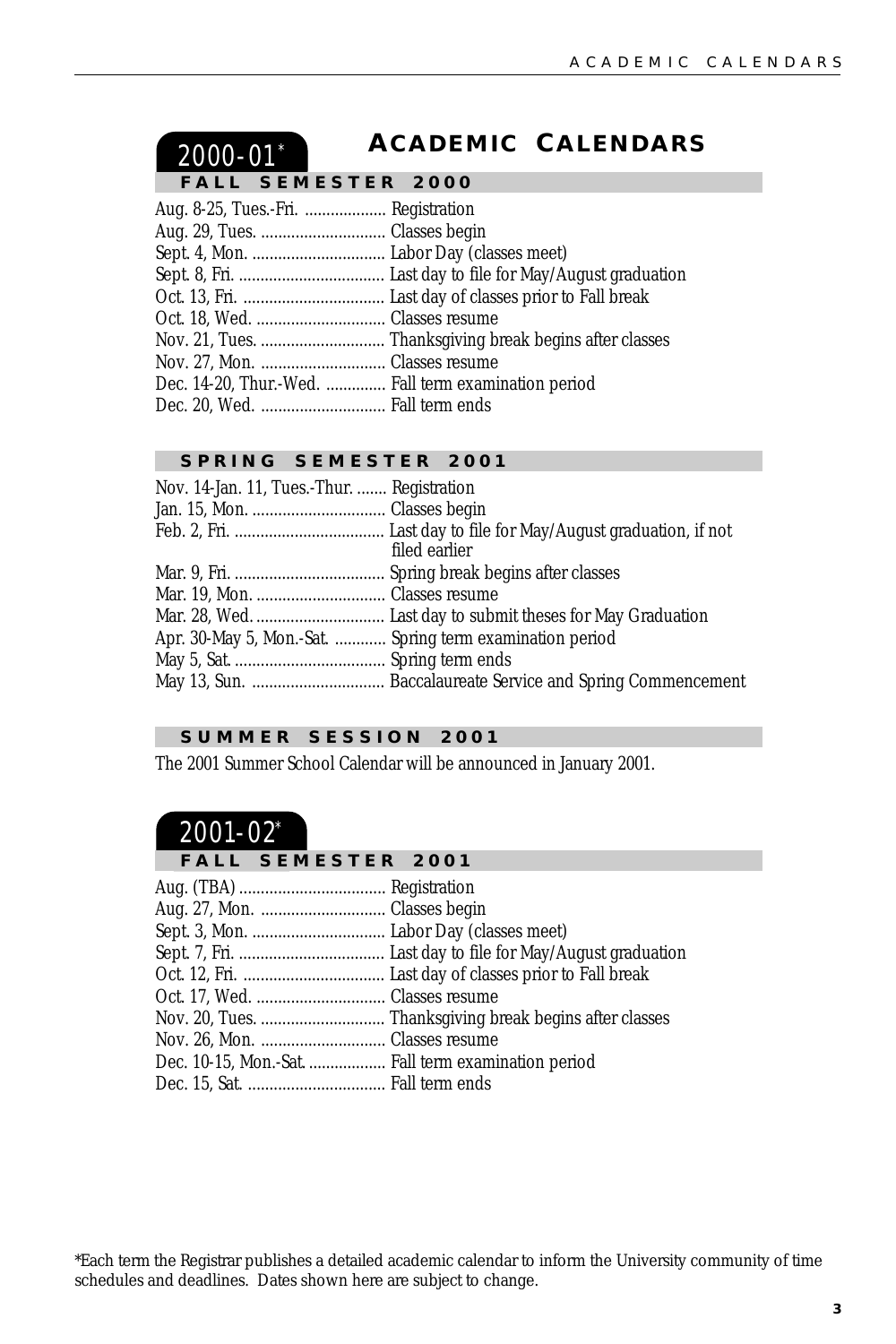# ACADEMIC CALENDARS

## 2000-01*

### FALL SEMESTER 2000

Aug. 8-25, Tues.-Fri. ................... Registration
Aug. 29, Tues. ............................. Classes begin
Sept. 4, Mon. ............................... Labor Day (classes meet)
Sept. 8, Fri. .................................. Last day to file for May/August graduation
Oct. 13, Fri. ................................. Last day of classes prior to Fall break
Oct. 18, Wed. .............................. Classes resume
Nov. 21, Tues. ............................. Thanksgiving break begins after classes
Nov. 27, Mon. ............................. Classes resume
Dec. 14-20, Thur.-Wed. .............. Fall term examination period
Dec. 20, Wed. ............................. Fall term ends

### SPRING SEMESTER 2001

Nov. 14-Jan. 11, Tues.-Thur. ....... Registration
Jan. 15, Mon. ............................... Classes begin
Feb. 2, Fri. ................................... Last day to file for May/August graduation, if not filed earlier
Mar. 9, Fri. ................................... Spring break begins after classes
Mar. 19, Mon. .............................. Classes resume
Mar. 28, Wed. .............................. Last day to submit theses for May Graduation
Apr. 30-May 5, Mon.-Sat. ............ Spring term examination period
May 5, Sat. ................................... Spring term ends
May 13, Sun. ............................... Baccalaureate Service and Spring Commencement

### SUMMER SESSION 2001

The 2001 Summer School Calendar will be announced in January 2001.

## 2001-02*

### FALL SEMESTER 2001

Aug. (TBA) .................................. Registration
Aug. 27, Mon. ............................. Classes begin
Sept. 3, Mon. ............................... Labor Day (classes meet)
Sept. 7, Fri. .................................. Last day to file for May/August graduation
Oct. 12, Fri. ................................. Last day of classes prior to Fall break
Oct. 17, Wed. .............................. Classes resume
Nov. 20, Tues. ............................. Thanksgiving break begins after classes
Nov. 26, Mon. ............................. Classes resume
Dec. 10-15, Mon.-Sat. .................. Fall term examination period
Dec. 15, Sat. ................................ Fall term ends

*Each term the Registrar publishes a detailed academic calendar to inform the University community of time schedules and deadlines. Dates shown here are subject to change.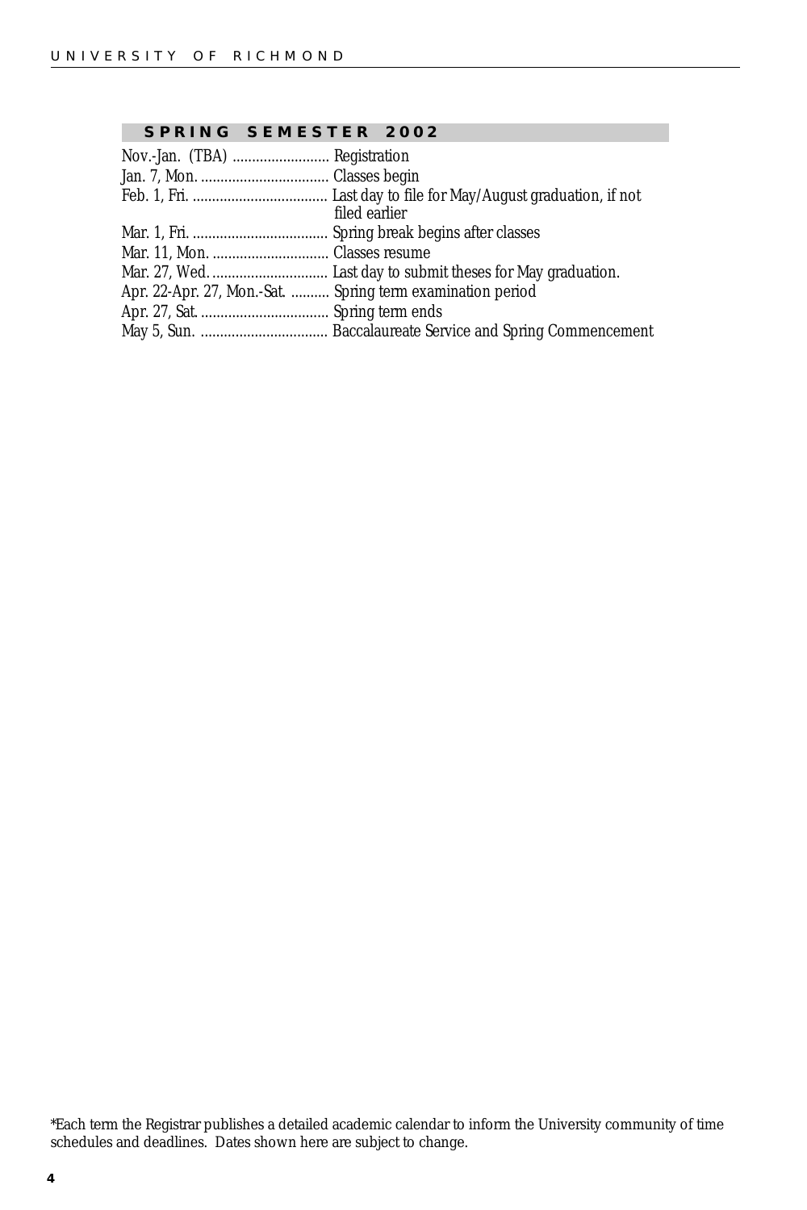## SPRING SEMESTER 2002

| | |
|---|---|
| Nov.-Jan. (TBA) | Registration |
| Jan. 7, Mon. | Classes begin |
| Feb. 1, Fri. | Last day to file for May/August graduation, if not filed earlier |
| Mar. 1, Fri. | Spring break begins after classes |
| Mar. 11, Mon. | Classes resume |
| Mar. 27, Wed. | Last day to submit theses for May graduation. |
| Apr. 22-Apr. 27, Mon.-Sat. | Spring term examination period |
| Apr. 27, Sat. | Spring term ends |
| May 5, Sun. | Baccalaureate Service and Spring Commencement |

*Each term the Registrar publishes a detailed academic calendar to inform the University community of time schedules and deadlines. Dates shown here are subject to change.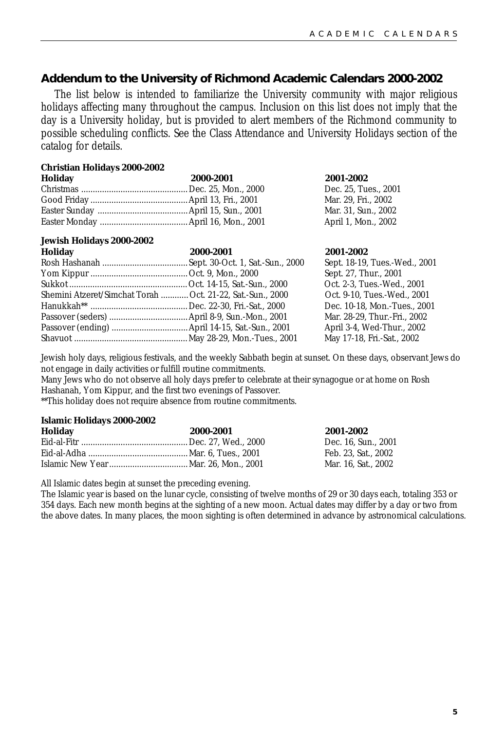## Addendum to the University of Richmond Academic Calendars 2000-2002

The list below is intended to familiarize the University community with major religious holidays affecting many throughout the campus. Inclusion on this list does not imply that the day is a University holiday, but is provided to alert members of the Richmond community to possible scheduling conflicts. See the Class Attendance and University Holidays section of the catalog for details.

### Christian Holidays 2000-2002

| Holiday | 2000-2001 | 2001-2002 |
|---|---|---|
| Christmas | Dec. 25, Mon., 2000 | Dec. 25, Tues., 2001 |
| Good Friday | April 13, Fri., 2001 | Mar. 29, Fri., 2002 |
| Easter Sunday | April 15, Sun., 2001 | Mar. 31, Sun., 2002 |
| Easter Monday | April 16, Mon., 2001 | April 1, Mon., 2002 |

### Jewish Holidays 2000-2002

| Holiday | 2000-2001 | 2001-2002 |
|---|---|---|
| Rosh Hashanah | Sept. 30-Oct. 1, Sat.-Sun., 2000 | Sept. 18-19, Tues.-Wed., 2001 |
| Yom Kippur | Oct. 9, Mon., 2000 | Sept. 27, Thur., 2001 |
| Sukkot | Oct. 14-15, Sat.-Sun., 2000 | Oct. 2-3, Tues.-Wed., 2001 |
| Shemini Atzeret/Simchat Torah | Oct. 21-22, Sat.-Sun., 2000 | Oct. 9-10, Tues.-Wed., 2001 |
| Hanukkah** | Dec. 22-30, Fri.-Sat., 2000 | Dec. 10-18, Mon.-Tues., 2001 |
| Passover (seders) | April 8-9, Sun.-Mon., 2001 | Mar. 28-29, Thur.-Fri., 2002 |
| Passover (ending) | April 14-15, Sat.-Sun., 2001 | April 3-4, Wed-Thur., 2002 |
| Shavuot | May 28-29, Mon.-Tues., 2001 | May 17-18, Fri.-Sat., 2002 |

Jewish holy days, religious festivals, and the weekly Sabbath begin at sunset. On these days, observant Jews do not engage in daily activities or fulfill routine commitments.

Many Jews who do not observe all holy days prefer to celebrate at their synagogue or at home on Rosh Hashanah, Yom Kippur, and the first two evenings of Passover.

**This holiday does not require absence from routine commitments.

### Islamic Holidays 2000-2002

| Holiday | 2000-2001 | 2001-2002 |
|---|---|---|
| Eid-al-Fitr | Dec. 27, Wed., 2000 | Dec. 16, Sun., 2001 |
| Eid-al-Adha | Mar. 6, Tues., 2001 | Feb. 23, Sat., 2002 |
| Islamic New Year | Mar. 26, Mon., 2001 | Mar. 16, Sat., 2002 |

All Islamic dates begin at sunset the preceding evening.

The Islamic year is based on the lunar cycle, consisting of twelve months of 29 or 30 days each, totaling 353 or 354 days. Each new month begins at the sighting of a new moon. Actual dates may differ by a day or two from the above dates. In many places, the moon sighting is often determined in advance by astronomical calculations.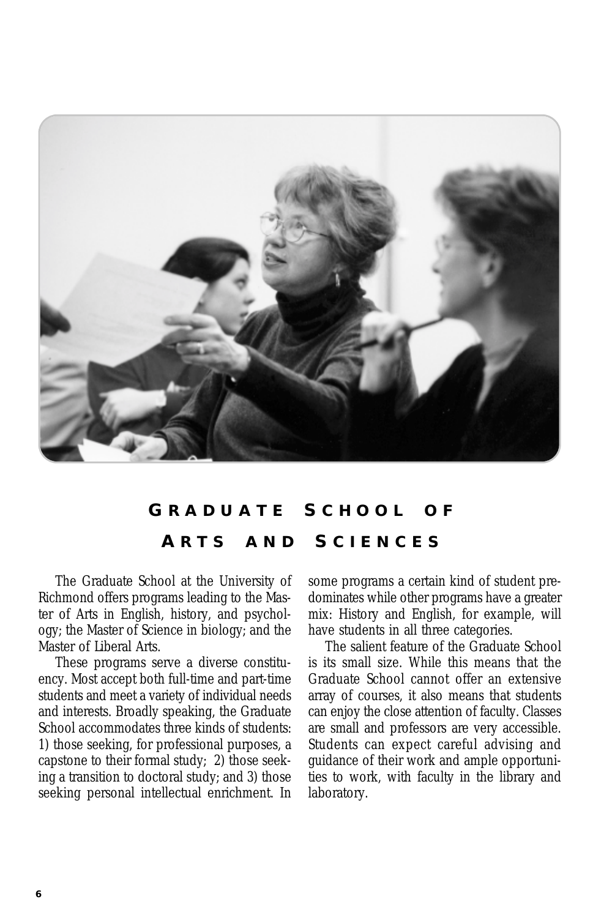# Graduate School of Arts and Sciences

The Graduate School at the University of Richmond offers programs leading to the Master of Arts in English, history, and psychology; the Master of Science in biology; and the Master of Liberal Arts.

These programs serve a diverse constituency. Most accept both full-time and part-time students and meet a variety of individual needs and interests. Broadly speaking, the Graduate School accommodates three kinds of students: 1) those seeking, for professional purposes, a capstone to their formal study; 2) those seeking a transition to doctoral study; and 3) those seeking personal intellectual enrichment. In some programs a certain kind of student predominates while other programs have a greater mix: History and English, for example, will have students in all three categories.

The salient feature of the Graduate School is its small size. While this means that the Graduate School cannot offer an extensive array of courses, it also means that students can enjoy the close attention of faculty. Classes are small and professors are very accessible. Students can expect careful advising and guidance of their work and ample opportunities to work, with faculty in the library and laboratory.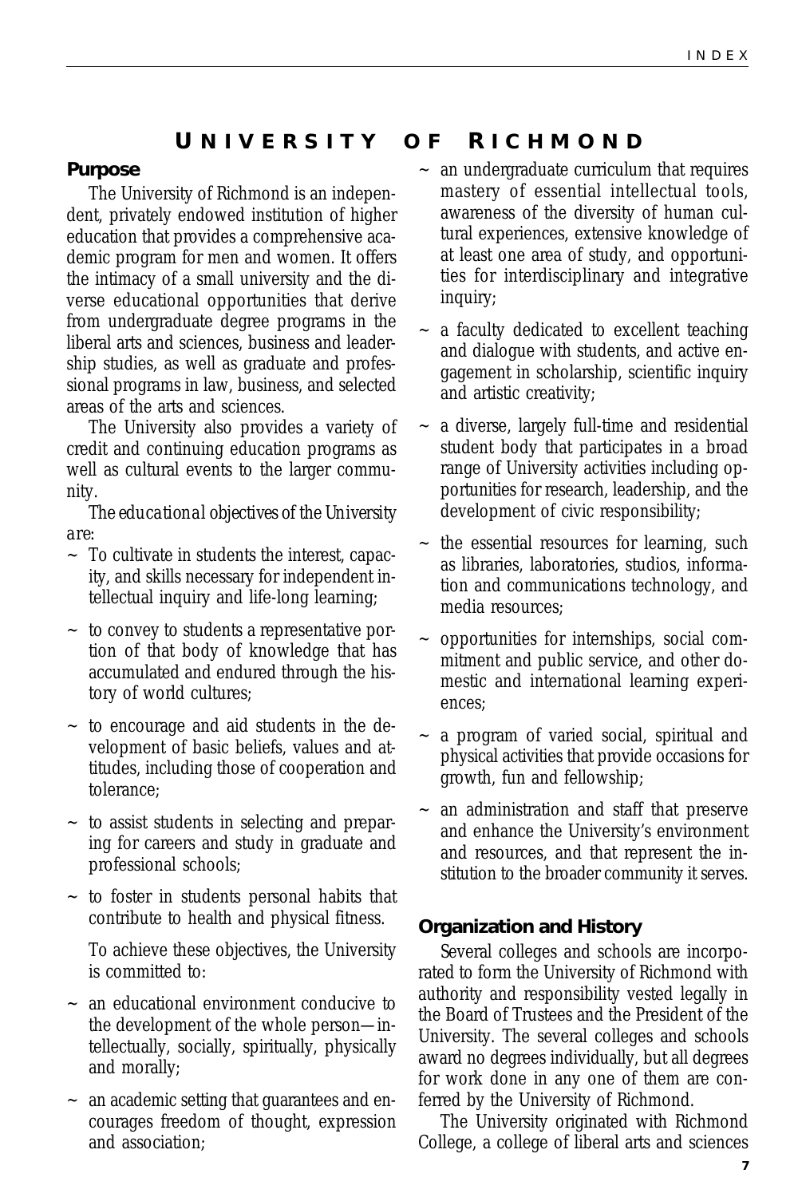# UNIVERSITY OF RICHMOND

## Purpose

The University of Richmond is an independent, privately endowed institution of higher education that provides a comprehensive academic program for men and women. It offers the intimacy of a small university and the diverse educational opportunities that derive from undergraduate degree programs in the liberal arts and sciences, business and leadership studies, as well as graduate and professional programs in law, business, and selected areas of the arts and sciences.

The University also provides a variety of credit and continuing education programs as well as cultural events to the larger community.

*The educational objectives of the University are:*

- To cultivate in students the interest, capacity, and skills necessary for independent intellectual inquiry and life-long learning;
- to convey to students a representative portion of that body of knowledge that has accumulated and endured through the history of world cultures;
- to encourage and aid students in the development of basic beliefs, values and attitudes, including those of cooperation and tolerance;
- to assist students in selecting and preparing for careers and study in graduate and professional schools;
- to foster in students personal habits that contribute to health and physical fitness.

To achieve these objectives, the University is committed to:

- an educational environment conducive to the development of the whole person—intellectually, socially, spiritually, physically and morally;
- an academic setting that guarantees and encourages freedom of thought, expression and association;
- an undergraduate curriculum that requires mastery of essential intellectual tools, awareness of the diversity of human cultural experiences, extensive knowledge of at least one area of study, and opportunities for interdisciplinary and integrative inquiry;
- a faculty dedicated to excellent teaching and dialogue with students, and active engagement in scholarship, scientific inquiry and artistic creativity;
- a diverse, largely full-time and residential student body that participates in a broad range of University activities including opportunities for research, leadership, and the development of civic responsibility;
- the essential resources for learning, such as libraries, laboratories, studios, information and communications technology, and media resources;
- opportunities for internships, social commitment and public service, and other domestic and international learning experiences;
- a program of varied social, spiritual and physical activities that provide occasions for growth, fun and fellowship;
- an administration and staff that preserve and enhance the University's environment and resources, and that represent the institution to the broader community it serves.

## Organization and History

Several colleges and schools are incorporated to form the University of Richmond with authority and responsibility vested legally in the Board of Trustees and the President of the University. The several colleges and schools award no degrees individually, but all degrees for work done in any one of them are conferred by the University of Richmond.

The University originated with Richmond College, a college of liberal arts and sciences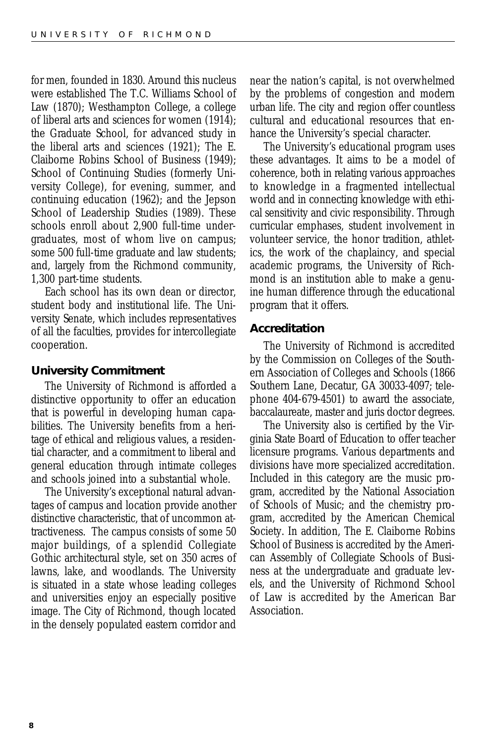for men, founded in 1830. Around this nucleus were established The T.C. Williams School of Law (1870); Westhampton College, a college of liberal arts and sciences for women (1914); the Graduate School, for advanced study in the liberal arts and sciences (1921); The E. Claiborne Robins School of Business (1949); School of Continuing Studies (formerly University College), for evening, summer, and continuing education (1962); and the Jepson School of Leadership Studies (1989). These schools enroll about 2,900 full-time undergraduates, most of whom live on campus; some 500 full-time graduate and law students; and, largely from the Richmond community, 1,300 part-time students.

Each school has its own dean or director, student body and institutional life. The University Senate, which includes representatives of all the faculties, provides for intercollegiate cooperation.

## University Commitment

The University of Richmond is afforded a distinctive opportunity to offer an education that is powerful in developing human capabilities. The University benefits from a heritage of ethical and religious values, a residential character, and a commitment to liberal and general education through intimate colleges and schools joined into a substantial whole.

The University's exceptional natural advantages of campus and location provide another distinctive characteristic, that of uncommon attractiveness. The campus consists of some 50 major buildings, of a splendid Collegiate Gothic architectural style, set on 350 acres of lawns, lake, and woodlands. The University is situated in a state whose leading colleges and universities enjoy an especially positive image. The City of Richmond, though located in the densely populated eastern corridor and near the nation's capital, is not overwhelmed by the problems of congestion and modern urban life. The city and region offer countless cultural and educational resources that enhance the University's special character.

The University's educational program uses these advantages. It aims to be a model of coherence, both in relating various approaches to knowledge in a fragmented intellectual world and in connecting knowledge with ethical sensitivity and civic responsibility. Through curricular emphases, student involvement in volunteer service, the honor tradition, athletics, the work of the chaplaincy, and special academic programs, the University of Richmond is an institution able to make a genuine human difference through the educational program that it offers.

## Accreditation

The University of Richmond is accredited by the Commission on Colleges of the Southern Association of Colleges and Schools (1866 Southern Lane, Decatur, GA 30033-4097; telephone 404-679-4501) to award the associate, baccalaureate, master and juris doctor degrees.

The University also is certified by the Virginia State Board of Education to offer teacher licensure programs. Various departments and divisions have more specialized accreditation. Included in this category are the music program, accredited by the National Association of Schools of Music; and the chemistry program, accredited by the American Chemical Society. In addition, The E. Claiborne Robins School of Business is accredited by the American Assembly of Collegiate Schools of Business at the undergraduate and graduate levels, and the University of Richmond School of Law is accredited by the American Bar Association.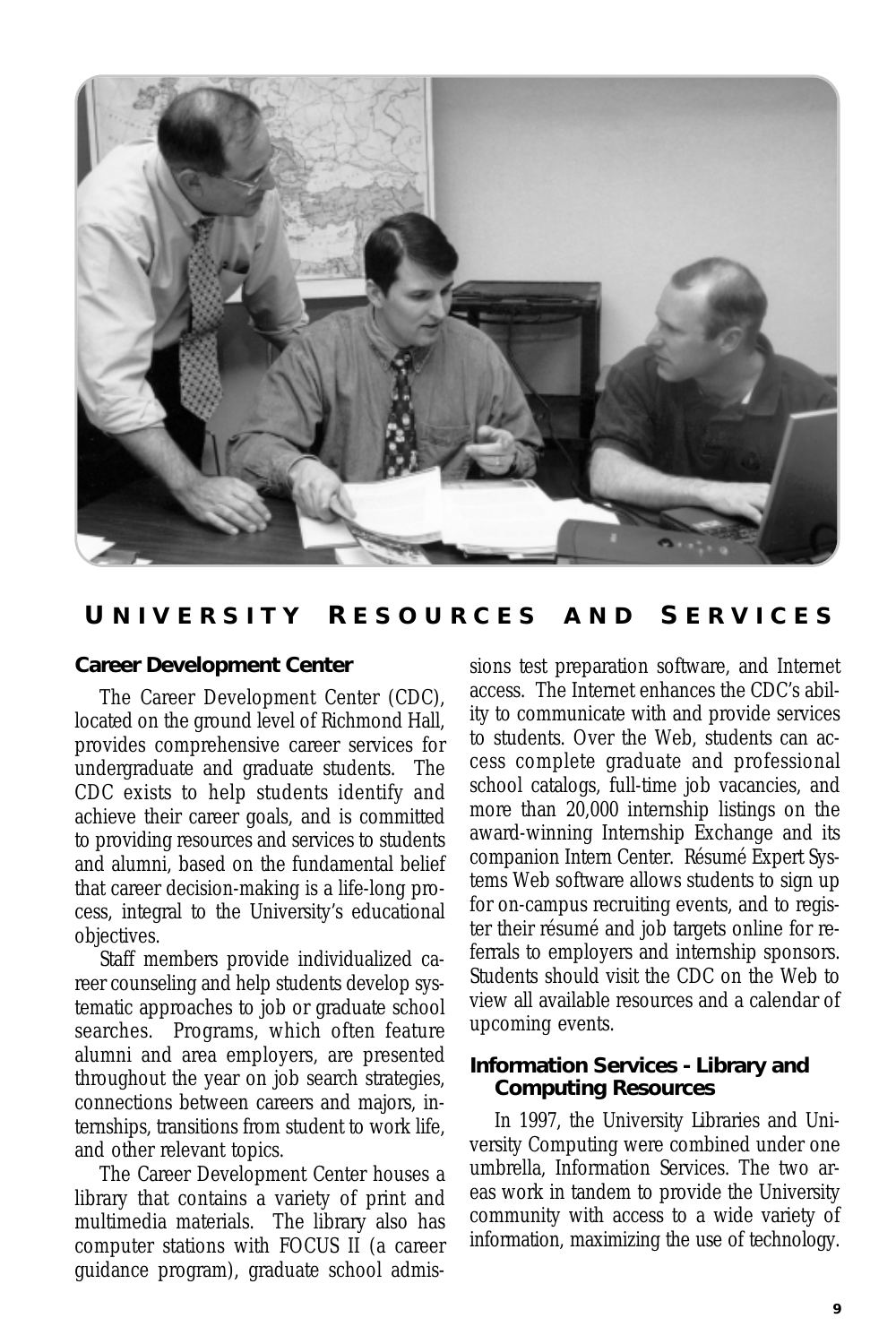## University Resources and Services

### Career Development Center

The Career Development Center (CDC), located on the ground level of Richmond Hall, provides comprehensive career services for undergraduate and graduate students. The CDC exists to help students identify and achieve their career goals, and is committed to providing resources and services to students and alumni, based on the fundamental belief that career decision-making is a life-long process, integral to the University's educational objectives.

Staff members provide individualized career counseling and help students develop systematic approaches to job or graduate school searches. Programs, which often feature alumni and area employers, are presented throughout the year on job search strategies, connections between careers and majors, internships, transitions from student to work life, and other relevant topics.

The Career Development Center houses a library that contains a variety of print and multimedia materials. The library also has computer stations with FOCUS II (a career guidance program), graduate school admissions test preparation software, and Internet access. The Internet enhances the CDC's ability to communicate with and provide services to students. Over the Web, students can access complete graduate and professional school catalogs, full-time job vacancies, and more than 20,000 internship listings on the award-winning Internship Exchange and its companion Intern Center. Résumé Expert Systems Web software allows students to sign up for on-campus recruiting events, and to register their résumé and job targets online for referrals to employers and internship sponsors. Students should visit the CDC on the Web to view all available resources and a calendar of upcoming events.

### Information Services - Library and Computing Resources

In 1997, the University Libraries and University Computing were combined under one umbrella, Information Services. The two areas work in tandem to provide the University community with access to a wide variety of information, maximizing the use of technology.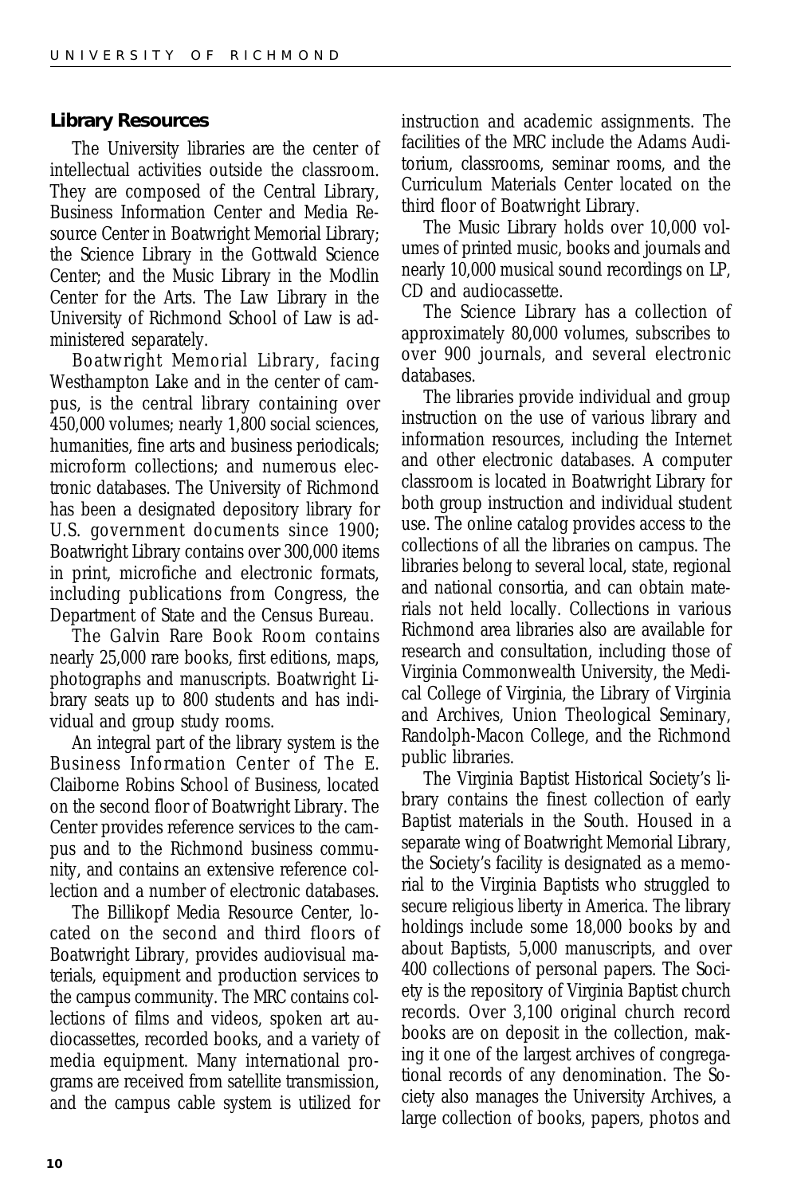## Library Resources

The University libraries are the center of intellectual activities outside the classroom. They are composed of the Central Library, Business Information Center and Media Resource Center in Boatwright Memorial Library; the Science Library in the Gottwald Science Center; and the Music Library in the Modlin Center for the Arts. The Law Library in the University of Richmond School of Law is administered separately.

Boatwright Memorial Library, facing Westhampton Lake and in the center of campus, is the central library containing over 450,000 volumes; nearly 1,800 social sciences, humanities, fine arts and business periodicals; microform collections; and numerous electronic databases. The University of Richmond has been a designated depository library for U.S. government documents since 1900; Boatwright Library contains over 300,000 items in print, microfiche and electronic formats, including publications from Congress, the Department of State and the Census Bureau.

The Galvin Rare Book Room contains nearly 25,000 rare books, first editions, maps, photographs and manuscripts. Boatwright Library seats up to 800 students and has individual and group study rooms.

An integral part of the library system is the Business Information Center of The E. Claiborne Robins School of Business, located on the second floor of Boatwright Library. The Center provides reference services to the campus and to the Richmond business community, and contains an extensive reference collection and a number of electronic databases.

The Billikopf Media Resource Center, located on the second and third floors of Boatwright Library, provides audiovisual materials, equipment and production services to the campus community. The MRC contains collections of films and videos, spoken art audiocassettes, recorded books, and a variety of media equipment. Many international programs are received from satellite transmission, and the campus cable system is utilized for instruction and academic assignments. The facilities of the MRC include the Adams Auditorium, classrooms, seminar rooms, and the Curriculum Materials Center located on the third floor of Boatwright Library.

The Music Library holds over 10,000 volumes of printed music, books and journals and nearly 10,000 musical sound recordings on LP, CD and audiocassette.

The Science Library has a collection of approximately 80,000 volumes, subscribes to over 900 journals, and several electronic databases.

The libraries provide individual and group instruction on the use of various library and information resources, including the Internet and other electronic databases. A computer classroom is located in Boatwright Library for both group instruction and individual student use. The online catalog provides access to the collections of all the libraries on campus. The libraries belong to several local, state, regional and national consortia, and can obtain materials not held locally. Collections in various Richmond area libraries also are available for research and consultation, including those of Virginia Commonwealth University, the Medical College of Virginia, the Library of Virginia and Archives, Union Theological Seminary, Randolph-Macon College, and the Richmond public libraries.

The Virginia Baptist Historical Society's library contains the finest collection of early Baptist materials in the South. Housed in a separate wing of Boatwright Memorial Library, the Society's facility is designated as a memorial to the Virginia Baptists who struggled to secure religious liberty in America. The library holdings include some 18,000 books by and about Baptists, 5,000 manuscripts, and over 400 collections of personal papers. The Society is the repository of Virginia Baptist church records. Over 3,100 original church record books are on deposit in the collection, making it one of the largest archives of congregational records of any denomination. The Society also manages the University Archives, a large collection of books, papers, photos and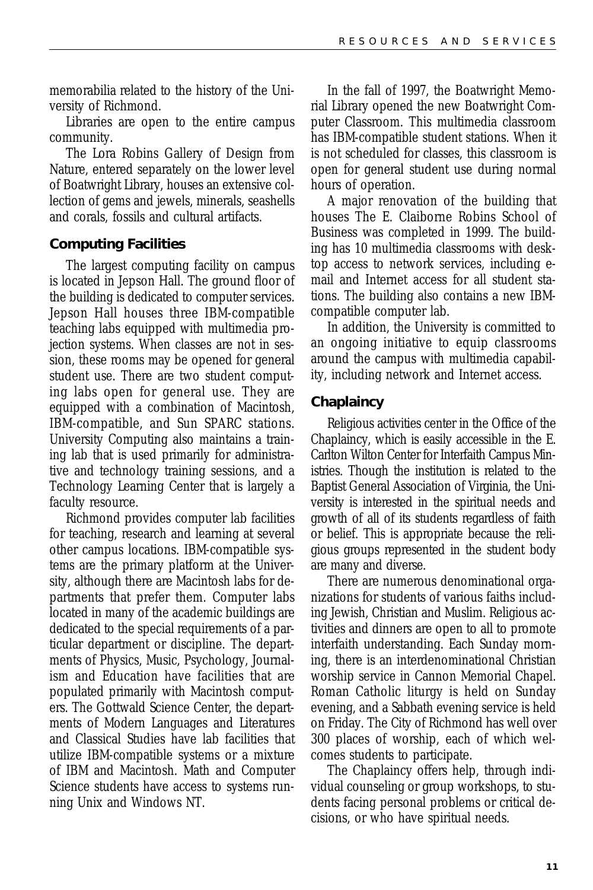memorabilia related to the history of the University of Richmond.

Libraries are open to the entire campus community.

The Lora Robins Gallery of Design from Nature, entered separately on the lower level of Boatwright Library, houses an extensive collection of gems and jewels, minerals, seashells and corals, fossils and cultural artifacts.

### Computing Facilities

The largest computing facility on campus is located in Jepson Hall. The ground floor of the building is dedicated to computer services. Jepson Hall houses three IBM-compatible teaching labs equipped with multimedia projection systems. When classes are not in session, these rooms may be opened for general student use. There are two student computing labs open for general use. They are equipped with a combination of Macintosh, IBM-compatible, and Sun SPARC stations. University Computing also maintains a training lab that is used primarily for administrative and technology training sessions, and a Technology Learning Center that is largely a faculty resource.

Richmond provides computer lab facilities for teaching, research and learning at several other campus locations. IBM-compatible systems are the primary platform at the University, although there are Macintosh labs for departments that prefer them. Computer labs located in many of the academic buildings are dedicated to the special requirements of a particular department or discipline. The departments of Physics, Music, Psychology, Journalism and Education have facilities that are populated primarily with Macintosh computers. The Gottwald Science Center, the departments of Modern Languages and Literatures and Classical Studies have lab facilities that utilize IBM-compatible systems or a mixture of IBM and Macintosh. Math and Computer Science students have access to systems running Unix and Windows NT.

In the fall of 1997, the Boatwright Memorial Library opened the new Boatwright Computer Classroom. This multimedia classroom has IBM-compatible student stations. When it is not scheduled for classes, this classroom is open for general student use during normal hours of operation.

A major renovation of the building that houses The E. Claiborne Robins School of Business was completed in 1999. The building has 10 multimedia classrooms with desktop access to network services, including e-mail and Internet access for all student stations. The building also contains a new IBM-compatible computer lab.

In addition, the University is committed to an ongoing initiative to equip classrooms around the campus with multimedia capability, including network and Internet access.

### Chaplaincy

Religious activities center in the Office of the Chaplaincy, which is easily accessible in the E. Carlton Wilton Center for Interfaith Campus Ministries. Though the institution is related to the Baptist General Association of Virginia, the University is interested in the spiritual needs and growth of all of its students regardless of faith or belief. This is appropriate because the religious groups represented in the student body are many and diverse.

There are numerous denominational organizations for students of various faiths including Jewish, Christian and Muslim. Religious activities and dinners are open to all to promote interfaith understanding. Each Sunday morning, there is an interdenominational Christian worship service in Cannon Memorial Chapel. Roman Catholic liturgy is held on Sunday evening, and a Sabbath evening service is held on Friday. The City of Richmond has well over 300 places of worship, each of which welcomes students to participate.

The Chaplaincy offers help, through individual counseling or group workshops, to students facing personal problems or critical decisions, or who have spiritual needs.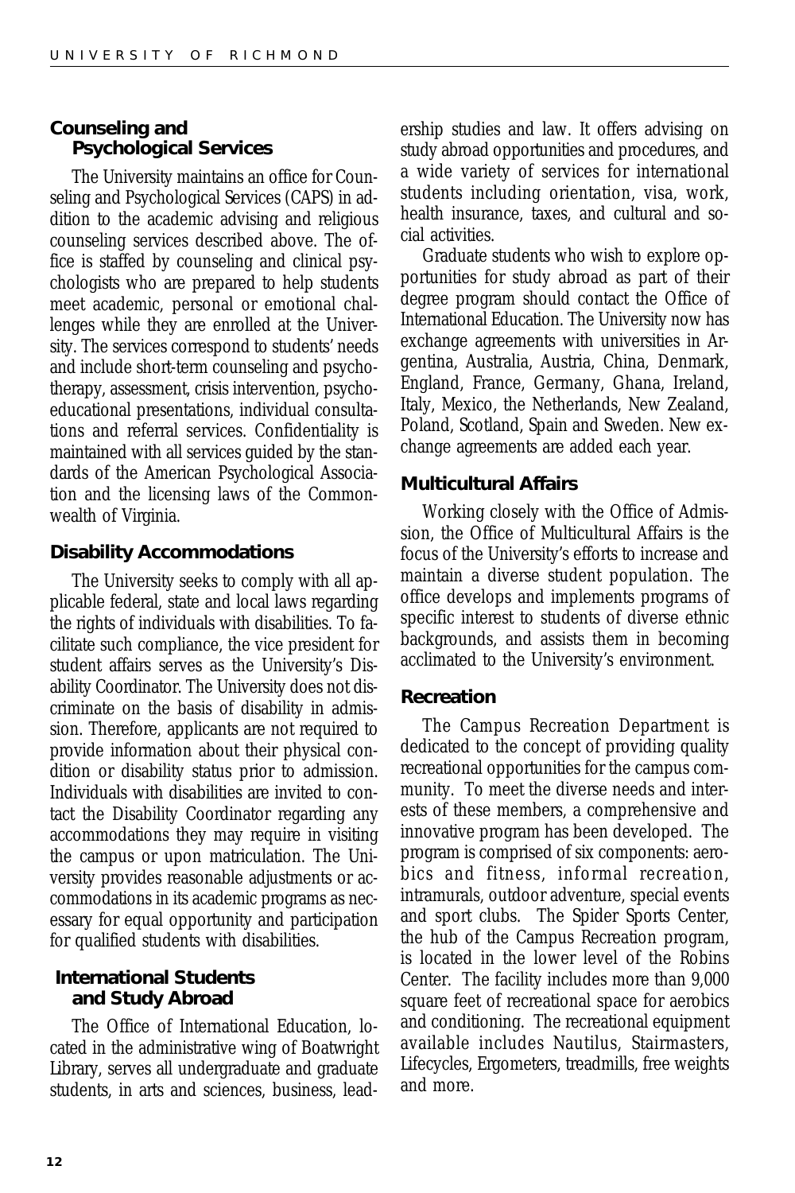### Counseling and Psychological Services

The University maintains an office for Counseling and Psychological Services (CAPS) in addition to the academic advising and religious counseling services described above. The office is staffed by counseling and clinical psychologists who are prepared to help students meet academic, personal or emotional challenges while they are enrolled at the University. The services correspond to students' needs and include short-term counseling and psychotherapy, assessment, crisis intervention, psychoeducational presentations, individual consultations and referral services. Confidentiality is maintained with all services guided by the standards of the American Psychological Association and the licensing laws of the Commonwealth of Virginia.

### Disability Accommodations

The University seeks to comply with all applicable federal, state and local laws regarding the rights of individuals with disabilities. To facilitate such compliance, the vice president for student affairs serves as the University's Disability Coordinator. The University does not discriminate on the basis of disability in admission. Therefore, applicants are not required to provide information about their physical condition or disability status prior to admission. Individuals with disabilities are invited to contact the Disability Coordinator regarding any accommodations they may require in visiting the campus or upon matriculation. The University provides reasonable adjustments or accommodations in its academic programs as necessary for equal opportunity and participation for qualified students with disabilities.

### International Students and Study Abroad

The Office of International Education, located in the administrative wing of Boatwright Library, serves all undergraduate and graduate students, in arts and sciences, business, leadership studies and law. It offers advising on study abroad opportunities and procedures, and a wide variety of services for international students including orientation, visa, work, health insurance, taxes, and cultural and social activities.

Graduate students who wish to explore opportunities for study abroad as part of their degree program should contact the Office of International Education. The University now has exchange agreements with universities in Argentina, Australia, Austria, China, Denmark, England, France, Germany, Ghana, Ireland, Italy, Mexico, the Netherlands, New Zealand, Poland, Scotland, Spain and Sweden. New exchange agreements are added each year.

### Multicultural Affairs

Working closely with the Office of Admission, the Office of Multicultural Affairs is the focus of the University's efforts to increase and maintain a diverse student population. The office develops and implements programs of specific interest to students of diverse ethnic backgrounds, and assists them in becoming acclimated to the University's environment.

### Recreation

The Campus Recreation Department is dedicated to the concept of providing quality recreational opportunities for the campus community. To meet the diverse needs and interests of these members, a comprehensive and innovative program has been developed. The program is comprised of six components: aerobics and fitness, informal recreation, intramurals, outdoor adventure, special events and sport clubs. The Spider Sports Center, the hub of the Campus Recreation program, is located in the lower level of the Robins Center. The facility includes more than 9,000 square feet of recreational space for aerobics and conditioning. The recreational equipment available includes Nautilus, Stairmasters, Lifecycles, Ergometers, treadmills, free weights and more.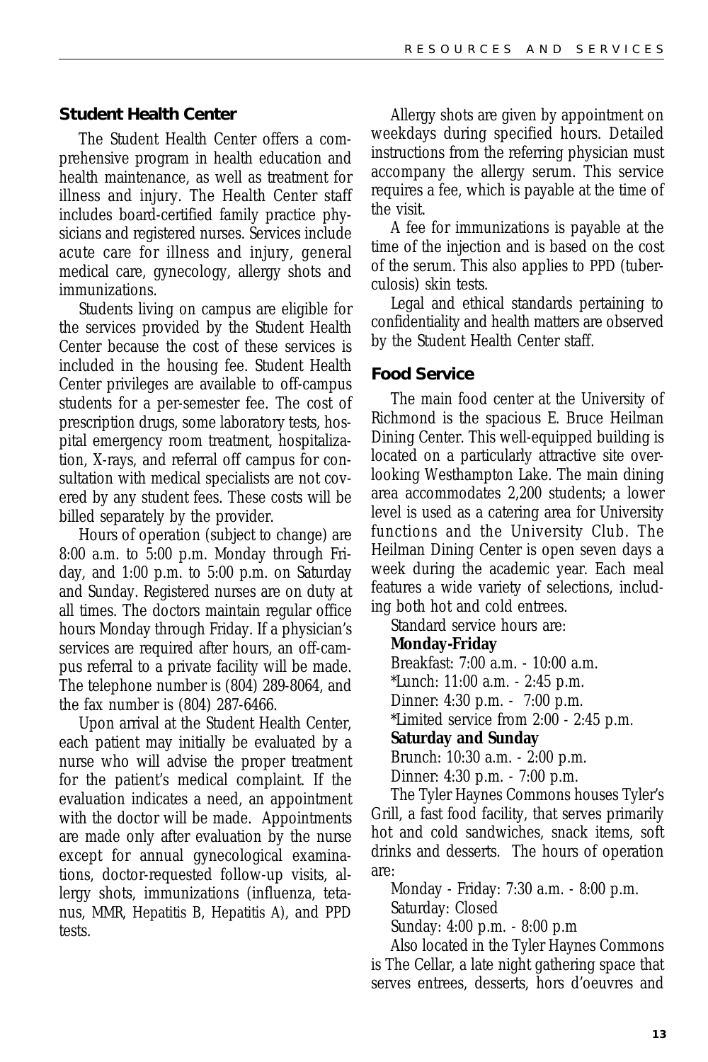## Student Health Center

The Student Health Center offers a comprehensive program in health education and health maintenance, as well as treatment for illness and injury. The Health Center staff includes board-certified family practice physicians and registered nurses. Services include acute care for illness and injury, general medical care, gynecology, allergy shots and immunizations.

Students living on campus are eligible for the services provided by the Student Health Center because the cost of these services is included in the housing fee. Student Health Center privileges are available to off-campus students for a per-semester fee. The cost of prescription drugs, some laboratory tests, hospital emergency room treatment, hospitalization, X-rays, and referral off campus for consultation with medical specialists are not covered by any student fees. These costs will be billed separately by the provider.

Hours of operation (subject to change) are 8:00 a.m. to 5:00 p.m. Monday through Friday, and 1:00 p.m. to 5:00 p.m. on Saturday and Sunday. Registered nurses are on duty at all times. The doctors maintain regular office hours Monday through Friday. If a physician's services are required after hours, an off-campus referral to a private facility will be made. The telephone number is (804) 289-8064, and the fax number is (804) 287-6466.

Upon arrival at the Student Health Center, each patient may initially be evaluated by a nurse who will advise the proper treatment for the patient's medical complaint. If the evaluation indicates a need, an appointment with the doctor will be made. Appointments are made only after evaluation by the nurse except for annual gynecological examinations, doctor-requested follow-up visits, allergy shots, immunizations (influenza, tetanus, MMR, Hepatitis B, Hepatitis A), and PPD tests.

Allergy shots are given by appointment on weekdays during specified hours. Detailed instructions from the referring physician must accompany the allergy serum. This service requires a fee, which is payable at the time of the visit.

A fee for immunizations is payable at the time of the injection and is based on the cost of the serum. This also applies to PPD (tuberculosis) skin tests.

Legal and ethical standards pertaining to confidentiality and health matters are observed by the Student Health Center staff.

## Food Service

The main food center at the University of Richmond is the spacious E. Bruce Heilman Dining Center. This well-equipped building is located on a particularly attractive site overlooking Westhampton Lake. The main dining area accommodates 2,200 students; a lower level is used as a catering area for University functions and the University Club. The Heilman Dining Center is open seven days a week during the academic year. Each meal features a wide variety of selections, including both hot and cold entrees.

Standard service hours are:

**Monday-Friday**

Breakfast: 7:00 a.m. - 10:00 a.m.
*Lunch: 11:00 a.m. - 2:45 p.m.
Dinner: 4:30 p.m. - 7:00 p.m.
*Limited service from 2:00 - 2:45 p.m.

**Saturday and Sunday**

Brunch: 10:30 a.m. - 2:00 p.m.
Dinner: 4:30 p.m. - 7:00 p.m.

The Tyler Haynes Commons houses Tyler's Grill, a fast food facility, that serves primarily hot and cold sandwiches, snack items, soft drinks and desserts. The hours of operation are:

Monday - Friday: 7:30 a.m. - 8:00 p.m.
Saturday: Closed
Sunday: 4:00 p.m. - 8:00 p.m

Also located in the Tyler Haynes Commons is The Cellar, a late night gathering space that serves entrees, desserts, hors d'oeuvres and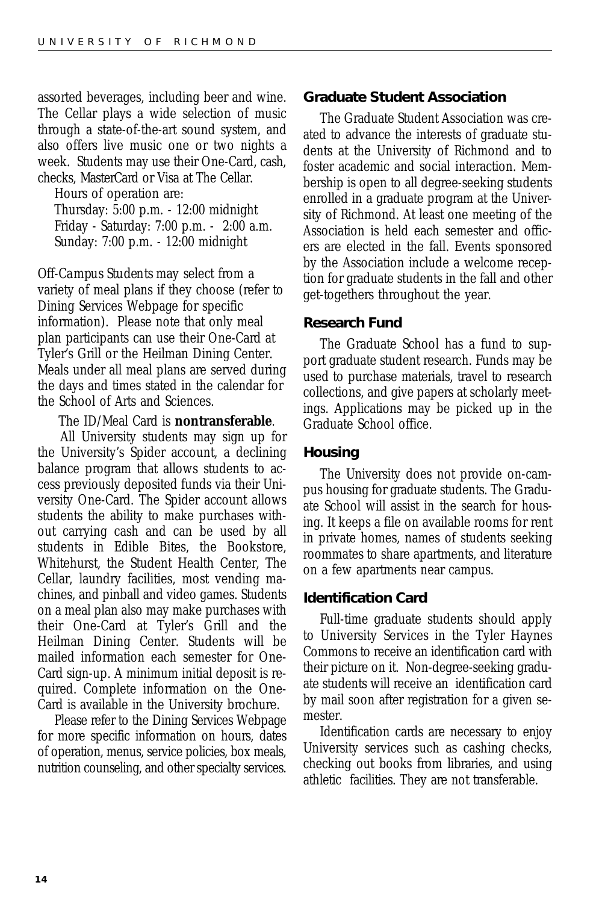assorted beverages, including beer and wine. The Cellar plays a wide selection of music through a state-of-the-art sound system, and also offers live music one or two nights a week. Students may use their One-Card, cash, checks, MasterCard or Visa at The Cellar.

Hours of operation are:
Thursday: 5:00 p.m. - 12:00 midnight
Friday - Saturday: 7:00 p.m. - 2:00 a.m.
Sunday: 7:00 p.m. - 12:00 midnight

*Off-Campus Students* may select from a variety of meal plans if they choose (refer to Dining Services Webpage for specific information). Please note that only meal plan participants can use their One-Card at Tyler's Grill or the Heilman Dining Center. Meals under all meal plans are served during the days and times stated in the calendar for the School of Arts and Sciences.

The ID/Meal Card is **nontransferable**.

All University students may sign up for the University's Spider account, a declining balance program that allows students to access previously deposited funds via their University One-Card. The Spider account allows students the ability to make purchases without carrying cash and can be used by all students in Edible Bites, the Bookstore, Whitehurst, the Student Health Center, The Cellar, laundry facilities, most vending machines, and pinball and video games. Students on a meal plan also may make purchases with their One-Card at Tyler's Grill and the Heilman Dining Center. Students will be mailed information each semester for One-Card sign-up. A minimum initial deposit is required. Complete information on the One-Card is available in the University brochure.

Please refer to the Dining Services Webpage for more specific information on hours, dates of operation, menus, service policies, box meals, nutrition counseling, and other specialty services.

## Graduate Student Association

The Graduate Student Association was created to advance the interests of graduate students at the University of Richmond and to foster academic and social interaction. Membership is open to all degree-seeking students enrolled in a graduate program at the University of Richmond. At least one meeting of the Association is held each semester and officers are elected in the fall. Events sponsored by the Association include a welcome reception for graduate students in the fall and other get-togethers throughout the year.

## Research Fund

The Graduate School has a fund to support graduate student research. Funds may be used to purchase materials, travel to research collections, and give papers at scholarly meetings. Applications may be picked up in the Graduate School office.

## Housing

The University does not provide on-campus housing for graduate students. The Graduate School will assist in the search for housing. It keeps a file on available rooms for rent in private homes, names of students seeking roommates to share apartments, and literature on a few apartments near campus.

## Identification Card

Full-time graduate students should apply to University Services in the Tyler Haynes Commons to receive an identification card with their picture on it. Non-degree-seeking graduate students will receive an identification card by mail soon after registration for a given semester.

Identification cards are necessary to enjoy University services such as cashing checks, checking out books from libraries, and using athletic facilities. They are not transferable.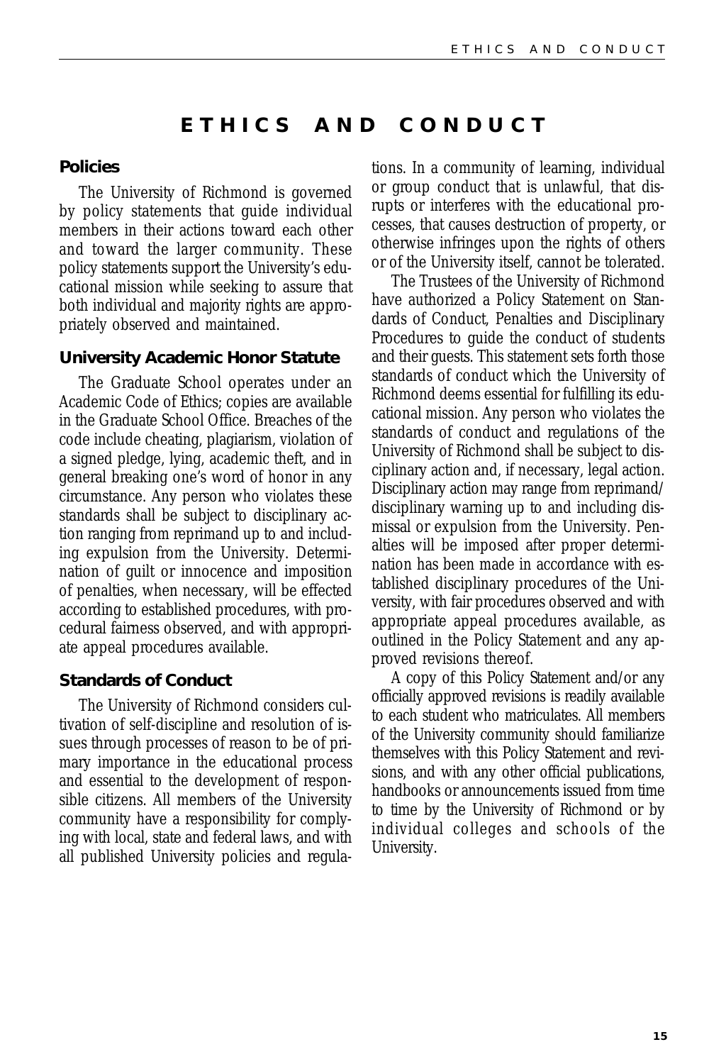# ETHICS AND CONDUCT

## Policies

The University of Richmond is governed by policy statements that guide individual members in their actions toward each other and toward the larger community. These policy statements support the University's educational mission while seeking to assure that both individual and majority rights are appropriately observed and maintained.

## University Academic Honor Statute

The Graduate School operates under an Academic Code of Ethics; copies are available in the Graduate School Office. Breaches of the code include cheating, plagiarism, violation of a signed pledge, lying, academic theft, and in general breaking one's word of honor in any circumstance. Any person who violates these standards shall be subject to disciplinary action ranging from reprimand up to and including expulsion from the University. Determination of guilt or innocence and imposition of penalties, when necessary, will be effected according to established procedures, with procedural fairness observed, and with appropriate appeal procedures available.

## Standards of Conduct

The University of Richmond considers cultivation of self-discipline and resolution of issues through processes of reason to be of primary importance in the educational process and essential to the development of responsible citizens. All members of the University community have a responsibility for complying with local, state and federal laws, and with all published University policies and regulations. In a community of learning, individual or group conduct that is unlawful, that disrupts or interferes with the educational processes, that causes destruction of property, or otherwise infringes upon the rights of others or of the University itself, cannot be tolerated.

The Trustees of the University of Richmond have authorized a Policy Statement on Standards of Conduct, Penalties and Disciplinary Procedures to guide the conduct of students and their guests. This statement sets forth those standards of conduct which the University of Richmond deems essential for fulfilling its educational mission. Any person who violates the standards of conduct and regulations of the University of Richmond shall be subject to disciplinary action and, if necessary, legal action. Disciplinary action may range from reprimand/disciplinary warning up to and including dismissal or expulsion from the University. Penalties will be imposed after proper determination has been made in accordance with established disciplinary procedures of the University, with fair procedures observed and with appropriate appeal procedures available, as outlined in the Policy Statement and any approved revisions thereof.

A copy of this Policy Statement and/or any officially approved revisions is readily available to each student who matriculates. All members of the University community should familiarize themselves with this Policy Statement and revisions, and with any other official publications, handbooks or announcements issued from time to time by the University of Richmond or by individual colleges and schools of the University.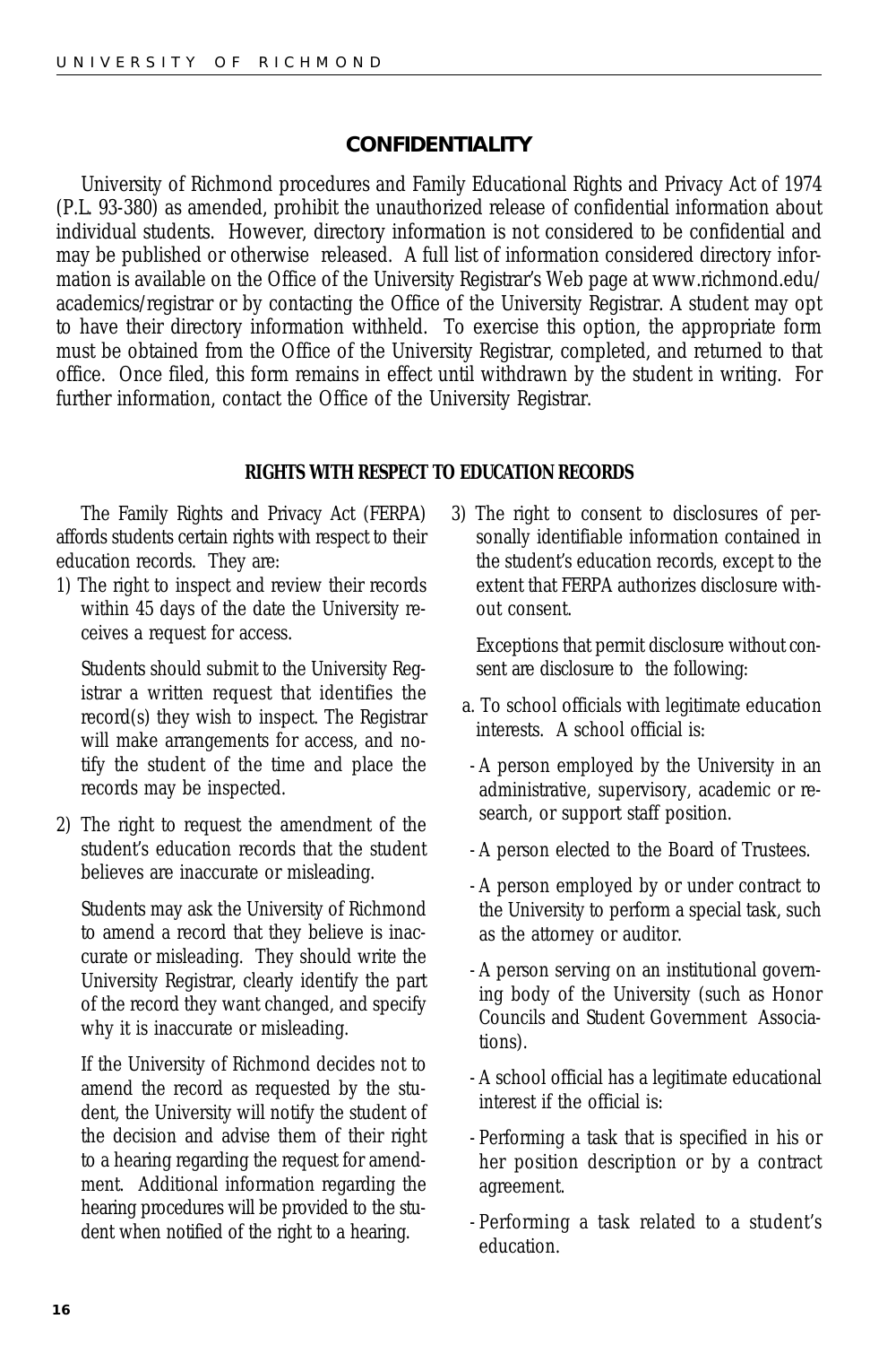## CONFIDENTIALITY

University of Richmond procedures and Family Educational Rights and Privacy Act of 1974 (P.L. 93-380) as amended, prohibit the unauthorized release of confidential information about individual students. However, directory information is not considered to be confidential and may be published or otherwise released. A full list of information considered directory information is available on the Office of the University Registrar's Web page at www.richmond.edu/academics/registrar or by contacting the Office of the University Registrar. A student may opt to have their directory information withheld. To exercise this option, the appropriate form must be obtained from the Office of the University Registrar, completed, and returned to that office. Once filed, this form remains in effect until withdrawn by the student in writing. For further information, contact the Office of the University Registrar.

### RIGHTS WITH RESPECT TO EDUCATION RECORDS

The Family Rights and Privacy Act (FERPA) affords students certain rights with respect to their education records. They are:

1) The right to inspect and review their records within 45 days of the date the University receives a request for access.

   Students should submit to the University Registrar a written request that identifies the record(s) they wish to inspect. The Registrar will make arrangements for access, and notify the student of the time and place the records may be inspected.

2) The right to request the amendment of the student's education records that the student believes are inaccurate or misleading.

   Students may ask the University of Richmond to amend a record that they believe is inaccurate or misleading. They should write the University Registrar, clearly identify the part of the record they want changed, and specify why it is inaccurate or misleading.

   If the University of Richmond decides not to amend the record as requested by the student, the University will notify the student of the decision and advise them of their right to a hearing regarding the request for amendment. Additional information regarding the hearing procedures will be provided to the student when notified of the right to a hearing.

3) The right to consent to disclosures of personally identifiable information contained in the student's education records, except to the extent that FERPA authorizes disclosure without consent.

   Exceptions that permit disclosure without consent are disclosure to the following:

   a. To school officials with legitimate education interests. A school official is:

   - A person employed by the University in an administrative, supervisory, academic or research, or support staff position.
   - A person elected to the Board of Trustees.
   - A person employed by or under contract to the University to perform a special task, such as the attorney or auditor.
   - A person serving on an institutional governing body of the University (such as Honor Councils and Student Government Associations).
   - A school official has a legitimate educational interest if the official is:
   - Performing a task that is specified in his or her position description or by a contract agreement.
   - Performing a task related to a student's education.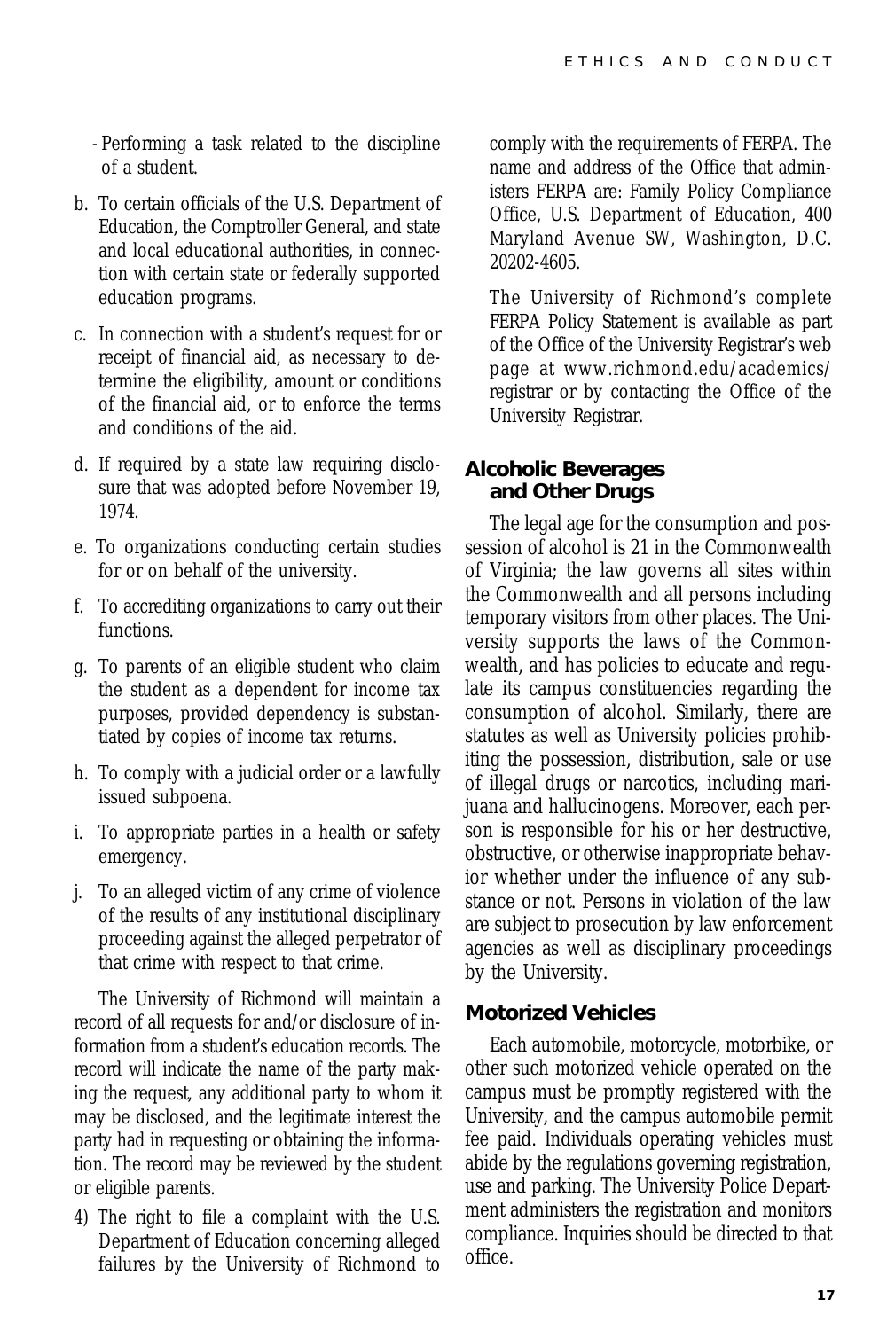- Performing a task related to the discipline of a student.

b. To certain officials of the U.S. Department of Education, the Comptroller General, and state and local educational authorities, in connection with certain state or federally supported education programs.

c. In connection with a student's request for or receipt of financial aid, as necessary to determine the eligibility, amount or conditions of the financial aid, or to enforce the terms and conditions of the aid.

d. If required by a state law requiring disclosure that was adopted before November 19, 1974.

e. To organizations conducting certain studies for or on behalf of the university.

f. To accrediting organizations to carry out their functions.

g. To parents of an eligible student who claim the student as a dependent for income tax purposes, provided dependency is substantiated by copies of income tax returns.

h. To comply with a judicial order or a lawfully issued subpoena.

i. To appropriate parties in a health or safety emergency.

j. To an alleged victim of any crime of violence of the results of any institutional disciplinary proceeding against the alleged perpetrator of that crime with respect to that crime.

The University of Richmond will maintain a record of all requests for and/or disclosure of information from a student's education records. The record will indicate the name of the party making the request, any additional party to whom it may be disclosed, and the legitimate interest the party had in requesting or obtaining the information. The record may be reviewed by the student or eligible parents.

4) The right to file a complaint with the U.S. Department of Education concerning alleged failures by the University of Richmond to comply with the requirements of FERPA. The name and address of the Office that administers FERPA are: Family Policy Compliance Office, U.S. Department of Education, 400 Maryland Avenue SW, Washington, D.C. 20202-4605.

   The University of Richmond's complete FERPA Policy Statement is available as part of the Office of the University Registrar's web page at www.richmond.edu/academics/registrar or by contacting the Office of the University Registrar.

## Alcoholic Beverages and Other Drugs

The legal age for the consumption and possession of alcohol is 21 in the Commonwealth of Virginia; the law governs all sites within the Commonwealth and all persons including temporary visitors from other places. The University supports the laws of the Commonwealth, and has policies to educate and regulate its campus constituencies regarding the consumption of alcohol. Similarly, there are statutes as well as University policies prohibiting the possession, distribution, sale or use of illegal drugs or narcotics, including marijuana and hallucinogens. Moreover, each person is responsible for his or her destructive, obstructive, or otherwise inappropriate behavior whether under the influence of any substance or not. Persons in violation of the law are subject to prosecution by law enforcement agencies as well as disciplinary proceedings by the University.

## Motorized Vehicles

Each automobile, motorcycle, motorbike, or other such motorized vehicle operated on the campus must be promptly registered with the University, and the campus automobile permit fee paid. Individuals operating vehicles must abide by the regulations governing registration, use and parking. The University Police Department administers the registration and monitors compliance. Inquiries should be directed to that office.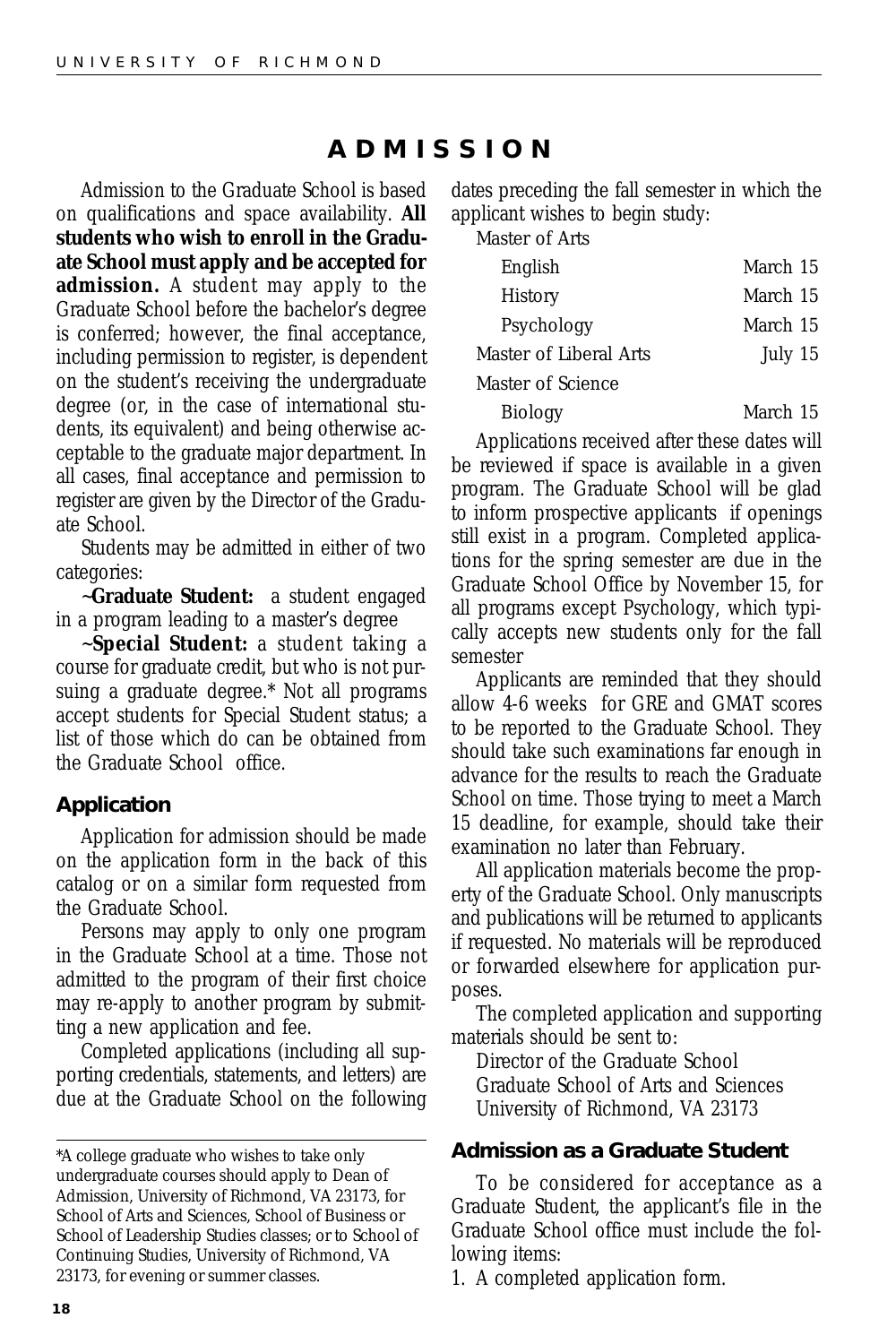# ADMISSION

Admission to the Graduate School is based on qualifications and space availability. **All students who wish to enroll in the Graduate School must apply and be accepted for admission.** A student may apply to the Graduate School before the bachelor's degree is conferred; however, the final acceptance, including permission to register, is dependent on the student's receiving the undergraduate degree (or, in the case of international students, its equivalent) and being otherwise acceptable to the graduate major department. In all cases, final acceptance and permission to register are given by the Director of the Graduate School.

Students may be admitted in either of two categories:

~**Graduate Student:** a student engaged in a program leading to a master's degree

~**Special Student:** a student taking a course for graduate credit, but who is not pursuing a graduate degree.* Not all programs accept students for Special Student status; a list of those which do can be obtained from the Graduate School office.

## Application

Application for admission should be made on the application form in the back of this catalog or on a similar form requested from the Graduate School.

Persons may apply to only one program in the Graduate School at a time. Those not admitted to the program of their first choice may re-apply to another program by submitting a new application and fee.

Completed applications (including all supporting credentials, statements, and letters) are due at the Graduate School on the following dates preceding the fall semester in which the applicant wishes to begin study:

| Program | Date |
|---|---|
| Master of Arts | |
| English | March 15 |
| History | March 15 |
| Psychology | March 15 |
| Master of Liberal Arts | July 15 |
| Master of Science | |
| Biology | March 15 |

Applications received after these dates will be reviewed if space is available in a given program. The Graduate School will be glad to inform prospective applicants if openings still exist in a program. Completed applications for the spring semester are due in the Graduate School Office by November 15, for all programs except Psychology, which typically accepts new students only for the fall semester

Applicants are reminded that they should allow 4-6 weeks for GRE and GMAT scores to be reported to the Graduate School. They should take such examinations far enough in advance for the results to reach the Graduate School on time. Those trying to meet a March 15 deadline, for example, should take their examination no later than February.

All application materials become the property of the Graduate School. Only manuscripts and publications will be returned to applicants if requested. No materials will be reproduced or forwarded elsewhere for application purposes.

The completed application and supporting materials should be sent to:

Director of the Graduate School
Graduate School of Arts and Sciences
University of Richmond, VA 23173

## Admission as a Graduate Student

To be considered for acceptance as a Graduate Student, the applicant's file in the Graduate School office must include the following items:

1. A completed application form.

---

*A college graduate who wishes to take only undergraduate courses should apply to Dean of Admission, University of Richmond, VA 23173, for School of Arts and Sciences, School of Business or School of Leadership Studies classes; or to School of Continuing Studies, University of Richmond, VA 23173, for evening or summer classes.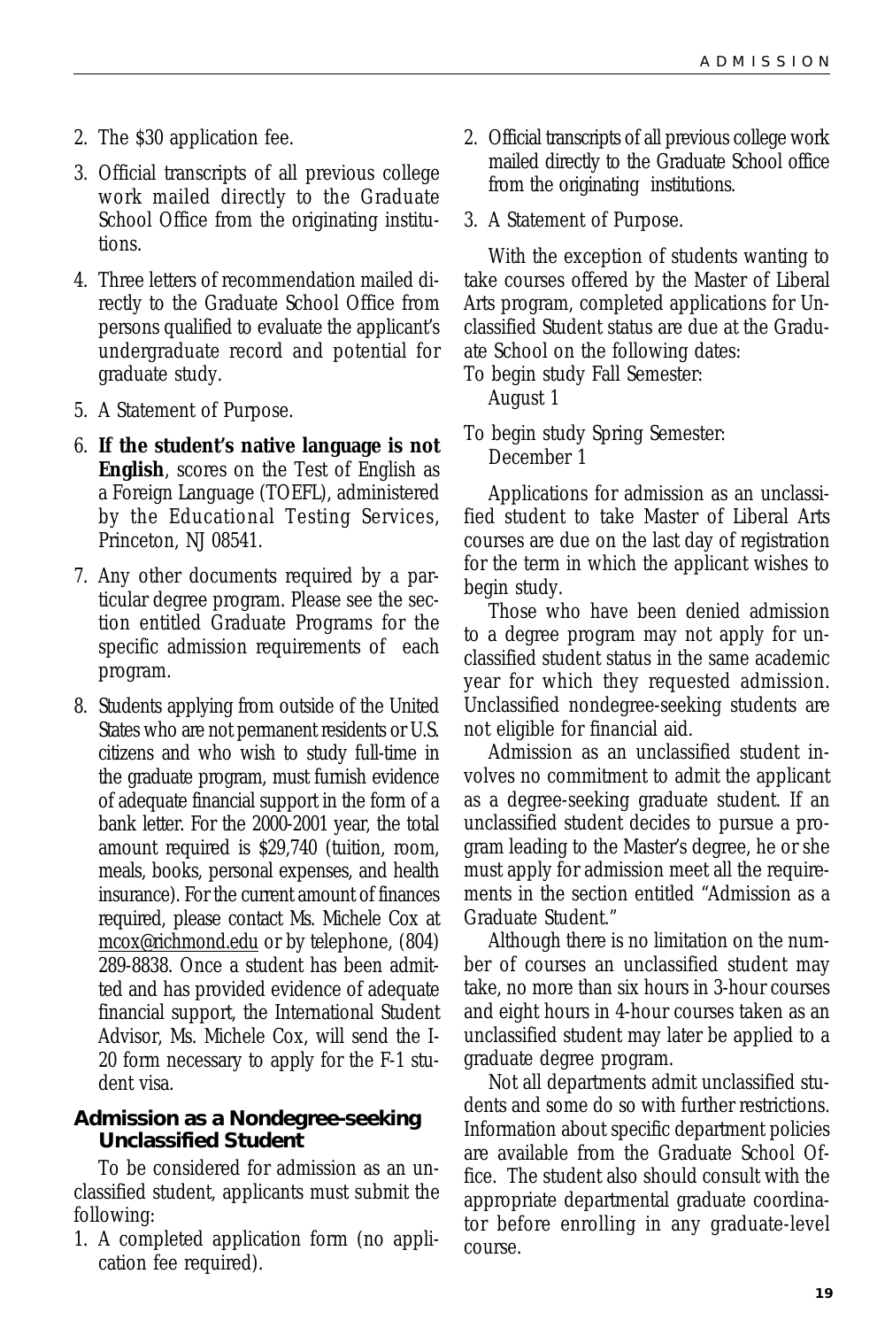2. The $30 application fee.
3. Official transcripts of all previous college work mailed directly to the Graduate School Office from the originating institutions.
4. Three letters of recommendation mailed directly to the Graduate School Office from persons qualified to evaluate the applicant's undergraduate record and potential for graduate study.
5. A Statement of Purpose.
6. **If the student's native language is not English**, scores on the Test of English as a Foreign Language (TOEFL), administered by the Educational Testing Services, Princeton, NJ 08541.
7. Any other documents required by a particular degree program. Please see the section entitled Graduate Programs for the specific admission requirements of each program.
8. Students applying from outside of the United States who are not permanent residents or U.S. citizens and who wish to study full-time in the graduate program, must furnish evidence of adequate financial support in the form of a bank letter. For the 2000-2001 year, the total amount required is $29,740 (tuition, room, meals, books, personal expenses, and health insurance). For the current amount of finances required, please contact Ms. Michele Cox at mcox@richmond.edu or by telephone, (804) 289-8838. Once a student has been admitted and has provided evidence of adequate financial support, the International Student Advisor, Ms. Michele Cox, will send the I-20 form necessary to apply for the F-1 student visa.

### Admission as a Nondegree-seeking Unclassified Student

To be considered for admission as an unclassified student, applicants must submit the following:

1. A completed application form (no application fee required).
2. Official transcripts of all previous college work mailed directly to the Graduate School office from the originating institutions.
3. A Statement of Purpose.

With the exception of students wanting to take courses offered by the Master of Liberal Arts program, completed applications for Unclassified Student status are due at the Graduate School on the following dates:

To begin study Fall Semester:
August 1

To begin study Spring Semester:
December 1

Applications for admission as an unclassified student to take Master of Liberal Arts courses are due on the last day of registration for the term in which the applicant wishes to begin study.

Those who have been denied admission to a degree program may not apply for unclassified student status in the same academic year for which they requested admission. Unclassified nondegree-seeking students are not eligible for financial aid.

Admission as an unclassified student involves no commitment to admit the applicant as a degree-seeking graduate student. If an unclassified student decides to pursue a program leading to the Master's degree, he or she must apply for admission meet all the requirements in the section entitled "Admission as a Graduate Student."

Although there is no limitation on the number of courses an unclassified student may take, no more than six hours in 3-hour courses and eight hours in 4-hour courses taken as an unclassified student may later be applied to a graduate degree program.

Not all departments admit unclassified students and some do so with further restrictions. Information about specific department policies are available from the Graduate School Office. The student also should consult with the appropriate departmental graduate coordinator before enrolling in any graduate-level course.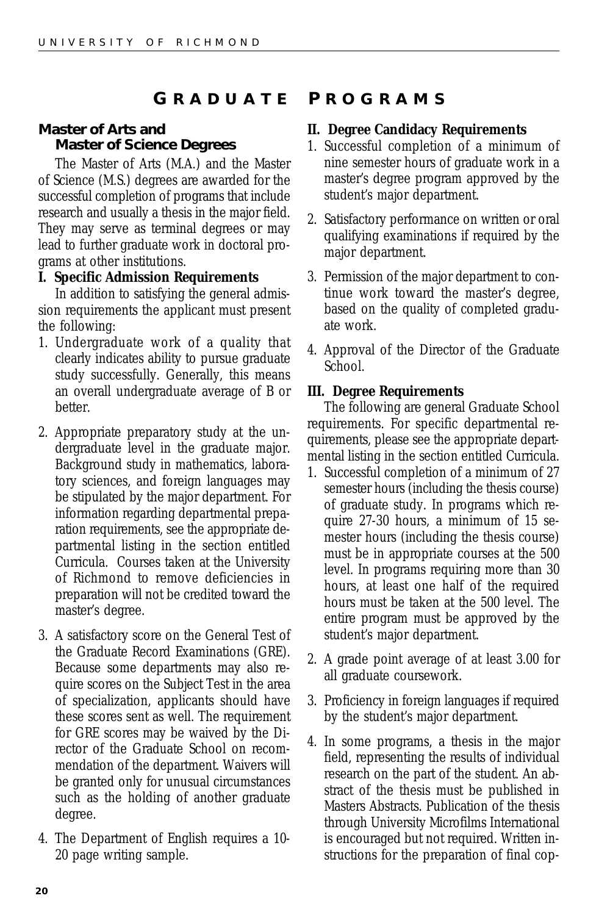# GRADUATE PROGRAMS

## Master of Arts and Master of Science Degrees

The Master of Arts (M.A.) and the Master of Science (M.S.) degrees are awarded for the successful completion of programs that include research and usually a thesis in the major field. They may serve as terminal degrees or may lead to further graduate work in doctoral programs at other institutions.

### I. Specific Admission Requirements

In addition to satisfying the general admission requirements the applicant must present the following:

1. Undergraduate work of a quality that clearly indicates ability to pursue graduate study successfully. Generally, this means an overall undergraduate average of B or better.

2. Appropriate preparatory study at the undergraduate level in the graduate major. Background study in mathematics, laboratory sciences, and foreign languages may be stipulated by the major department. For information regarding departmental preparation requirements, see the appropriate departmental listing in the section entitled Curricula. Courses taken at the University of Richmond to remove deficiencies in preparation will not be credited toward the master's degree.

3. A satisfactory score on the General Test of the Graduate Record Examinations (GRE). Because some departments may also require scores on the Subject Test in the area of specialization, applicants should have these scores sent as well. The requirement for GRE scores may be waived by the Director of the Graduate School on recommendation of the department. Waivers will be granted only for unusual circumstances such as the holding of another graduate degree.

4. The Department of English requires a 10-20 page writing sample.

### II. Degree Candidacy Requirements

1. Successful completion of a minimum of nine semester hours of graduate work in a master's degree program approved by the student's major department.

2. Satisfactory performance on written or oral qualifying examinations if required by the major department.

3. Permission of the major department to continue work toward the master's degree, based on the quality of completed graduate work.

4. Approval of the Director of the Graduate School.

### III. Degree Requirements

The following are general Graduate School requirements. For specific departmental requirements, please see the appropriate departmental listing in the section entitled Curricula.

1. Successful completion of a minimum of 27 semester hours (including the thesis course) of graduate study. In programs which require 27-30 hours, a minimum of 15 semester hours (including the thesis course) must be in appropriate courses at the 500 level. In programs requiring more than 30 hours, at least one half of the required hours must be taken at the 500 level. The entire program must be approved by the student's major department.

2. A grade point average of at least 3.00 for all graduate coursework.

3. Proficiency in foreign languages if required by the student's major department.

4. In some programs, a thesis in the major field, representing the results of individual research on the part of the student. An abstract of the thesis must be published in Masters Abstracts. Publication of the thesis through University Microfilms International is encouraged but not required. Written instructions for the preparation of final cop-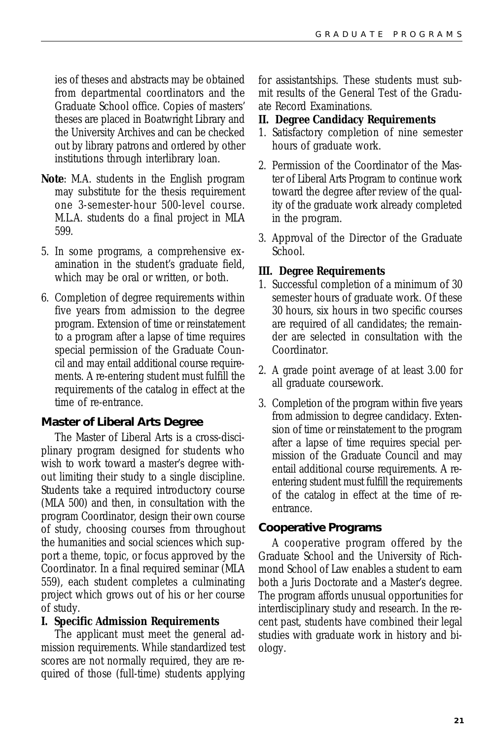ies of theses and abstracts may be obtained from departmental coordinators and the Graduate School office. Copies of masters' theses are placed in Boatwright Library and the University Archives and can be checked out by library patrons and ordered by other institutions through interlibrary loan.

**Note**: M.A. students in the English program may substitute for the thesis requirement one 3-semester-hour 500-level course. M.L.A. students do a final project in MLA 599.

5. In some programs, a comprehensive examination in the student's graduate field, which may be oral or written, or both.
6. Completion of degree requirements within five years from admission to the degree program. Extension of time or reinstatement to a program after a lapse of time requires special permission of the Graduate Council and may entail additional course requirements. A re-entering student must fulfill the requirements of the catalog in effect at the time of re-entrance.

## Master of Liberal Arts Degree

The Master of Liberal Arts is a cross-disciplinary program designed for students who wish to work toward a master's degree without limiting their study to a single discipline. Students take a required introductory course (MLA 500) and then, in consultation with the program Coordinator, design their own course of study, choosing courses from throughout the humanities and social sciences which support a theme, topic, or focus approved by the Coordinator. In a final required seminar (MLA 559), each student completes a culminating project which grows out of his or her course of study.

### I. Specific Admission Requirements

The applicant must meet the general admission requirements. While standardized test scores are not normally required, they are required of those (full-time) students applying for assistantships. These students must submit results of the General Test of the Graduate Record Examinations.

### II. Degree Candidacy Requirements

1. Satisfactory completion of nine semester hours of graduate work.
2. Permission of the Coordinator of the Master of Liberal Arts Program to continue work toward the degree after review of the quality of the graduate work already completed in the program.
3. Approval of the Director of the Graduate School.

### III. Degree Requirements

1. Successful completion of a minimum of 30 semester hours of graduate work. Of these 30 hours, six hours in two specific courses are required of all candidates; the remainder are selected in consultation with the Coordinator.
2. A grade point average of at least 3.00 for all graduate coursework.
3. Completion of the program within five years from admission to degree candidacy. Extension of time or reinstatement to the program after a lapse of time requires special permission of the Graduate Council and may entail additional course requirements. A re-entering student must fulfill the requirements of the catalog in effect at the time of re-entrance.

## Cooperative Programs

A cooperative program offered by the Graduate School and the University of Richmond School of Law enables a student to earn both a Juris Doctorate and a Master's degree. The program affords unusual opportunities for interdisciplinary study and research. In the recent past, students have combined their legal studies with graduate work in history and biology.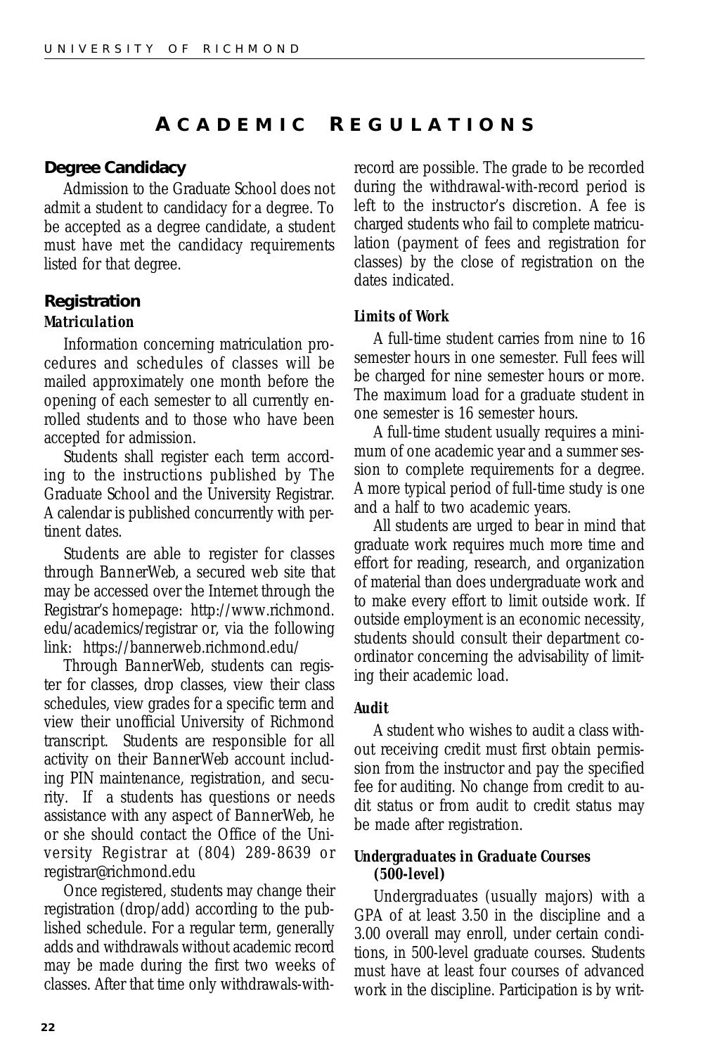# ACADEMIC REGULATIONS

## Degree Candidacy

Admission to the Graduate School does not admit a student to candidacy for a degree. To be accepted as a degree candidate, a student must have met the candidacy requirements listed for that degree.

## Registration

### *Matriculation*

Information concerning matriculation procedures and schedules of classes will be mailed approximately one month before the opening of each semester to all currently enrolled students and to those who have been accepted for admission.

Students shall register each term according to the instructions published by The Graduate School and the University Registrar. A calendar is published concurrently with pertinent dates.

Students are able to register for classes through BannerWeb, a secured web site that may be accessed over the Internet through the Registrar's homepage: http://www.richmond.edu/academics/registrar or, via the following link: https://bannerweb.richmond.edu/

Through BannerWeb, students can register for classes, drop classes, view their class schedules, view grades for a specific term and view their unofficial University of Richmond transcript. Students are responsible for all activity on their BannerWeb account including PIN maintenance, registration, and security. If a students has questions or needs assistance with any aspect of BannerWeb, he or she should contact the Office of the University Registrar at (804) 289-8639 or registrar@richmond.edu

Once registered, students may change their registration (drop/add) according to the published schedule. For a regular term, generally adds and withdrawals without academic record may be made during the first two weeks of classes. After that time only withdrawals-with-record are possible. The grade to be recorded during the withdrawal-with-record period is left to the instructor's discretion. A fee is charged students who fail to complete matriculation (payment of fees and registration for classes) by the close of registration on the dates indicated.

### *Limits of Work*

A full-time student carries from nine to 16 semester hours in one semester. Full fees will be charged for nine semester hours or more. The maximum load for a graduate student in one semester is 16 semester hours.

A full-time student usually requires a minimum of one academic year and a summer session to complete requirements for a degree. A more typical period of full-time study is one and a half to two academic years.

All students are urged to bear in mind that graduate work requires much more time and effort for reading, research, and organization of material than does undergraduate work and to make every effort to limit outside work. If outside employment is an economic necessity, students should consult their department coordinator concerning the advisability of limiting their academic load.

### *Audit*

A student who wishes to audit a class without receiving credit must first obtain permission from the instructor and pay the specified fee for auditing. No change from credit to audit status or from audit to credit status may be made after registration.

### *Undergraduates in Graduate Courses (500-level)*

Undergraduates (usually majors) with a GPA of at least 3.50 in the discipline and a 3.00 overall may enroll, under certain conditions, in 500-level graduate courses. Students must have at least four courses of advanced work in the discipline. Participation is by writ-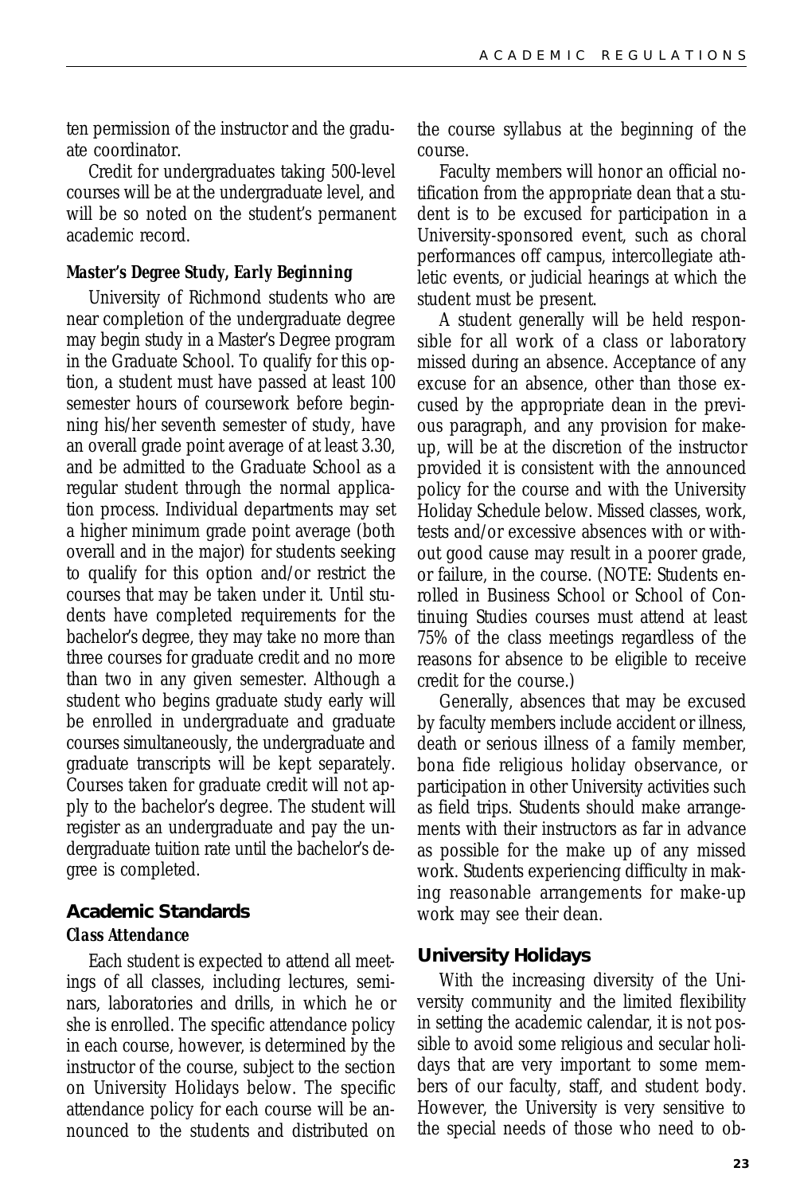ten permission of the instructor and the graduate coordinator.

Credit for undergraduates taking 500-level courses will be at the undergraduate level, and will be so noted on the student's permanent academic record.

#### *Master's Degree Study, Early Beginning*

University of Richmond students who are near completion of the undergraduate degree may begin study in a Master's Degree program in the Graduate School. To qualify for this option, a student must have passed at least 100 semester hours of coursework before beginning his/her seventh semester of study, have an overall grade point average of at least 3.30, and be admitted to the Graduate School as a regular student through the normal application process. Individual departments may set a higher minimum grade point average (both overall and in the major) for students seeking to qualify for this option and/or restrict the courses that may be taken under it. Until students have completed requirements for the bachelor's degree, they may take no more than three courses for graduate credit and no more than two in any given semester. Although a student who begins graduate study early will be enrolled in undergraduate and graduate courses simultaneously, the undergraduate and graduate transcripts will be kept separately. Courses taken for graduate credit will not apply to the bachelor's degree. The student will register as an undergraduate and pay the undergraduate tuition rate until the bachelor's degree is completed.

## Academic Standards

### *Class Attendance*

Each student is expected to attend all meetings of all classes, including lectures, seminars, laboratories and drills, in which he or she is enrolled. The specific attendance policy in each course, however, is determined by the instructor of the course, subject to the section on University Holidays below. The specific attendance policy for each course will be announced to the students and distributed on the course syllabus at the beginning of the course.

Faculty members will honor an official notification from the appropriate dean that a student is to be excused for participation in a University-sponsored event, such as choral performances off campus, intercollegiate athletic events, or judicial hearings at which the student must be present.

A student generally will be held responsible for all work of a class or laboratory missed during an absence. Acceptance of any excuse for an absence, other than those excused by the appropriate dean in the previous paragraph, and any provision for make-up, will be at the discretion of the instructor provided it is consistent with the announced policy for the course and with the University Holiday Schedule below. Missed classes, work, tests and/or excessive absences with or without good cause may result in a poorer grade, or failure, in the course. (NOTE: Students enrolled in Business School or School of Continuing Studies courses must attend at least 75% of the class meetings regardless of the reasons for absence to be eligible to receive credit for the course.)

Generally, absences that may be excused by faculty members include accident or illness, death or serious illness of a family member, bona fide religious holiday observance, or participation in other University activities such as field trips. Students should make arrangements with their instructors as far in advance as possible for the make up of any missed work. Students experiencing difficulty in making reasonable arrangements for make-up work may see their dean.

## University Holidays

With the increasing diversity of the University community and the limited flexibility in setting the academic calendar, it is not possible to avoid some religious and secular holidays that are very important to some members of our faculty, staff, and student body. However, the University is very sensitive to the special needs of those who need to ob-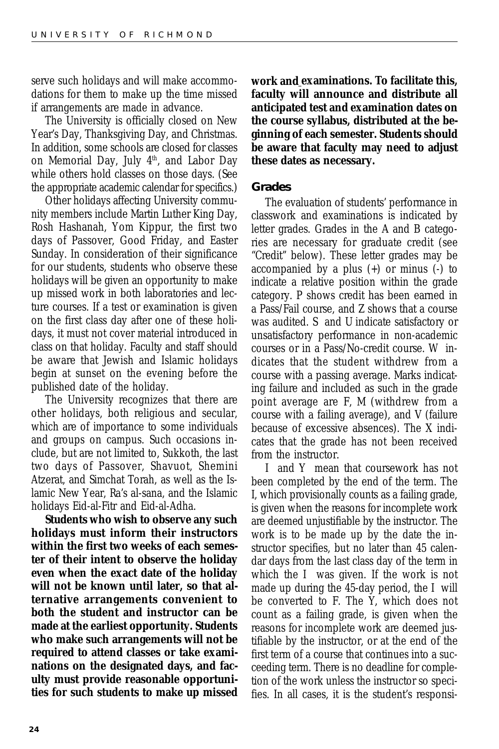serve such holidays and will make accommodations for them to make up the time missed if arrangements are made in advance.

The University is officially closed on New Year's Day, Thanksgiving Day, and Christmas. In addition, some schools are closed for classes on Memorial Day, July 4th, and Labor Day while others hold classes on those days. (See the appropriate academic calendar for specifics.)

Other holidays affecting University community members include Martin Luther King Day, Rosh Hashanah, Yom Kippur, the first two days of Passover, Good Friday, and Easter Sunday. In consideration of their significance for our students, students who observe these holidays will be given an opportunity to make up missed work in both laboratories and lecture courses. If a test or examination is given on the first class day after one of these holidays, it must not cover material introduced in class on that holiday. Faculty and staff should be aware that Jewish and Islamic holidays begin at sunset on the evening before the published date of the holiday.

The University recognizes that there are other holidays, both religious and secular, which are of importance to some individuals and groups on campus. Such occasions include, but are not limited to, Sukkoth, the last two days of Passover, Shavuot, Shemini Atzerat, and Simchat Torah, as well as the Islamic New Year, Ra's al-sana, and the Islamic holidays Eid-al-Fitr and Eid-al-Adha.

**Students who wish to observe any such holidays must inform their instructors within the first two weeks of each semester of their intent to observe the holiday even when the exact date of the holiday will not be known until later, so that alternative arrangements convenient to both the student and instructor can be made at the earliest opportunity. Students who make such arrangements will not be required to attend classes or take examinations on the designated days, and faculty must provide reasonable opportunities for such students to make up missed work and examinations. To facilitate this, faculty will announce and distribute all anticipated test and examination dates on the course syllabus, distributed at the beginning of each semester. Students should be aware that faculty may need to adjust these dates as necessary.**

## Grades

The evaluation of students' performance in classwork and examinations is indicated by letter grades. Grades in the A and B categories are necessary for graduate credit (see "Credit" below). These letter grades may be accompanied by a plus (+) or minus (-) to indicate a relative position within the grade category. P shows credit has been earned in a Pass/Fail course, and Z shows that a course was audited. S and U indicate satisfactory or unsatisfactory performance in non-academic courses or in a Pass/No-credit course. W indicates that the student withdrew from a course with a passing average. Marks indicating failure and included as such in the grade point average are F, M (withdrew from a course with a failing average), and V (failure because of excessive absences). The X indicates that the grade has not been received from the instructor.

I and Y mean that coursework has not been completed by the end of the term. The I, which provisionally counts as a failing grade, is given when the reasons for incomplete work are deemed unjustifiable by the instructor. The work is to be made up by the date the instructor specifies, but no later than 45 calendar days from the last class day of the term in which the I was given. If the work is not made up during the 45-day period, the I will be converted to F. The Y, which does not count as a failing grade, is given when the reasons for incomplete work are deemed justifiable by the instructor, or at the end of the first term of a course that continues into a succeeding term. There is no deadline for completion of the work unless the instructor so specifies. In all cases, it is the student's responsi-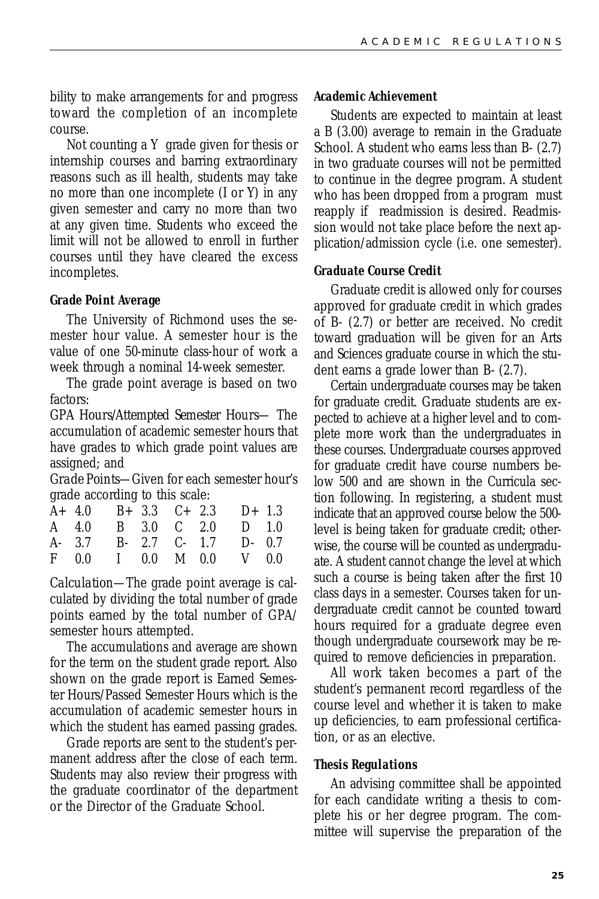bility to make arrangements for and progress toward the completion of an incomplete course.

Not counting a Y grade given for thesis or internship courses and barring extraordinary reasons such as ill health, students may take no more than one incomplete (I or Y) in any given semester and carry no more than two at any given time. Students who exceed the limit will not be allowed to enroll in further courses until they have cleared the excess incompletes.

### *Grade Point Average*

The University of Richmond uses the semester hour value. A semester hour is the value of one 50-minute class-hour of work a week through a nominal 14-week semester.

The grade point average is based on two factors:

*GPA Hours/Attempted Semester Hours*— The accumulation of academic semester hours that have grades to which grade point values are assigned; and

*Grade Points*—Given for each semester hour's grade according to this scale:

| | | | | | | | |
|---|---|---|---|---|---|---|---|
| A+ | 4.0 | B+ | 3.3 | C+ | 2.3 | D+ | 1.3 |
| A | 4.0 | B | 3.0 | C | 2.0 | D | 1.0 |
| A- | 3.7 | B- | 2.7 | C- | 1.7 | D- | 0.7 |
| F | 0.0 | I | 0.0 | M | 0.0 | V | 0.0 |

*Calculation*—The grade point average is calculated by dividing the total number of grade points earned by the total number of GPA/ semester hours attempted.

The accumulations and average are shown for the term on the student grade report. Also shown on the grade report is Earned Semester Hours/Passed Semester Hours which is the accumulation of academic semester hours in which the student has earned passing grades.

Grade reports are sent to the student's permanent address after the close of each term. Students may also review their progress with the graduate coordinator of the department or the Director of the Graduate School.

### *Academic Achievement*

Students are expected to maintain at least a B (3.00) average to remain in the Graduate School. A student who earns less than B- (2.7) in two graduate courses will not be permitted to continue in the degree program. A student who has been dropped from a program must reapply if readmission is desired. Readmission would not take place before the next application/admission cycle (i.e. one semester).

### *Graduate Course Credit*

Graduate credit is allowed only for courses approved for graduate credit in which grades of B- (2.7) or better are received. No credit toward graduation will be given for an Arts and Sciences graduate course in which the student earns a grade lower than B- (2.7).

Certain undergraduate courses may be taken for graduate credit. Graduate students are expected to achieve at a higher level and to complete more work than the undergraduates in these courses. Undergraduate courses approved for graduate credit have course numbers below 500 and are shown in the Curricula section following. In registering, a student must indicate that an approved course below the 500-level is being taken for graduate credit; otherwise, the course will be counted as undergraduate. A student cannot change the level at which such a course is being taken after the first 10 class days in a semester. Courses taken for undergraduate credit cannot be counted toward hours required for a graduate degree even though undergraduate coursework may be required to remove deficiencies in preparation.

All work taken becomes a part of the student's permanent record regardless of the course level and whether it is taken to make up deficiencies, to earn professional certification, or as an elective.

### *Thesis Regulations*

An advising committee shall be appointed for each candidate writing a thesis to complete his or her degree program. The committee will supervise the preparation of the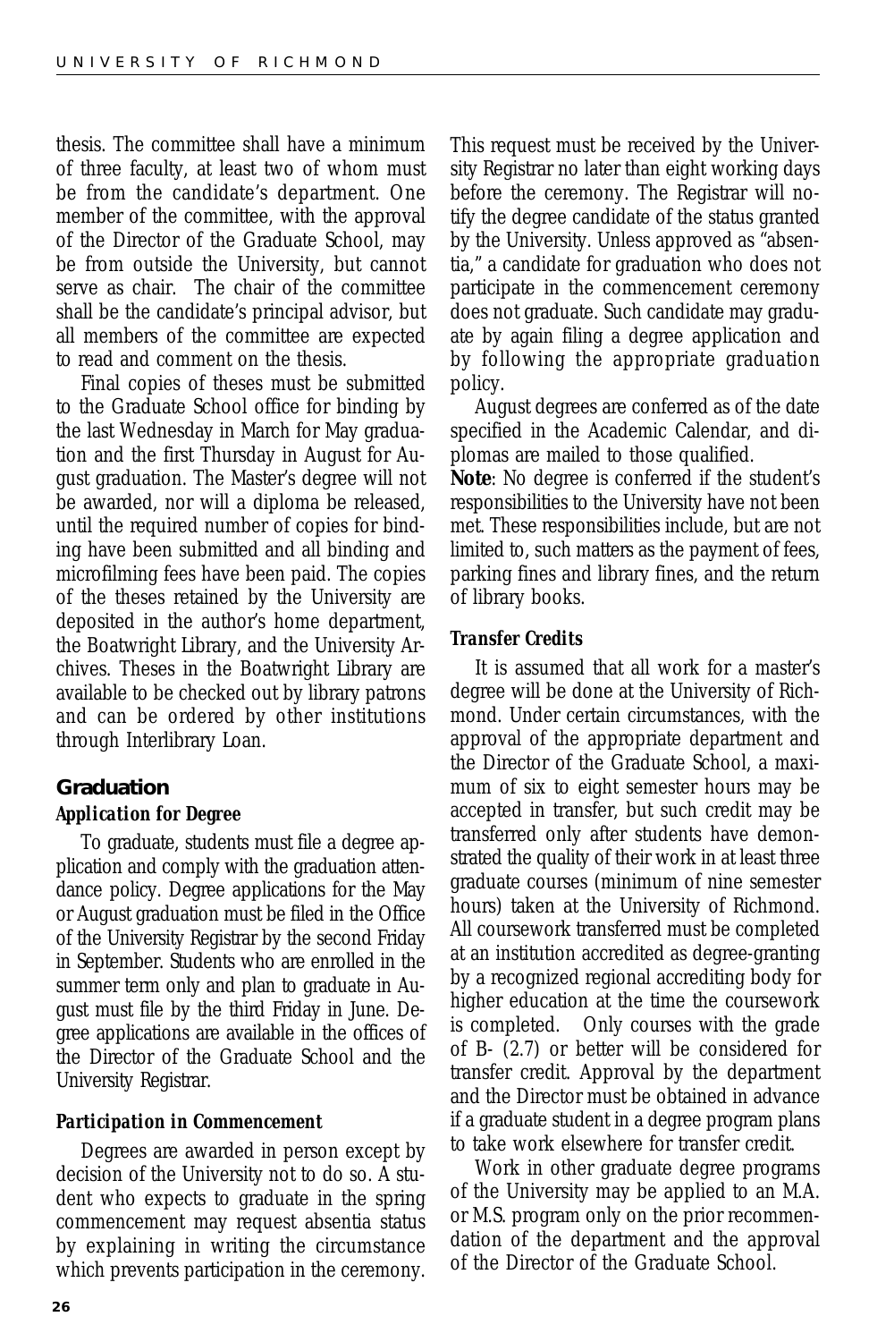thesis. The committee shall have a minimum of three faculty, at least two of whom must be from the candidate's department. One member of the committee, with the approval of the Director of the Graduate School, may be from outside the University, but cannot serve as chair. The chair of the committee shall be the candidate's principal advisor, but all members of the committee are expected to read and comment on the thesis.

Final copies of theses must be submitted to the Graduate School office for binding by the last Wednesday in March for May graduation and the first Thursday in August for August graduation. The Master's degree will not be awarded, nor will a diploma be released, until the required number of copies for binding have been submitted and all binding and microfilming fees have been paid. The copies of the theses retained by the University are deposited in the author's home department, the Boatwright Library, and the University Archives. Theses in the Boatwright Library are available to be checked out by library patrons and can be ordered by other institutions through Interlibrary Loan.

## Graduation

### *Application for Degree*

To graduate, students must file a degree application and comply with the graduation attendance policy. Degree applications for the May or August graduation must be filed in the Office of the University Registrar by the second Friday in September. Students who are enrolled in the summer term only and plan to graduate in August must file by the third Friday in June. Degree applications are available in the offices of the Director of the Graduate School and the University Registrar.

### *Participation in Commencement*

Degrees are awarded in person except by decision of the University not to do so. A student who expects to graduate in the spring commencement may request absentia status by explaining in writing the circumstance which prevents participation in the ceremony. This request must be received by the University Registrar no later than eight working days before the ceremony. The Registrar will notify the degree candidate of the status granted by the University. Unless approved as "absentia," a candidate for graduation who does not participate in the commencement ceremony does not graduate. Such candidate may graduate by again filing a degree application and by following the appropriate graduation policy.

August degrees are conferred as of the date specified in the Academic Calendar, and diplomas are mailed to those qualified.

**Note**: No degree is conferred if the student's responsibilities to the University have not been met. These responsibilities include, but are not limited to, such matters as the payment of fees, parking fines and library fines, and the return of library books.

### *Transfer Credits*

It is assumed that all work for a master's degree will be done at the University of Richmond. Under certain circumstances, with the approval of the appropriate department and the Director of the Graduate School, a maximum of six to eight semester hours may be accepted in transfer, but such credit may be transferred only after students have demonstrated the quality of their work in at least three graduate courses (minimum of nine semester hours) taken at the University of Richmond. All coursework transferred must be completed at an institution accredited as degree-granting by a recognized regional accrediting body for higher education at the time the coursework is completed. Only courses with the grade of B- (2.7) or better will be considered for transfer credit. Approval by the department and the Director must be obtained in advance if a graduate student in a degree program plans to take work elsewhere for transfer credit.

Work in other graduate degree programs of the University may be applied to an M.A. or M.S. program only on the prior recommendation of the department and the approval of the Director of the Graduate School.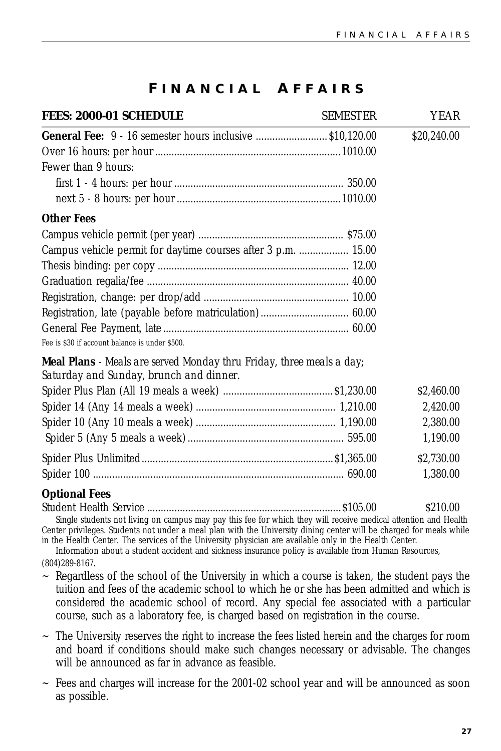# FINANCIAL AFFAIRS

| FEES: 2000-01 SCHEDULE | SEMESTER | YEAR |
|---|---|---|
| **General Fee:** 9 - 16 semester hours inclusive | $10,120.00 | $20,240.00 |
| Over 16 hours: per hour | 1010.00 | |
| Fewer than 9 hours: | | |
| first 1 - 4 hours: per hour | 350.00 | |
| next 5 - 8 hours: per hour | 1010.00 | |
| **Other Fees** | | |
| Campus vehicle permit (per year) | $75.00 | |
| Campus vehicle permit for daytime courses after 3 p.m. | 15.00 | |
| Thesis binding: per copy | 12.00 | |
| Graduation regalia/fee | 40.00 | |
| Registration, change: per drop/add | 10.00 | |
| Registration, late (payable before matriculation) | 60.00 | |
| General Fee Payment, late | 60.00 | |

Fee is $30 if account balance is under $500.

**Meal Plans** - *Meals are served Monday thru Friday, three meals a day; Saturday and Sunday, brunch and dinner.*

| Plan | SEMESTER | YEAR |
|---|---|---|
| Spider Plus Plan (All 19 meals a week) | $1,230.00 | $2,460.00 |
| Spider 14 (Any 14 meals a week) | 1,210.00 | 2,420.00 |
| Spider 10 (Any 10 meals a week) | 1,190.00 | 2,380.00 |
| Spider 5 (Any 5 meals a week) | 595.00 | 1,190.00 |
| Spider Plus Unlimited | $1,365.00 | $2,730.00 |
| Spider 100 | 690.00 | 1,380.00 |

**Optional Fees**

| Fee | SEMESTER | YEAR |
|---|---|---|
| Student Health Service | $105.00 | $210.00 |

Single students not living on campus may pay this fee for which they will receive medical attention and Health Center privileges. Students not under a meal plan with the University dining center will be charged for meals while in the Health Center. The services of the University physician are available only in the Health Center.

Information about a student accident and sickness insurance policy is available from Human Resources, (804)289-8167.

- Regardless of the school of the University in which a course is taken, the student pays the tuition and fees of the academic school to which he or she has been admitted and which is considered the academic school of record. Any special fee associated with a particular course, such as a laboratory fee, is charged based on registration in the course.
- The University reserves the right to increase the fees listed herein and the charges for room and board if conditions should make such changes necessary or advisable. The changes will be announced as far in advance as feasible.
- Fees and charges will increase for the 2001-02 school year and will be announced as soon as possible.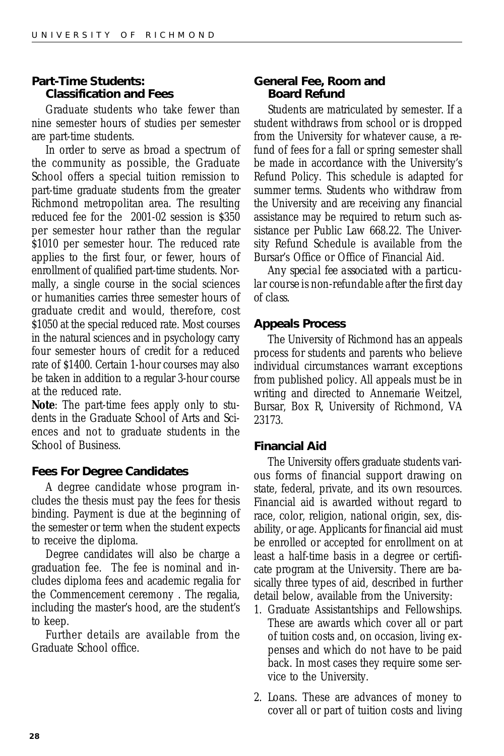### Part-Time Students: Classification and Fees

Graduate students who take fewer than nine semester hours of studies per semester are part-time students.

In order to serve as broad a spectrum of the community as possible, the Graduate School offers a special tuition remission to part-time graduate students from the greater Richmond metropolitan area. The resulting reduced fee for the 2001-02 session is $350 per semester hour rather than the regular $1010 per semester hour. The reduced rate applies to the first four, or fewer, hours of enrollment of qualified part-time students. Normally, a single course in the social sciences or humanities carries three semester hours of graduate credit and would, therefore, cost $1050 at the special reduced rate. Most courses in the natural sciences and in psychology carry four semester hours of credit for a reduced rate of $1400. Certain 1-hour courses may also be taken in addition to a regular 3-hour course at the reduced rate.

**Note**: The part-time fees apply only to students in the Graduate School of Arts and Sciences and not to graduate students in the School of Business.

### Fees For Degree Candidates

A degree candidate whose program includes the thesis must pay the fees for thesis binding. Payment is due at the beginning of the semester or term when the student expects to receive the diploma.

Degree candidates will also be charge a graduation fee. The fee is nominal and includes diploma fees and academic regalia for the Commencement ceremony . The regalia, including the master's hood, are the student's to keep.

Further details are available from the Graduate School office.

### General Fee, Room and Board Refund

Students are matriculated by semester. If a student withdraws from school or is dropped from the University for whatever cause, a refund of fees for a fall or spring semester shall be made in accordance with the University's Refund Policy. This schedule is adapted for summer terms. Students who withdraw from the University and are receiving any financial assistance may be required to return such assistance per Public Law 668.22. The University Refund Schedule is available from the Bursar's Office or Office of Financial Aid.

*Any special fee associated with a particular course is non-refundable after the first day of class.*

### Appeals Process

The University of Richmond has an appeals process for students and parents who believe individual circumstances warrant exceptions from published policy. All appeals must be in writing and directed to Annemarie Weitzel, Bursar, Box R, University of Richmond, VA 23173.

### Financial Aid

The University offers graduate students various forms of financial support drawing on state, federal, private, and its own resources. Financial aid is awarded without regard to race, color, religion, national origin, sex, disability, or age. Applicants for financial aid must be enrolled or accepted for enrollment on at least a half-time basis in a degree or certificate program at the University. There are basically three types of aid, described in further detail below, available from the University:

1. Graduate Assistantships and Fellowships. These are awards which cover all or part of tuition costs and, on occasion, living expenses and which do not have to be paid back. In most cases they require some service to the University.
2. Loans. These are advances of money to cover all or part of tuition costs and living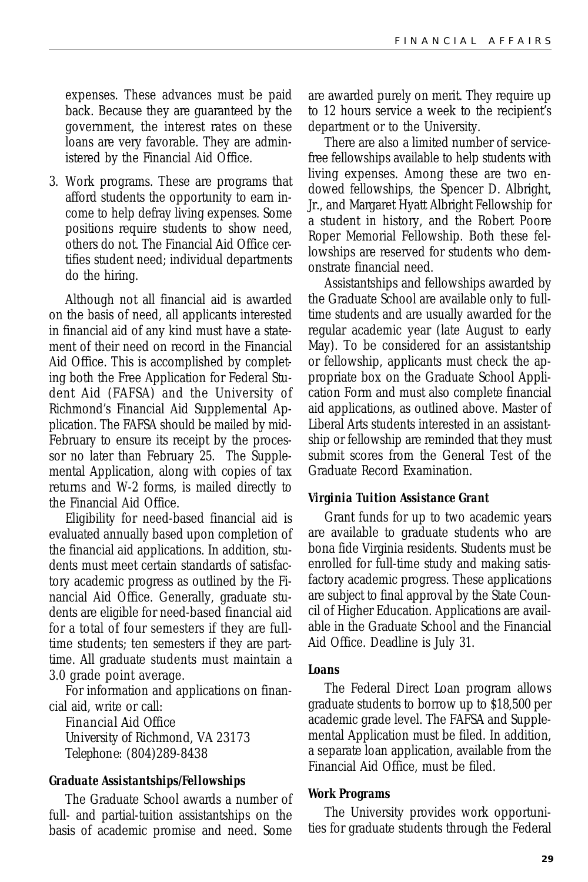expenses. These advances must be paid back. Because they are guaranteed by the government, the interest rates on these loans are very favorable. They are administered by the Financial Aid Office.

3. Work programs. These are programs that afford students the opportunity to earn income to help defray living expenses. Some positions require students to show need, others do not. The Financial Aid Office certifies student need; individual departments do the hiring.

Although not all financial aid is awarded on the basis of need, all applicants interested in financial aid of any kind must have a statement of their need on record in the Financial Aid Office. This is accomplished by completing both the Free Application for Federal Student Aid (FAFSA) and the University of Richmond's Financial Aid Supplemental Application. The FAFSA should be mailed by mid-February to ensure its receipt by the processor no later than February 25. The Supplemental Application, along with copies of tax returns and W-2 forms, is mailed directly to the Financial Aid Office.

Eligibility for need-based financial aid is evaluated annually based upon completion of the financial aid applications. In addition, students must meet certain standards of satisfactory academic progress as outlined by the Financial Aid Office. Generally, graduate students are eligible for need-based financial aid for a total of four semesters if they are full-time students; ten semesters if they are part-time. All graduate students must maintain a 3.0 grade point average.

For information and applications on financial aid, write or call:

Financial Aid Office
University of Richmond, VA 23173
Telephone: (804)289-8438

### *Graduate Assistantships/Fellowships*

The Graduate School awards a number of full- and partial-tuition assistantships on the basis of academic promise and need. Some are awarded purely on merit. They require up to 12 hours service a week to the recipient's department or to the University.

There are also a limited number of service-free fellowships available to help students with living expenses. Among these are two endowed fellowships, the Spencer D. Albright, Jr., and Margaret Hyatt Albright Fellowship for a student in history, and the Robert Poore Roper Memorial Fellowship. Both these fellowships are reserved for students who demonstrate financial need.

Assistantships and fellowships awarded by the Graduate School are available only to full-time students and are usually awarded for the regular academic year (late August to early May). To be considered for an assistantship or fellowship, applicants must check the appropriate box on the Graduate School Application Form and must also complete financial aid applications, as outlined above. Master of Liberal Arts students interested in an assistantship or fellowship are reminded that they must submit scores from the General Test of the Graduate Record Examination.

### *Virginia Tuition Assistance Grant*

Grant funds for up to two academic years are available to graduate students who are bona fide Virginia residents. Students must be enrolled for full-time study and making satisfactory academic progress. These applications are subject to final approval by the State Council of Higher Education. Applications are available in the Graduate School and the Financial Aid Office. Deadline is July 31.

### *Loans*

The Federal Direct Loan program allows graduate students to borrow up to $18,500 per academic grade level. The FAFSA and Supplemental Application must be filed. In addition, a separate loan application, available from the Financial Aid Office, must be filed.

### *Work Programs*

The University provides work opportunities for graduate students through the Federal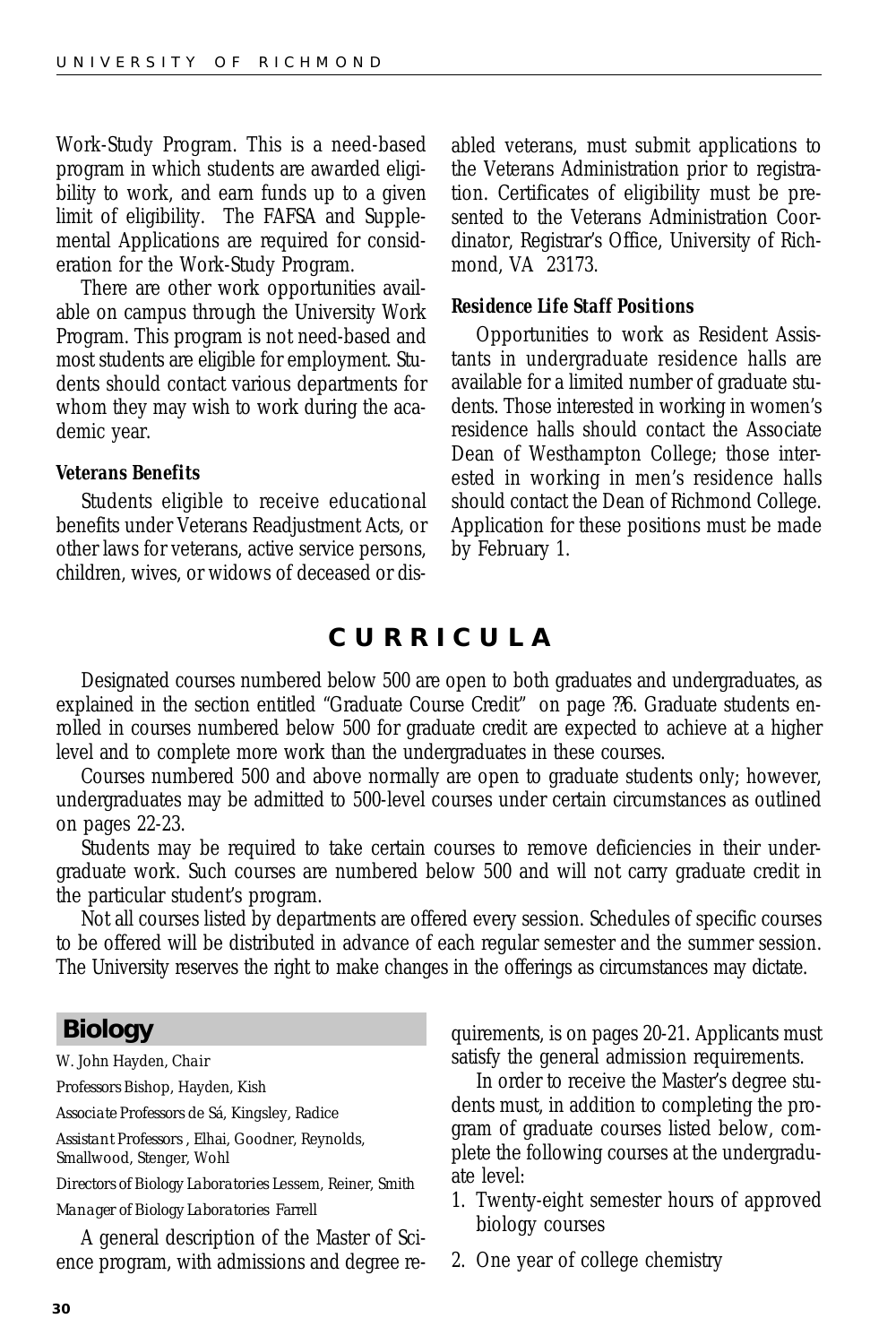Work-Study Program. This is a need-based program in which students are awarded eligibility to work, and earn funds up to a given limit of eligibility. The FAFSA and Supplemental Applications are required for consideration for the Work-Study Program.

There are other work opportunities available on campus through the University Work Program. This program is not need-based and most students are eligible for employment. Students should contact various departments for whom they may wish to work during the academic year.

**Veterans Benefits**

Students eligible to receive educational benefits under Veterans Readjustment Acts, or other laws for veterans, active service persons, children, wives, or widows of deceased or disabled veterans, must submit applications to the Veterans Administration prior to registration. Certificates of eligibility must be presented to the Veterans Administration Coordinator, Registrar's Office, University of Richmond, VA 23173.

**Residence Life Staff Positions**

Opportunities to work as Resident Assistants in undergraduate residence halls are available for a limited number of graduate students. Those interested in working in women's residence halls should contact the Associate Dean of Westhampton College; those interested in working in men's residence halls should contact the Dean of Richmond College. Application for these positions must be made by February 1.

# CURRICULA

Designated courses numbered below 500 are open to both graduates and undergraduates, as explained in the section entitled "Graduate Course Credit" on page ??6. Graduate students enrolled in courses numbered below 500 for graduate credit are expected to achieve at a higher level and to complete more work than the undergraduates in these courses.

Courses numbered 500 and above normally are open to graduate students only; however, undergraduates may be admitted to 500-level courses under certain circumstances as outlined on pages 22-23.

Students may be required to take certain courses to remove deficiencies in their undergraduate work. Such courses are numbered below 500 and will not carry graduate credit in the particular student's program.

Not all courses listed by departments are offered every session. Schedules of specific courses to be offered will be distributed in advance of each regular semester and the summer session. The University reserves the right to make changes in the offerings as circumstances may dictate.

## Biology

W. John Hayden, *Chair*

*Professors* Bishop, Hayden, Kish

*Associate Professors* de Sá, Kingsley, Radice

*Assistant Professors* , Elhai, Goodner, Reynolds, Smallwood, Stenger, Wohl

*Directors of Biology Laboratories* Lessem, Reiner, Smith

*Manager of Biology Laboratories* Farrell

A general description of the Master of Science program, with admissions and degree requirements, is on pages 20-21. Applicants must satisfy the general admission requirements.

In order to receive the Master's degree students must, in addition to completing the program of graduate courses listed below, complete the following courses at the undergraduate level:

1. Twenty-eight semester hours of approved biology courses
2. One year of college chemistry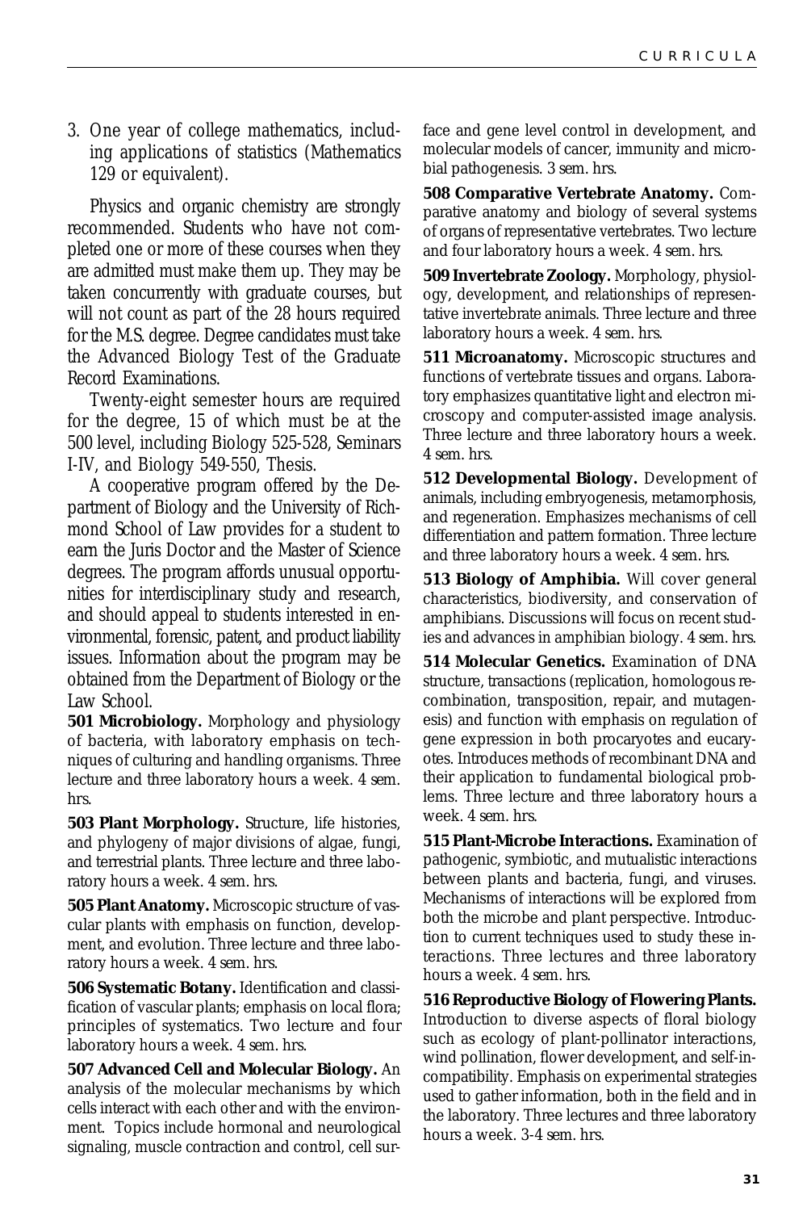3. One year of college mathematics, including applications of statistics (Mathematics 129 or equivalent).

Physics and organic chemistry are strongly recommended. Students who have not completed one or more of these courses when they are admitted must make them up. They may be taken concurrently with graduate courses, but will not count as part of the 28 hours required for the M.S. degree. Degree candidates must take the Advanced Biology Test of the Graduate Record Examinations.

Twenty-eight semester hours are required for the degree, 15 of which must be at the 500 level, including Biology 525-528, Seminars I-IV, and Biology 549-550, Thesis.

A cooperative program offered by the Department of Biology and the University of Richmond School of Law provides for a student to earn the Juris Doctor and the Master of Science degrees. The program affords unusual opportunities for interdisciplinary study and research, and should appeal to students interested in environmental, forensic, patent, and product liability issues. Information about the program may be obtained from the Department of Biology or the Law School.

**501 Microbiology.** Morphology and physiology of bacteria, with laboratory emphasis on techniques of culturing and handling organisms. Three lecture and three laboratory hours a week. 4 sem. hrs.

**503 Plant Morphology.** Structure, life histories, and phylogeny of major divisions of algae, fungi, and terrestrial plants. Three lecture and three laboratory hours a week. 4 sem. hrs.

**505 Plant Anatomy.** Microscopic structure of vascular plants with emphasis on function, development, and evolution. Three lecture and three laboratory hours a week. 4 sem. hrs.

**506 Systematic Botany.** Identification and classification of vascular plants; emphasis on local flora; principles of systematics. Two lecture and four laboratory hours a week. 4 sem. hrs.

**507 Advanced Cell and Molecular Biology.** An analysis of the molecular mechanisms by which cells interact with each other and with the environment. Topics include hormonal and neurological signaling, muscle contraction and control, cell surface and gene level control in development, and molecular models of cancer, immunity and microbial pathogenesis. 3 sem. hrs.

**508 Comparative Vertebrate Anatomy.** Comparative anatomy and biology of several systems of organs of representative vertebrates. Two lecture and four laboratory hours a week. 4 sem. hrs.

**509 Invertebrate Zoology.** Morphology, physiology, development, and relationships of representative invertebrate animals. Three lecture and three laboratory hours a week. 4 sem. hrs.

**511 Microanatomy.** Microscopic structures and functions of vertebrate tissues and organs. Laboratory emphasizes quantitative light and electron microscopy and computer-assisted image analysis. Three lecture and three laboratory hours a week. 4 sem. hrs.

**512 Developmental Biology.** Development of animals, including embryogenesis, metamorphosis, and regeneration. Emphasizes mechanisms of cell differentiation and pattern formation. Three lecture and three laboratory hours a week. 4 sem. hrs.

**513 Biology of Amphibia.** Will cover general characteristics, biodiversity, and conservation of amphibians. Discussions will focus on recent studies and advances in amphibian biology. 4 sem. hrs.

**514 Molecular Genetics.** Examination of DNA structure, transactions (replication, homologous recombination, transposition, repair, and mutagenesis) and function with emphasis on regulation of gene expression in both procaryotes and eucaryotes. Introduces methods of recombinant DNA and their application to fundamental biological problems. Three lecture and three laboratory hours a week. 4 sem. hrs.

**515 Plant-Microbe Interactions.** Examination of pathogenic, symbiotic, and mutualistic interactions between plants and bacteria, fungi, and viruses. Mechanisms of interactions will be explored from both the microbe and plant perspective. Introduction to current techniques used to study these interactions. Three lectures and three laboratory hours a week. 4 sem. hrs.

**516 Reproductive Biology of Flowering Plants.** Introduction to diverse aspects of floral biology such as ecology of plant-pollinator interactions, wind pollination, flower development, and self-incompatibility. Emphasis on experimental strategies used to gather information, both in the field and in the laboratory. Three lectures and three laboratory hours a week. 3-4 sem. hrs.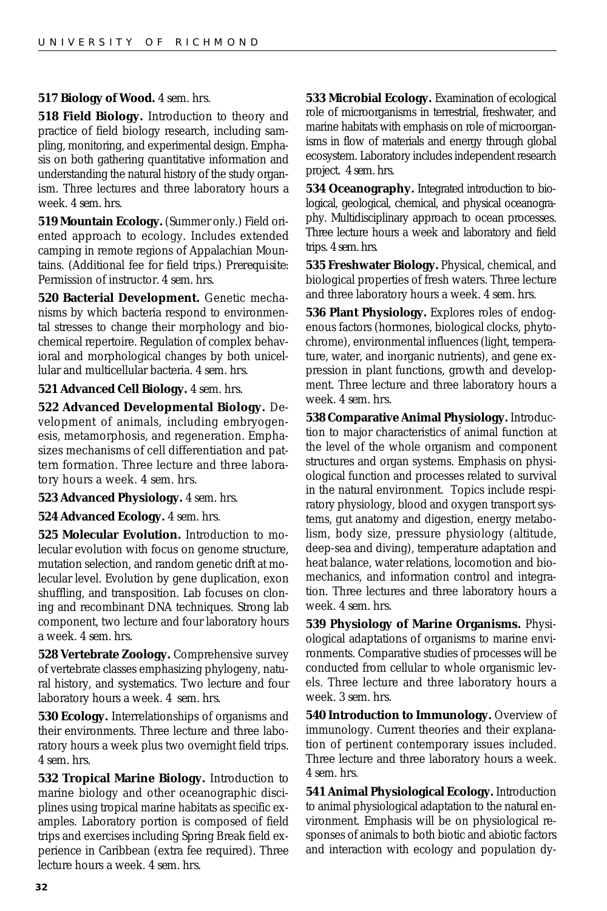**517 Biology of Wood.** 4 sem. hrs.

**518 Field Biology.** Introduction to theory and practice of field biology research, including sampling, monitoring, and experimental design. Emphasis on both gathering quantitative information and understanding the natural history of the study organism. Three lectures and three laboratory hours a week. 4 sem. hrs.

**519 Mountain Ecology.** (Summer only.) Field oriented approach to ecology. Includes extended camping in remote regions of Appalachian Mountains. (Additional fee for field trips.) Prerequisite: Permission of instructor. 4 sem. hrs.

**520 Bacterial Development.** Genetic mechanisms by which bacteria respond to environmental stresses to change their morphology and biochemical repertoire. Regulation of complex behavioral and morphological changes by both unicellular and multicellular bacteria. 4 sem. hrs.

**521 Advanced Cell Biology.** 4 sem. hrs.

**522 Advanced Developmental Biology.** Development of animals, including embryogenesis, metamorphosis, and regeneration. Emphasizes mechanisms of cell differentiation and pattern formation. Three lecture and three laboratory hours a week. 4 sem. hrs.

**523 Advanced Physiology.** 4 sem. hrs.

**524 Advanced Ecology.** 4 sem. hrs.

**525 Molecular Evolution.** Introduction to molecular evolution with focus on genome structure, mutation selection, and random genetic drift at molecular level. Evolution by gene duplication, exon shuffling, and transposition. Lab focuses on cloning and recombinant DNA techniques. Strong lab component, two lecture and four laboratory hours a week. 4 sem. hrs.

**528 Vertebrate Zoology.** Comprehensive survey of vertebrate classes emphasizing phylogeny, natural history, and systematics. Two lecture and four laboratory hours a week. 4 sem. hrs.

**530 Ecology.** Interrelationships of organisms and their environments. Three lecture and three laboratory hours a week plus two overnight field trips. 4 sem. hrs.

**532 Tropical Marine Biology.** Introduction to marine biology and other oceanographic disciplines using tropical marine habitats as specific examples. Laboratory portion is composed of field trips and exercises including Spring Break field experience in Caribbean (extra fee required). Three lecture hours a week. 4 sem. hrs.

**533 Microbial Ecology.** Examination of ecological role of microorganisms in terrestrial, freshwater, and marine habitats with emphasis on role of microorganisms in flow of materials and energy through global ecosystem. Laboratory includes independent research project. 4 sem. hrs.

**534 Oceanography.** Integrated introduction to biological, geological, chemical, and physical oceanography. Multidisciplinary approach to ocean processes. Three lecture hours a week and laboratory and field trips. 4 sem. hrs.

**535 Freshwater Biology.** Physical, chemical, and biological properties of fresh waters. Three lecture and three laboratory hours a week. 4 sem. hrs.

**536 Plant Physiology.** Explores roles of endogenous factors (hormones, biological clocks, phytochrome), environmental influences (light, temperature, water, and inorganic nutrients), and gene expression in plant functions, growth and development. Three lecture and three laboratory hours a week. 4 sem. hrs.

**538 Comparative Animal Physiology.** Introduction to major characteristics of animal function at the level of the whole organism and component structures and organ systems. Emphasis on physiological function and processes related to survival in the natural environment. Topics include respiratory physiology, blood and oxygen transport systems, gut anatomy and digestion, energy metabolism, body size, pressure physiology (altitude, deep-sea and diving), temperature adaptation and heat balance, water relations, locomotion and biomechanics, and information control and integration. Three lectures and three laboratory hours a week. 4 sem. hrs.

**539 Physiology of Marine Organisms.** Physiological adaptations of organisms to marine environments. Comparative studies of processes will be conducted from cellular to whole organismic levels. Three lecture and three laboratory hours a week. 3 sem. hrs.

**540 Introduction to Immunology.** Overview of immunology. Current theories and their explanation of pertinent contemporary issues included. Three lecture and three laboratory hours a week. 4 sem. hrs.

**541 Animal Physiological Ecology.** Introduction to animal physiological adaptation to the natural environment. Emphasis will be on physiological responses of animals to both biotic and abiotic factors and interaction with ecology and population dy-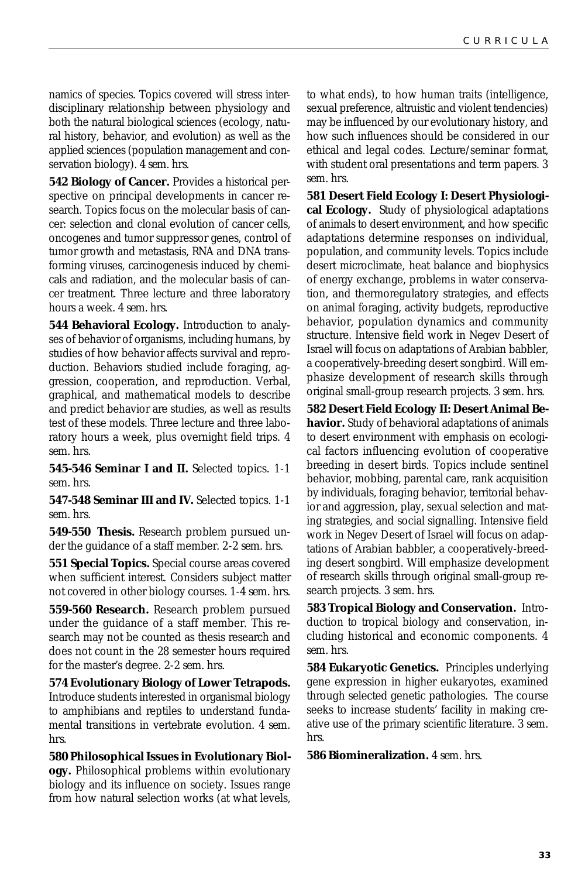namics of species. Topics covered will stress interdisciplinary relationship between physiology and both the natural biological sciences (ecology, natural history, behavior, and evolution) as well as the applied sciences (population management and conservation biology). 4 sem. hrs.

**542 Biology of Cancer.** Provides a historical perspective on principal developments in cancer research. Topics focus on the molecular basis of cancer: selection and clonal evolution of cancer cells, oncogenes and tumor suppressor genes, control of tumor growth and metastasis, RNA and DNA transforming viruses, carcinogenesis induced by chemicals and radiation, and the molecular basis of cancer treatment. Three lecture and three laboratory hours a week. 4 sem. hrs.

**544 Behavioral Ecology.** Introduction to analyses of behavior of organisms, including humans, by studies of how behavior affects survival and reproduction. Behaviors studied include foraging, aggression, cooperation, and reproduction. Verbal, graphical, and mathematical models to describe and predict behavior are studies, as well as results test of these models. Three lecture and three laboratory hours a week, plus overnight field trips. 4 sem. hrs.

**545-546 Seminar I and II.** Selected topics. 1-1 sem. hrs.

**547-548 Seminar III and IV.** Selected topics. 1-1 sem. hrs.

**549-550 Thesis.** Research problem pursued under the guidance of a staff member. 2-2 sem. hrs.

**551 Special Topics.** Special course areas covered when sufficient interest. Considers subject matter not covered in other biology courses. 1-4 sem. hrs.

**559-560 Research.** Research problem pursued under the guidance of a staff member. This research may not be counted as thesis research and does not count in the 28 semester hours required for the master's degree. 2-2 sem. hrs.

**574 Evolutionary Biology of Lower Tetrapods.** Introduce students interested in organismal biology to amphibians and reptiles to understand fundamental transitions in vertebrate evolution. 4 sem. hrs.

**580 Philosophical Issues in Evolutionary Biology.** Philosophical problems within evolutionary biology and its influence on society. Issues range from how natural selection works (at what levels, to what ends), to how human traits (intelligence, sexual preference, altruistic and violent tendencies) may be influenced by our evolutionary history, and how such influences should be considered in our ethical and legal codes. Lecture/seminar format, with student oral presentations and term papers. 3 sem. hrs.

**581 Desert Field Ecology I: Desert Physiological Ecology.** Study of physiological adaptations of animals to desert environment, and how specific adaptations determine responses on individual, population, and community levels. Topics include desert microclimate, heat balance and biophysics of energy exchange, problems in water conservation, and thermoregulatory strategies, and effects on animal foraging, activity budgets, reproductive behavior, population dynamics and community structure. Intensive field work in Negev Desert of Israel will focus on adaptations of Arabian babbler, a cooperatively-breeding desert songbird. Will emphasize development of research skills through original small-group research projects. 3 sem. hrs.

**582 Desert Field Ecology II: Desert Animal Behavior.** Study of behavioral adaptations of animals to desert environment with emphasis on ecological factors influencing evolution of cooperative breeding in desert birds. Topics include sentinel behavior, mobbing, parental care, rank acquisition by individuals, foraging behavior, territorial behavior and aggression, play, sexual selection and mating strategies, and social signalling. Intensive field work in Negev Desert of Israel will focus on adaptations of Arabian babbler, a cooperatively-breeding desert songbird. Will emphasize development of research skills through original small-group research projects. 3 sem. hrs.

**583 Tropical Biology and Conservation.** Introduction to tropical biology and conservation, including historical and economic components. 4 sem. hrs.

**584 Eukaryotic Genetics.** Principles underlying gene expression in higher eukaryotes, examined through selected genetic pathologies. The course seeks to increase students' facility in making creative use of the primary scientific literature. 3 sem. hrs.

**586 Biomineralization.** 4 sem. hrs.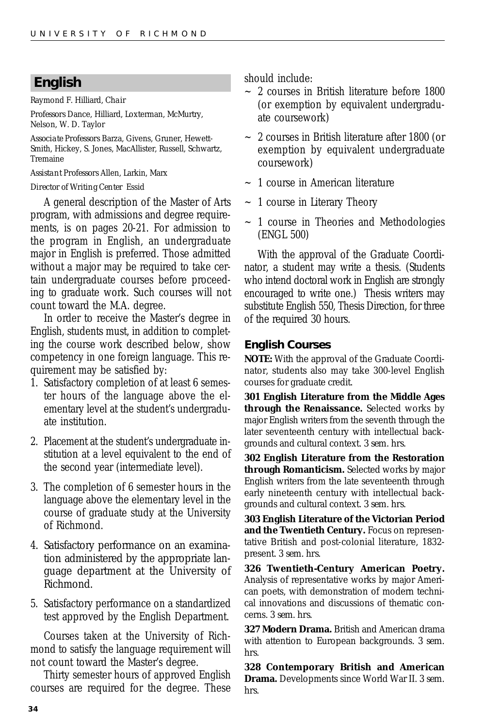## English

*Raymond F. Hilliard, Chair*

*Professors* Dance, Hilliard, Loxterman, McMurtry, Nelson, W. D. Taylor

*Associate Professors* Barza, Givens, Gruner, Hewett-Smith, Hickey, S. Jones, MacAllister, Russell, Schwartz, Tremaine

*Assistant Professors* Allen, Larkin, Marx

*Director of Writing Center* Essid

A general description of the Master of Arts program, with admissions and degree requirements, is on pages 20-21. For admission to the program in English, an undergraduate major in English is preferred. Those admitted without a major may be required to take certain undergraduate courses before proceeding to graduate work. Such courses will not count toward the M.A. degree.

In order to receive the Master's degree in English, students must, in addition to completing the course work described below, show competency in one foreign language. This requirement may be satisfied by:

1. Satisfactory completion of at least 6 semester hours of the language above the elementary level at the student's undergraduate institution.
2. Placement at the student's undergraduate institution at a level equivalent to the end of the second year (intermediate level).
3. The completion of 6 semester hours in the language above the elementary level in the course of graduate study at the University of Richmond.
4. Satisfactory performance on an examination administered by the appropriate language department at the University of Richmond.
5. Satisfactory performance on a standardized test approved by the English Department.

Courses taken at the University of Richmond to satisfy the language requirement will not count toward the Master's degree.

Thirty semester hours of approved English courses are required for the degree. These should include:

- ~ 2 courses in British literature before 1800 (or exemption by equivalent undergraduate coursework)
- ~ 2 courses in British literature after 1800 (or exemption by equivalent undergraduate coursework)
- ~ 1 course in American literature
- ~ 1 course in Literary Theory
- ~ 1 course in Theories and Methodologies (ENGL 500)

With the approval of the Graduate Coordinator, a student may write a thesis. (Students who intend doctoral work in English are strongly encouraged to write one.) Thesis writers may substitute English 550, Thesis Direction, for three of the required 30 hours.

### English Courses

**NOTE:** With the approval of the Graduate Coordinator, students also may take 300-level English courses for graduate credit.

**301 English Literature from the Middle Ages through the Renaissance.** Selected works by major English writers from the seventh through the later seventeenth century with intellectual backgrounds and cultural context. 3 sem. hrs.

**302 English Literature from the Restoration through Romanticism.** Selected works by major English writers from the late seventeenth through early nineteenth century with intellectual backgrounds and cultural context. 3 sem. hrs.

**303 English Literature of the Victorian Period and the Twentieth Century.** Focus on representative British and post-colonial literature, 1832-present. 3 sem. hrs.

**326 Twentieth-Century American Poetry.** Analysis of representative works by major American poets, with demonstration of modern technical innovations and discussions of thematic concerns. 3 sem. hrs.

**327 Modern Drama.** British and American drama with attention to European backgrounds. 3 sem. hrs.

**328 Contemporary British and American Drama.** Developments since World War II. 3 sem. hrs.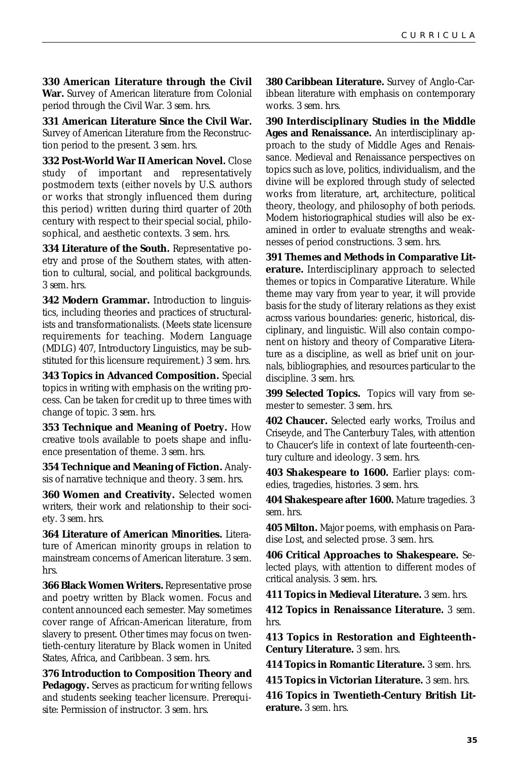**330 American Literature through the Civil War.** Survey of American literature from Colonial period through the Civil War. 3 sem. hrs.

**331 American Literature Since the Civil War.** Survey of American Literature from the Reconstruction period to the present. 3 sem. hrs.

**332 Post-World War II American Novel.** Close study of important and representatively postmodern texts (either novels by U.S. authors or works that strongly influenced them during this period) written during third quarter of 20th century with respect to their special social, philosophical, and aesthetic contexts. 3 sem. hrs.

**334 Literature of the South.** Representative poetry and prose of the Southern states, with attention to cultural, social, and political backgrounds. 3 sem. hrs.

**342 Modern Grammar.** Introduction to linguistics, including theories and practices of structuralists and transformationalists. (Meets state licensure requirements for teaching. Modern Language (MDLG) 407, Introductory Linguistics, may be substituted for this licensure requirement.) 3 sem. hrs.

**343 Topics in Advanced Composition.** Special topics in writing with emphasis on the writing process. Can be taken for credit up to three times with change of topic. 3 sem. hrs.

**353 Technique and Meaning of Poetry.** How creative tools available to poets shape and influence presentation of theme. 3 sem. hrs.

**354 Technique and Meaning of Fiction.** Analysis of narrative technique and theory. 3 sem. hrs.

**360 Women and Creativity.** Selected women writers, their work and relationship to their society. 3 sem. hrs.

**364 Literature of American Minorities.** Literature of American minority groups in relation to mainstream concerns of American literature. 3 sem. hrs.

**366 Black Women Writers.** Representative prose and poetry written by Black women. Focus and content announced each semester. May sometimes cover range of African-American literature, from slavery to present. Other times may focus on twentieth-century literature by Black women in United States, Africa, and Caribbean. 3 sem. hrs.

**376 Introduction to Composition Theory and Pedagogy.** Serves as practicum for writing fellows and students seeking teacher licensure. Prerequisite: Permission of instructor. 3 sem. hrs.

**380 Caribbean Literature.** Survey of Anglo-Caribbean literature with emphasis on contemporary works. 3 sem. hrs.

**390 Interdisciplinary Studies in the Middle Ages and Renaissance.** An interdisciplinary approach to the study of Middle Ages and Renaissance. Medieval and Renaissance perspectives on topics such as love, politics, individualism, and the divine will be explored through study of selected works from literature, art, architecture, political theory, theology, and philosophy of both periods. Modern historiographical studies will also be examined in order to evaluate strengths and weaknesses of period constructions. 3 sem. hrs.

**391 Themes and Methods in Comparative Literature.** Interdisciplinary approach to selected themes or topics in Comparative Literature. While theme may vary from year to year, it will provide basis for the study of literary relations as they exist across various boundaries: generic, historical, disciplinary, and linguistic. Will also contain component on history and theory of Comparative Literature as a discipline, as well as brief unit on journals, bibliographies, and resources particular to the discipline. 3 sem. hrs.

**399 Selected Topics.** Topics will vary from semester to semester. 3 sem. hrs.

**402 Chaucer.** Selected early works, Troilus and Criseyde, and The Canterbury Tales, with attention to Chaucer's life in context of late fourteenth-century culture and ideology. 3 sem. hrs.

**403 Shakespeare to 1600.** Earlier plays: comedies, tragedies, histories. 3 sem. hrs.

**404 Shakespeare after 1600.** Mature tragedies. 3 sem. hrs.

**405 Milton.** Major poems, with emphasis on Paradise Lost, and selected prose. 3 sem. hrs.

**406 Critical Approaches to Shakespeare.** Selected plays, with attention to different modes of critical analysis. 3 sem. hrs.

**411 Topics in Medieval Literature.** 3 sem. hrs.

**412 Topics in Renaissance Literature.** 3 sem. hrs.

**413 Topics in Restoration and Eighteenth-Century Literature.** 3 sem. hrs.

**414 Topics in Romantic Literature.** 3 sem. hrs.

**415 Topics in Victorian Literature.** 3 sem. hrs.

**416 Topics in Twentieth-Century British Literature.** 3 sem. hrs.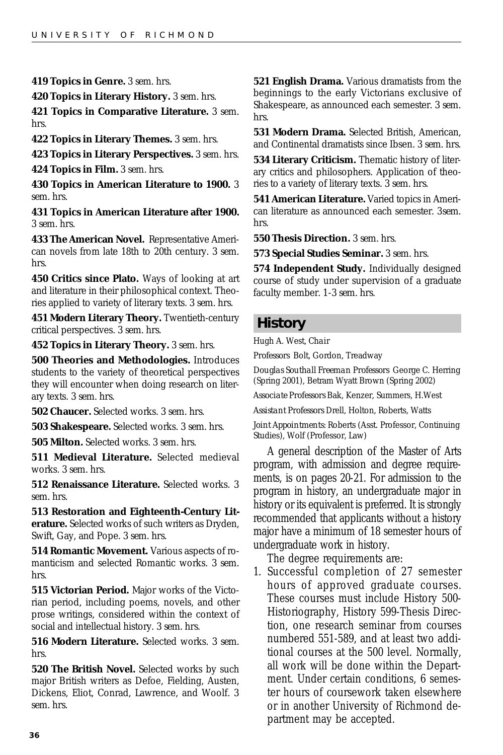**419 Topics in Genre.** 3 sem. hrs.

**420 Topics in Literary History.** 3 sem. hrs.

**421 Topics in Comparative Literature.** 3 sem. hrs.

**422 Topics in Literary Themes.** 3 sem. hrs.

**423 Topics in Literary Perspectives.** 3 sem. hrs.

**424 Topics in Film.** 3 sem. hrs.

**430 Topics in American Literature to 1900.** 3 sem. hrs.

**431 Topics in American Literature after 1900.** 3 sem. hrs.

**433 The American Novel.** Representative American novels from late 18th to 20th century. 3 sem. hrs.

**450 Critics since Plato.** Ways of looking at art and literature in their philosophical context. Theories applied to variety of literary texts. 3 sem. hrs.

**451 Modern Literary Theory.** Twentieth-century critical perspectives. 3 sem. hrs.

**452 Topics in Literary Theory.** 3 sem. hrs.

**500 Theories and Methodologies.** Introduces students to the variety of theoretical perspectives they will encounter when doing research on literary texts. 3 sem. hrs.

**502 Chaucer.** Selected works. 3 sem. hrs.

**503 Shakespeare.** Selected works. 3 sem. hrs.

**505 Milton.** Selected works. 3 sem. hrs.

**511 Medieval Literature.** Selected medieval works. 3 sem. hrs.

**512 Renaissance Literature.** Selected works. 3 sem. hrs.

**513 Restoration and Eighteenth-Century Literature.** Selected works of such writers as Dryden, Swift, Gay, and Pope. 3 sem. hrs.

**514 Romantic Movement.** Various aspects of romanticism and selected Romantic works. 3 sem. hrs.

**515 Victorian Period.** Major works of the Victorian period, including poems, novels, and other prose writings, considered within the context of social and intellectual history. 3 sem. hrs.

**516 Modern Literature.** Selected works. 3 sem. hrs.

**520 The British Novel.** Selected works by such major British writers as Defoe, Fielding, Austen, Dickens, Eliot, Conrad, Lawrence, and Woolf. 3 sem. hrs.

**521 English Drama.** Various dramatists from the beginnings to the early Victorians exclusive of Shakespeare, as announced each semester. 3 sem. hrs.

**531 Modern Drama.** Selected British, American, and Continental dramatists since Ibsen. 3 sem. hrs.

**534 Literary Criticism.** Thematic history of literary critics and philosophers. Application of theories to a variety of literary texts. 3 sem. hrs.

**541 American Literature.** Varied topics in American literature as announced each semester. 3sem. hrs.

**550 Thesis Direction.** 3 sem. hrs.

**573 Special Studies Seminar.** 3 sem. hrs.

**574 Independent Study.** Individually designed course of study under supervision of a graduate faculty member. 1-3 sem. hrs.

## History

Hugh A. West, *Chair*

*Professors* Bolt, Gordon, Treadway

*Douglas Southall Freeman Professors* George C. Herring (Spring 2001), Betram Wyatt Brown (Spring 2002)

*Associate Professors* Bak, Kenzer, Summers, H.West

*Assistant Professors* Drell, Holton, Roberts, Watts

*Joint Appointments:* Roberts (Asst. Professor, Continuing Studies), Wolf (Professor, Law)

A general description of the Master of Arts program, with admission and degree requirements, is on pages 20-21. For admission to the program in history, an undergraduate major in history or its equivalent is preferred. It is strongly recommended that applicants without a history major have a minimum of 18 semester hours of undergraduate work in history.

The degree requirements are:

1. Successful completion of 27 semester hours of approved graduate courses. These courses must include History 500-Historiography, History 599-Thesis Direction, one research seminar from courses numbered 551-589, and at least two additional courses at the 500 level. Normally, all work will be done within the Department. Under certain conditions, 6 semester hours of coursework taken elsewhere or in another University of Richmond department may be accepted.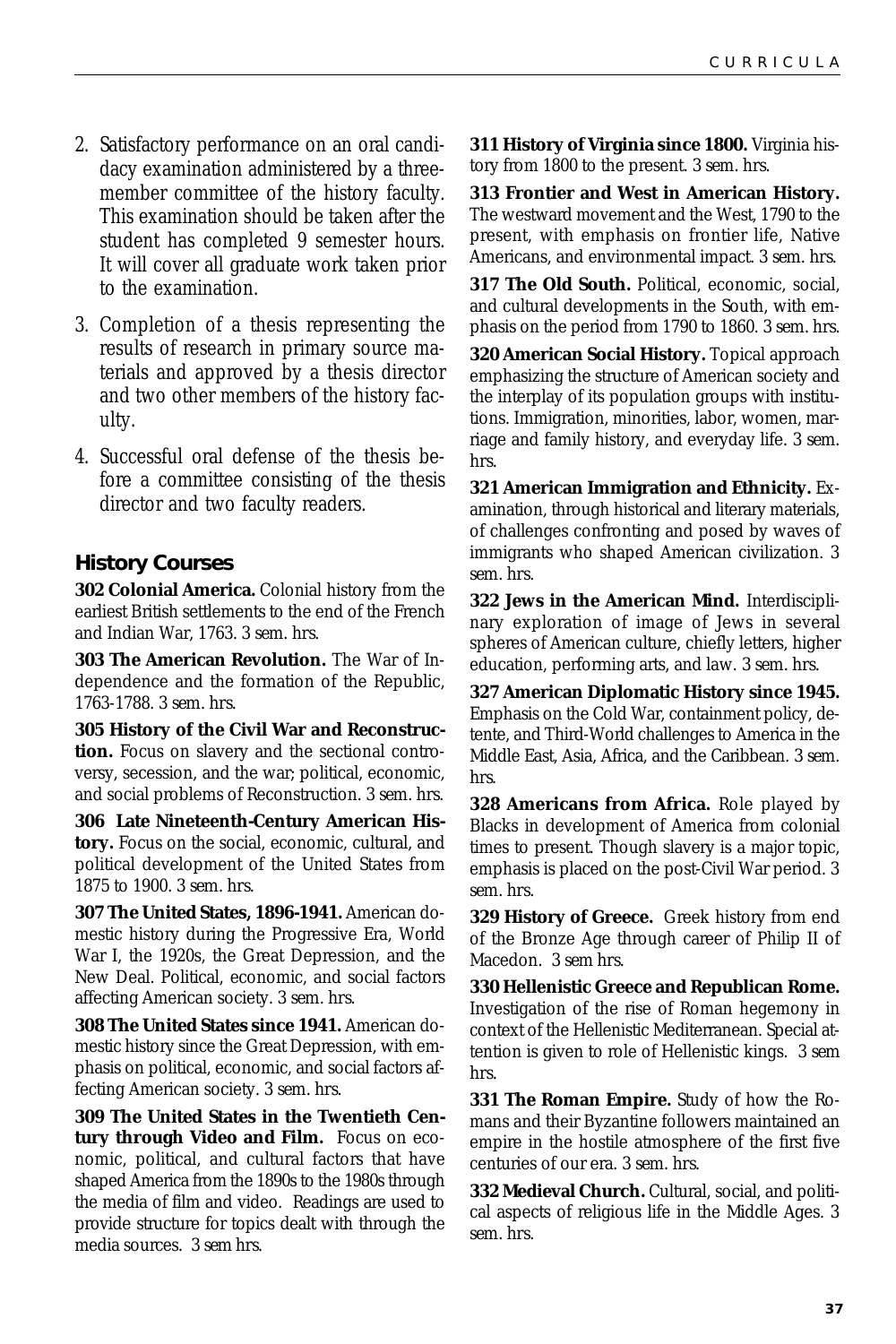2. Satisfactory performance on an oral candidacy examination administered by a three-member committee of the history faculty. This examination should be taken after the student has completed 9 semester hours. It will cover all graduate work taken prior to the examination.

3. Completion of a thesis representing the results of research in primary source materials and approved by a thesis director and two other members of the history faculty.

4. Successful oral defense of the thesis before a committee consisting of the thesis director and two faculty readers.

## History Courses

**302 Colonial America.** Colonial history from the earliest British settlements to the end of the French and Indian War, 1763. 3 sem. hrs.

**303 The American Revolution.** The War of Independence and the formation of the Republic, 1763-1788. 3 sem. hrs.

**305 History of the Civil War and Reconstruction.** Focus on slavery and the sectional controversy, secession, and the war; political, economic, and social problems of Reconstruction. 3 sem. hrs.

**306 Late Nineteenth-Century American History.** Focus on the social, economic, cultural, and political development of the United States from 1875 to 1900. 3 sem. hrs.

**307 The United States, 1896-1941.** American domestic history during the Progressive Era, World War I, the 1920s, the Great Depression, and the New Deal. Political, economic, and social factors affecting American society. 3 sem. hrs.

**308 The United States since 1941.** American domestic history since the Great Depression, with emphasis on political, economic, and social factors affecting American society. 3 sem. hrs.

**309 The United States in the Twentieth Century through Video and Film.** Focus on economic, political, and cultural factors that have shaped America from the 1890s to the 1980s through the media of film and video. Readings are used to provide structure for topics dealt with through the media sources. 3 sem hrs.

**311 History of Virginia since 1800.** Virginia history from 1800 to the present. 3 sem. hrs.

**313 Frontier and West in American History.** The westward movement and the West, 1790 to the present, with emphasis on frontier life, Native Americans, and environmental impact. 3 sem. hrs.

**317 The Old South.** Political, economic, social, and cultural developments in the South, with emphasis on the period from 1790 to 1860. 3 sem. hrs.

**320 American Social History.** Topical approach emphasizing the structure of American society and the interplay of its population groups with institutions. Immigration, minorities, labor, women, marriage and family history, and everyday life. 3 sem. hrs.

**321 American Immigration and Ethnicity.** Examination, through historical and literary materials, of challenges confronting and posed by waves of immigrants who shaped American civilization. 3 sem. hrs.

**322 Jews in the American Mind.** Interdisciplinary exploration of image of Jews in several spheres of American culture, chiefly letters, higher education, performing arts, and law. 3 sem. hrs.

**327 American Diplomatic History since 1945.** Emphasis on the Cold War, containment policy, detente, and Third-World challenges to America in the Middle East, Asia, Africa, and the Caribbean. 3 sem. hrs.

**328 Americans from Africa.** Role played by Blacks in development of America from colonial times to present. Though slavery is a major topic, emphasis is placed on the post-Civil War period. 3 sem. hrs.

**329 History of Greece.** Greek history from end of the Bronze Age through career of Philip II of Macedon. 3 sem hrs.

**330 Hellenistic Greece and Republican Rome.** Investigation of the rise of Roman hegemony in context of the Hellenistic Mediterranean. Special attention is given to role of Hellenistic kings. 3 sem hrs.

**331 The Roman Empire.** Study of how the Romans and their Byzantine followers maintained an empire in the hostile atmosphere of the first five centuries of our era. 3 sem. hrs.

**332 Medieval Church.** Cultural, social, and political aspects of religious life in the Middle Ages. 3 sem. hrs.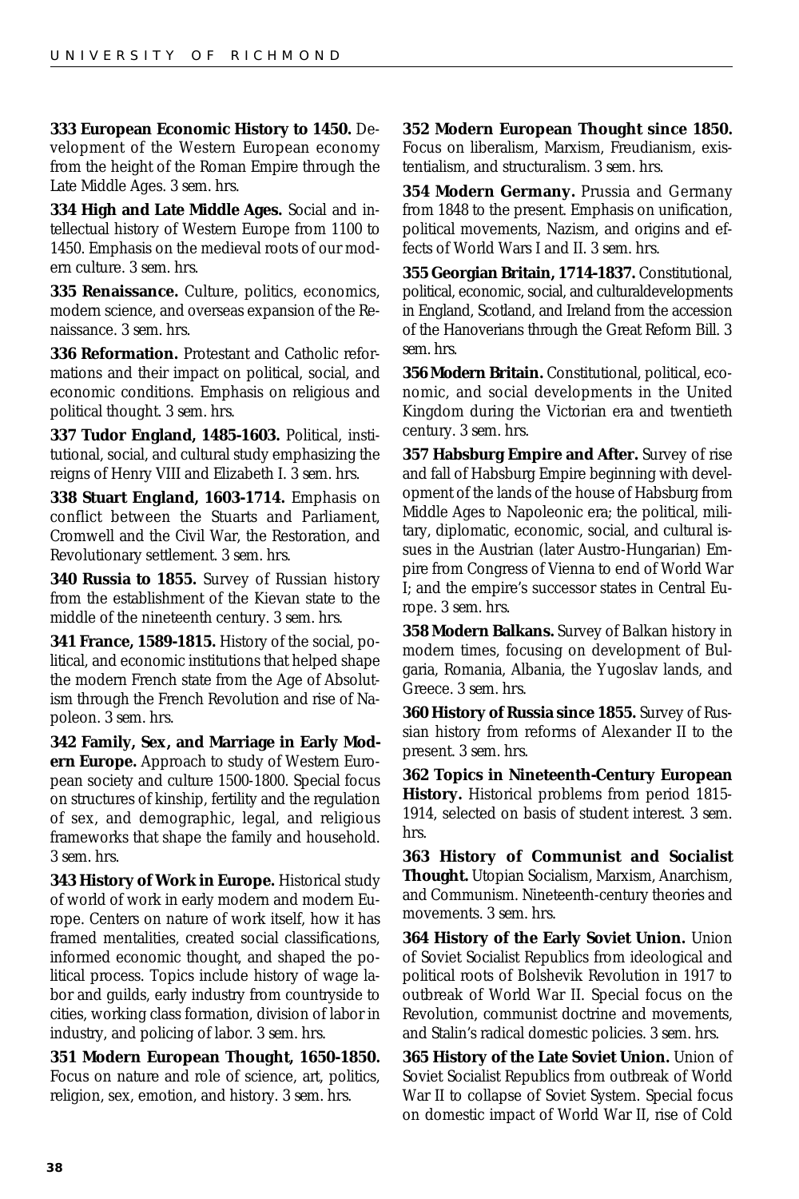**333 European Economic History to 1450.** Development of the Western European economy from the height of the Roman Empire through the Late Middle Ages. 3 sem. hrs.

**334 High and Late Middle Ages.** Social and intellectual history of Western Europe from 1100 to 1450. Emphasis on the medieval roots of our modern culture. 3 sem. hrs.

**335 Renaissance.** Culture, politics, economics, modern science, and overseas expansion of the Renaissance. 3 sem. hrs.

**336 Reformation.** Protestant and Catholic reformations and their impact on political, social, and economic conditions. Emphasis on religious and political thought. 3 sem. hrs.

**337 Tudor England, 1485-1603.** Political, institutional, social, and cultural study emphasizing the reigns of Henry VIII and Elizabeth I. 3 sem. hrs.

**338 Stuart England, 1603-1714.** Emphasis on conflict between the Stuarts and Parliament, Cromwell and the Civil War, the Restoration, and Revolutionary settlement. 3 sem. hrs.

**340 Russia to 1855.** Survey of Russian history from the establishment of the Kievan state to the middle of the nineteenth century. 3 sem. hrs.

**341 France, 1589-1815.** History of the social, political, and economic institutions that helped shape the modern French state from the Age of Absolutism through the French Revolution and rise of Napoleon. 3 sem. hrs.

**342 Family, Sex, and Marriage in Early Modern Europe.** Approach to study of Western European society and culture 1500-1800. Special focus on structures of kinship, fertility and the regulation of sex, and demographic, legal, and religious frameworks that shape the family and household. 3 sem. hrs.

**343 History of Work in Europe.** Historical study of world of work in early modern and modern Europe. Centers on nature of work itself, how it has framed mentalities, created social classifications, informed economic thought, and shaped the political process. Topics include history of wage labor and guilds, early industry from countryside to cities, working class formation, division of labor in industry, and policing of labor. 3 sem. hrs.

**351 Modern European Thought, 1650-1850.** Focus on nature and role of science, art, politics, religion, sex, emotion, and history. 3 sem. hrs.

**352 Modern European Thought since 1850.** Focus on liberalism, Marxism, Freudianism, existentialism, and structuralism. 3 sem. hrs.

**354 Modern Germany.** Prussia and Germany from 1848 to the present. Emphasis on unification, political movements, Nazism, and origins and effects of World Wars I and II. 3 sem. hrs.

**355 Georgian Britain, 1714-1837.** Constitutional, political, economic, social, and culturaldevelopments in England, Scotland, and Ireland from the accession of the Hanoverians through the Great Reform Bill. 3 sem. hrs.

**356 Modern Britain.** Constitutional, political, economic, and social developments in the United Kingdom during the Victorian era and twentieth century. 3 sem. hrs.

**357 Habsburg Empire and After.** Survey of rise and fall of Habsburg Empire beginning with development of the lands of the house of Habsburg from Middle Ages to Napoleonic era; the political, military, diplomatic, economic, social, and cultural issues in the Austrian (later Austro-Hungarian) Empire from Congress of Vienna to end of World War I; and the empire's successor states in Central Europe. 3 sem. hrs.

**358 Modern Balkans.** Survey of Balkan history in modern times, focusing on development of Bulgaria, Romania, Albania, the Yugoslav lands, and Greece. 3 sem. hrs.

**360 History of Russia since 1855.** Survey of Russian history from reforms of Alexander II to the present. 3 sem. hrs.

**362 Topics in Nineteenth-Century European History.** Historical problems from period 1815-1914, selected on basis of student interest. 3 sem. hrs.

**363 History of Communist and Socialist Thought.** Utopian Socialism, Marxism, Anarchism, and Communism. Nineteenth-century theories and movements. 3 sem. hrs.

**364 History of the Early Soviet Union.** Union of Soviet Socialist Republics from ideological and political roots of Bolshevik Revolution in 1917 to outbreak of World War II. Special focus on the Revolution, communist doctrine and movements, and Stalin's radical domestic policies. 3 sem. hrs.

**365 History of the Late Soviet Union.** Union of Soviet Socialist Republics from outbreak of World War II to collapse of Soviet System. Special focus on domestic impact of World War II, rise of Cold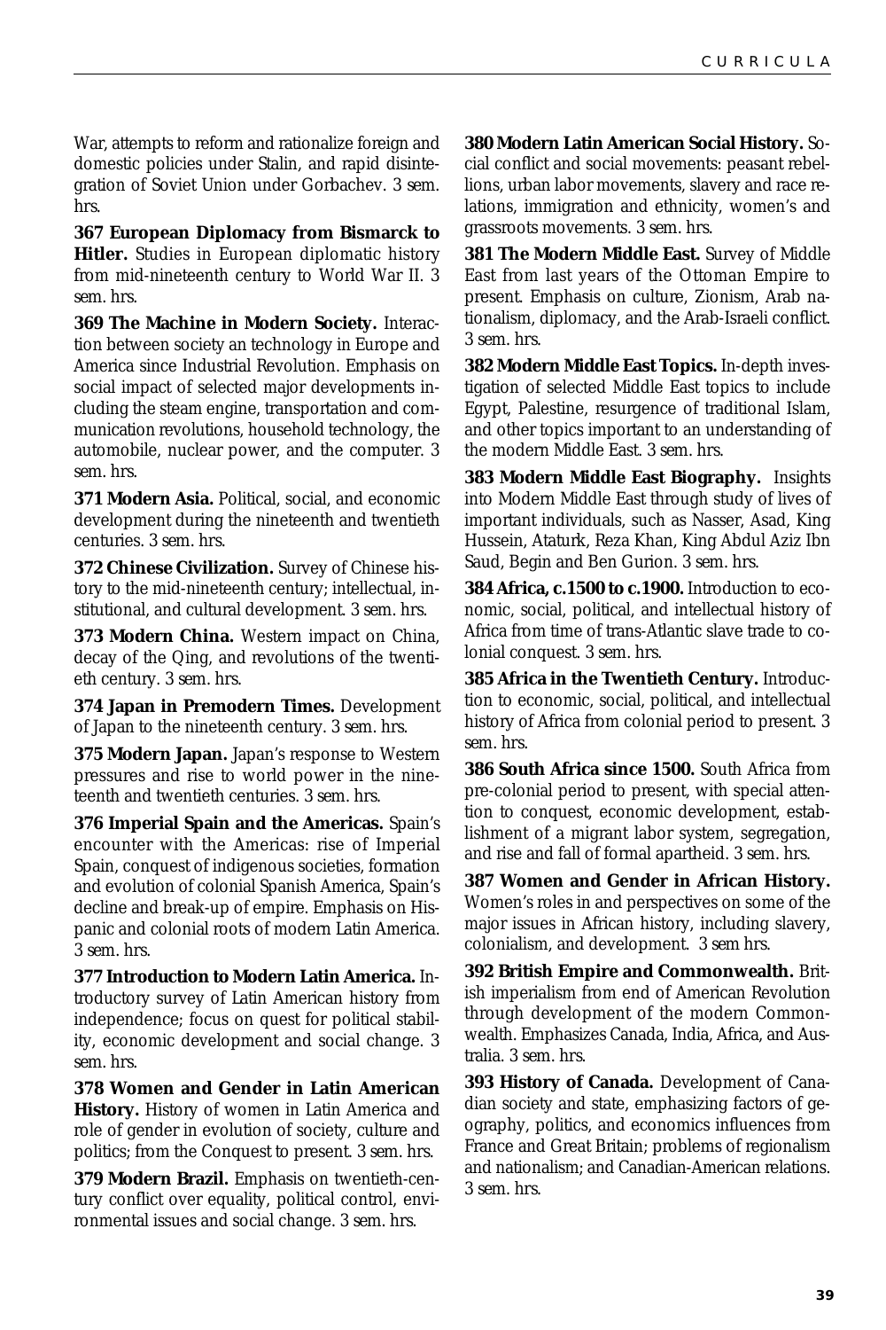War, attempts to reform and rationalize foreign and domestic policies under Stalin, and rapid disintegration of Soviet Union under Gorbachev. 3 sem. hrs.

**367 European Diplomacy from Bismarck to Hitler.** Studies in European diplomatic history from mid-nineteenth century to World War II. 3 sem. hrs.

**369 The Machine in Modern Society.** Interaction between society an technology in Europe and America since Industrial Revolution. Emphasis on social impact of selected major developments including the steam engine, transportation and communication revolutions, household technology, the automobile, nuclear power, and the computer. 3 sem. hrs.

**371 Modern Asia.** Political, social, and economic development during the nineteenth and twentieth centuries. 3 sem. hrs.

**372 Chinese Civilization.** Survey of Chinese history to the mid-nineteenth century; intellectual, institutional, and cultural development. 3 sem. hrs.

**373 Modern China.** Western impact on China, decay of the Qing, and revolutions of the twentieth century. 3 sem. hrs.

**374 Japan in Premodern Times.** Development of Japan to the nineteenth century. 3 sem. hrs.

**375 Modern Japan.** Japan's response to Western pressures and rise to world power in the nineteenth and twentieth centuries. 3 sem. hrs.

**376 Imperial Spain and the Americas.** Spain's encounter with the Americas: rise of Imperial Spain, conquest of indigenous societies, formation and evolution of colonial Spanish America, Spain's decline and break-up of empire. Emphasis on Hispanic and colonial roots of modern Latin America. 3 sem. hrs.

**377 Introduction to Modern Latin America.** Introductory survey of Latin American history from independence; focus on quest for political stability, economic development and social change. 3 sem. hrs.

**378 Women and Gender in Latin American History.** History of women in Latin America and role of gender in evolution of society, culture and politics; from the Conquest to present. 3 sem. hrs.

**379 Modern Brazil.** Emphasis on twentieth-century conflict over equality, political control, environmental issues and social change. 3 sem. hrs.

**380 Modern Latin American Social History.** Social conflict and social movements: peasant rebellions, urban labor movements, slavery and race relations, immigration and ethnicity, women's and grassroots movements. 3 sem. hrs.

**381 The Modern Middle East.** Survey of Middle East from last years of the Ottoman Empire to present. Emphasis on culture, Zionism, Arab nationalism, diplomacy, and the Arab-Israeli conflict. 3 sem. hrs.

**382 Modern Middle East Topics.** In-depth investigation of selected Middle East topics to include Egypt, Palestine, resurgence of traditional Islam, and other topics important to an understanding of the modern Middle East. 3 sem. hrs.

**383 Modern Middle East Biography.** Insights into Modern Middle East through study of lives of important individuals, such as Nasser, Asad, King Hussein, Ataturk, Reza Khan, King Abdul Aziz Ibn Saud, Begin and Ben Gurion. 3 sem. hrs.

**384 Africa, c.1500 to c.1900.** Introduction to economic, social, political, and intellectual history of Africa from time of trans-Atlantic slave trade to colonial conquest. 3 sem. hrs.

**385 Africa in the Twentieth Century.** Introduction to economic, social, political, and intellectual history of Africa from colonial period to present. 3 sem. hrs.

**386 South Africa since 1500.** South Africa from pre-colonial period to present, with special attention to conquest, economic development, establishment of a migrant labor system, segregation, and rise and fall of formal apartheid. 3 sem. hrs.

**387 Women and Gender in African History.** Women's roles in and perspectives on some of the major issues in African history, including slavery, colonialism, and development. 3 sem hrs.

**392 British Empire and Commonwealth.** British imperialism from end of American Revolution through development of the modern Commonwealth. Emphasizes Canada, India, Africa, and Australia. 3 sem. hrs.

**393 History of Canada.** Development of Canadian society and state, emphasizing factors of geography, politics, and economics influences from France and Great Britain; problems of regionalism and nationalism; and Canadian-American relations. 3 sem. hrs.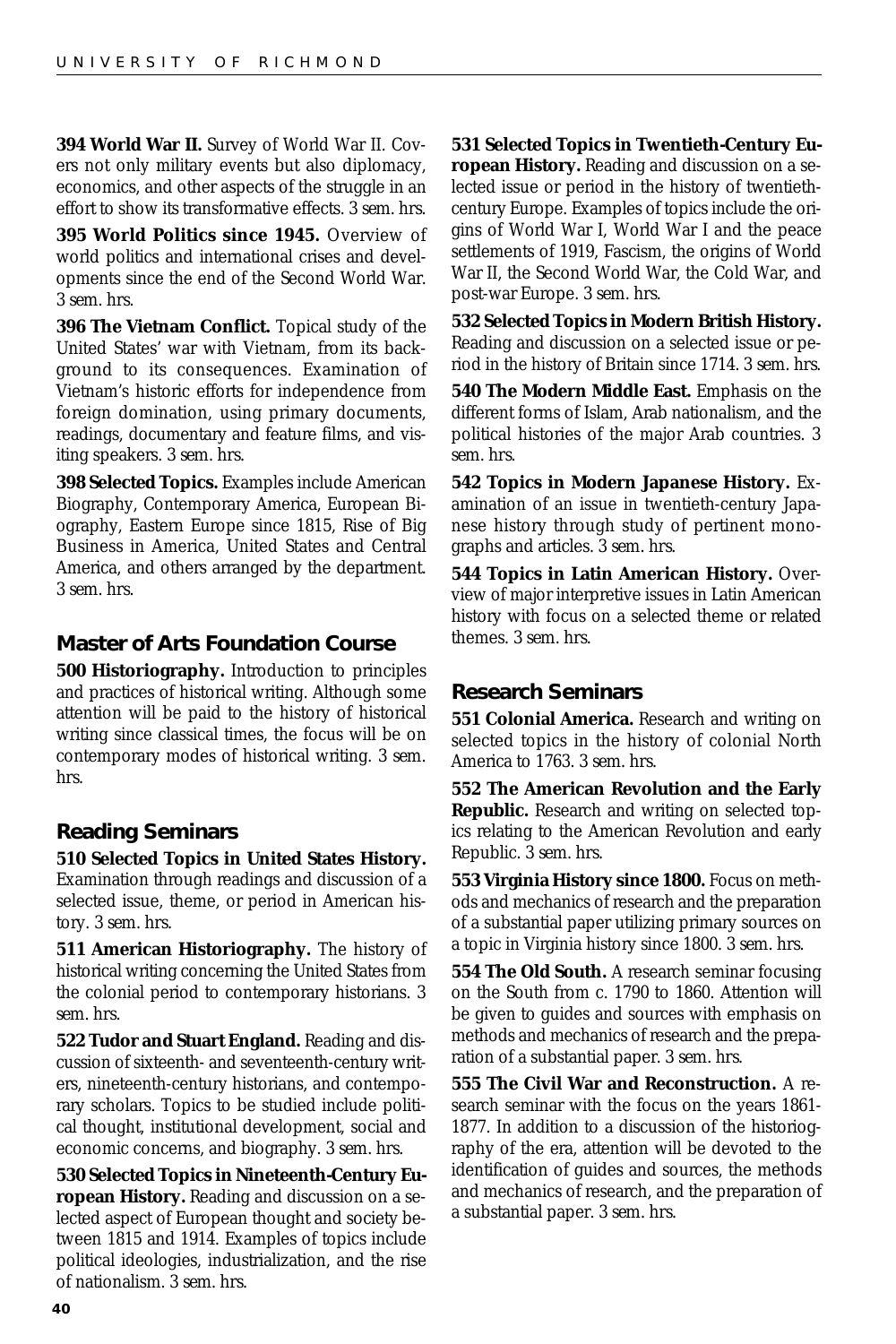**394 World War II.** Survey of World War II. Covers not only military events but also diplomacy, economics, and other aspects of the struggle in an effort to show its transformative effects. 3 sem. hrs.

**395 World Politics since 1945.** Overview of world politics and international crises and developments since the end of the Second World War. 3 sem. hrs.

**396 The Vietnam Conflict.** Topical study of the United States' war with Vietnam, from its background to its consequences. Examination of Vietnam's historic efforts for independence from foreign domination, using primary documents, readings, documentary and feature films, and visiting speakers. 3 sem. hrs.

**398 Selected Topics.** Examples include American Biography, Contemporary America, European Biography, Eastern Europe since 1815, Rise of Big Business in America, United States and Central America, and others arranged by the department. 3 sem. hrs.

## Master of Arts Foundation Course

**500 Historiography.** Introduction to principles and practices of historical writing. Although some attention will be paid to the history of historical writing since classical times, the focus will be on contemporary modes of historical writing. 3 sem. hrs.

## Reading Seminars

**510 Selected Topics in United States History.** Examination through readings and discussion of a selected issue, theme, or period in American history. 3 sem. hrs.

**511 American Historiography.** The history of historical writing concerning the United States from the colonial period to contemporary historians. 3 sem. hrs.

**522 Tudor and Stuart England.** Reading and discussion of sixteenth- and seventeenth-century writers, nineteenth-century historians, and contemporary scholars. Topics to be studied include political thought, institutional development, social and economic concerns, and biography. 3 sem. hrs.

**530 Selected Topics in Nineteenth-Century European History.** Reading and discussion on a selected aspect of European thought and society between 1815 and 1914. Examples of topics include political ideologies, industrialization, and the rise of nationalism. 3 sem. hrs.

**531 Selected Topics in Twentieth-Century European History.** Reading and discussion on a selected issue or period in the history of twentieth-century Europe. Examples of topics include the origins of World War I, World War I and the peace settlements of 1919, Fascism, the origins of World War II, the Second World War, the Cold War, and post-war Europe. 3 sem. hrs.

**532 Selected Topics in Modern British History.** Reading and discussion on a selected issue or period in the history of Britain since 1714. 3 sem. hrs.

**540 The Modern Middle East.** Emphasis on the different forms of Islam, Arab nationalism, and the political histories of the major Arab countries. 3 sem. hrs.

**542 Topics in Modern Japanese History.** Examination of an issue in twentieth-century Japanese history through study of pertinent monographs and articles. 3 sem. hrs.

**544 Topics in Latin American History.** Overview of major interpretive issues in Latin American history with focus on a selected theme or related themes. 3 sem. hrs.

## Research Seminars

**551 Colonial America.** Research and writing on selected topics in the history of colonial North America to 1763. 3 sem. hrs.

**552 The American Revolution and the Early Republic.** Research and writing on selected topics relating to the American Revolution and early Republic. 3 sem. hrs.

**553 Virginia History since 1800.** Focus on methods and mechanics of research and the preparation of a substantial paper utilizing primary sources on a topic in Virginia history since 1800. 3 sem. hrs.

**554 The Old South.** A research seminar focusing on the South from c. 1790 to 1860. Attention will be given to guides and sources with emphasis on methods and mechanics of research and the preparation of a substantial paper. 3 sem. hrs.

**555 The Civil War and Reconstruction.** A research seminar with the focus on the years 1861-1877. In addition to a discussion of the historiography of the era, attention will be devoted to the identification of guides and sources, the methods and mechanics of research, and the preparation of a substantial paper. 3 sem. hrs.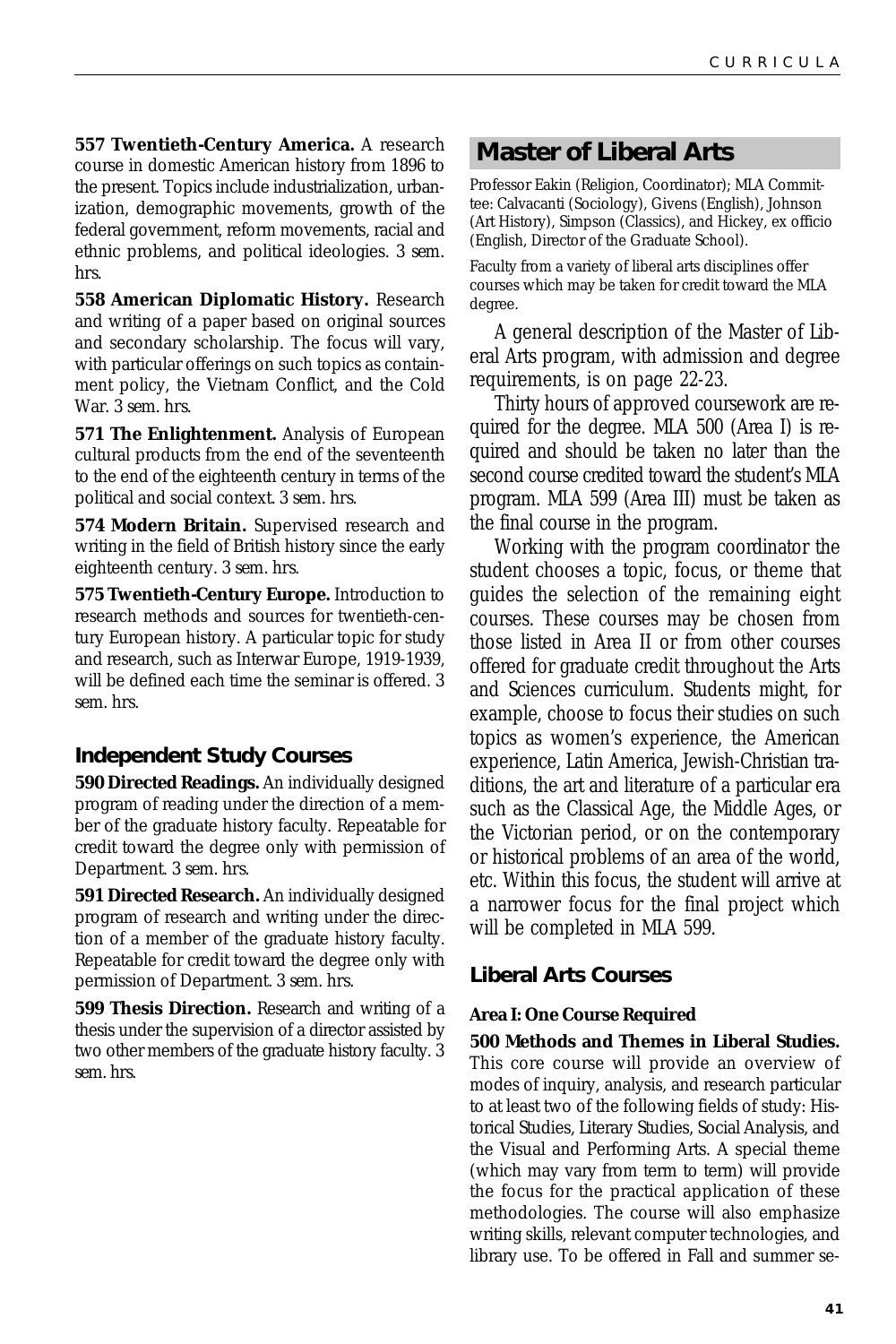**557 Twentieth-Century America.** A research course in domestic American history from 1896 to the present. Topics include industrialization, urbanization, demographic movements, growth of the federal government, reform movements, racial and ethnic problems, and political ideologies. 3 sem. hrs.

**558 American Diplomatic History.** Research and writing of a paper based on original sources and secondary scholarship. The focus will vary, with particular offerings on such topics as containment policy, the Vietnam Conflict, and the Cold War. 3 sem. hrs.

**571 The Enlightenment.** Analysis of European cultural products from the end of the seventeenth to the end of the eighteenth century in terms of the political and social context. 3 sem. hrs.

**574 Modern Britain.** Supervised research and writing in the field of British history since the early eighteenth century. 3 sem. hrs.

**575 Twentieth-Century Europe.** Introduction to research methods and sources for twentieth-century European history. A particular topic for study and research, such as Interwar Europe, 1919-1939, will be defined each time the seminar is offered. 3 sem. hrs.

### Independent Study Courses

**590 Directed Readings.** An individually designed program of reading under the direction of a member of the graduate history faculty. Repeatable for credit toward the degree only with permission of Department. 3 sem. hrs.

**591 Directed Research.** An individually designed program of research and writing under the direction of a member of the graduate history faculty. Repeatable for credit toward the degree only with permission of Department. 3 sem. hrs.

**599 Thesis Direction.** Research and writing of a thesis under the supervision of a director assisted by two other members of the graduate history faculty. 3 sem. hrs.

## Master of Liberal Arts

Professor Eakin (Religion, Coordinator); MLA Committee: Calvacanti (Sociology), Givens (English), Johnson (Art History), Simpson (Classics), and Hickey, ex officio (English, Director of the Graduate School).

Faculty from a variety of liberal arts disciplines offer courses which may be taken for credit toward the MLA degree.

A general description of the Master of Liberal Arts program, with admission and degree requirements, is on page 22-23.

Thirty hours of approved coursework are required for the degree. MLA 500 (Area I) is required and should be taken no later than the second course credited toward the student's MLA program. MLA 599 (Area III) must be taken as the final course in the program.

Working with the program coordinator the student chooses a topic, focus, or theme that guides the selection of the remaining eight courses. These courses may be chosen from those listed in Area II or from other courses offered for graduate credit throughout the Arts and Sciences curriculum. Students might, for example, choose to focus their studies on such topics as women's experience, the American experience, Latin America, Jewish-Christian traditions, the art and literature of a particular era such as the Classical Age, the Middle Ages, or the Victorian period, or on the contemporary or historical problems of an area of the world, etc. Within this focus, the student will arrive at a narrower focus for the final project which will be completed in MLA 599.

### Liberal Arts Courses

**Area I: One Course Required**

**500 Methods and Themes in Liberal Studies.** This core course will provide an overview of modes of inquiry, analysis, and research particular to at least two of the following fields of study: Historical Studies, Literary Studies, Social Analysis, and the Visual and Performing Arts. A special theme (which may vary from term to term) will provide the focus for the practical application of these methodologies. The course will also emphasize writing skills, relevant computer technologies, and library use. To be offered in Fall and summer se-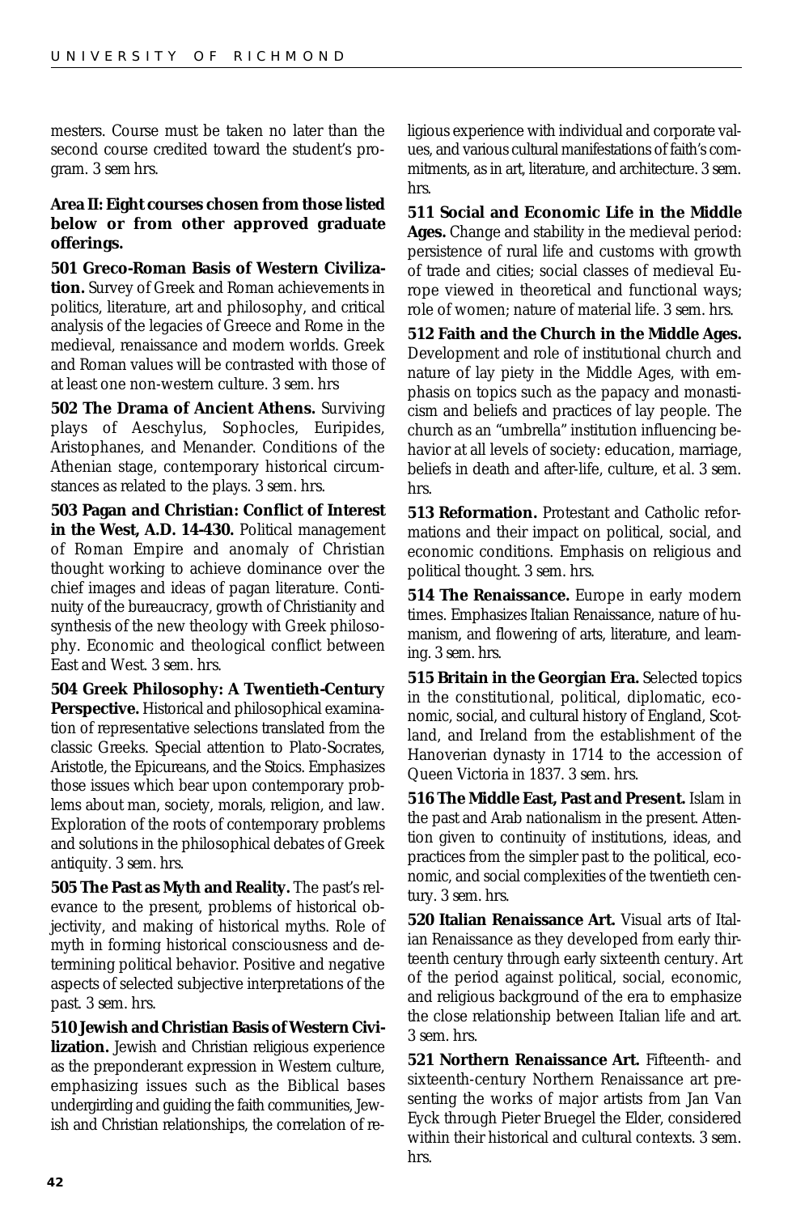mesters. Course must be taken no later than the second course credited toward the student's program. 3 sem hrs.

**Area II: Eight courses chosen from those listed below or from other approved graduate offerings.**

**501 Greco-Roman Basis of Western Civilization.** Survey of Greek and Roman achievements in politics, literature, art and philosophy, and critical analysis of the legacies of Greece and Rome in the medieval, renaissance and modern worlds. Greek and Roman values will be contrasted with those of at least one non-western culture. 3 sem. hrs

**502 The Drama of Ancient Athens.** Surviving plays of Aeschylus, Sophocles, Euripides, Aristophanes, and Menander. Conditions of the Athenian stage, contemporary historical circumstances as related to the plays. 3 sem. hrs.

**503 Pagan and Christian: Conflict of Interest in the West, A.D. 14-430.** Political management of Roman Empire and anomaly of Christian thought working to achieve dominance over the chief images and ideas of pagan literature. Continuity of the bureaucracy, growth of Christianity and synthesis of the new theology with Greek philosophy. Economic and theological conflict between East and West. 3 sem. hrs.

**504 Greek Philosophy: A Twentieth-Century Perspective.** Historical and philosophical examination of representative selections translated from the classic Greeks. Special attention to Plato-Socrates, Aristotle, the Epicureans, and the Stoics. Emphasizes those issues which bear upon contemporary problems about man, society, morals, religion, and law. Exploration of the roots of contemporary problems and solutions in the philosophical debates of Greek antiquity. 3 sem. hrs.

**505 The Past as Myth and Reality.** The past's relevance to the present, problems of historical objectivity, and making of historical myths. Role of myth in forming historical consciousness and determining political behavior. Positive and negative aspects of selected subjective interpretations of the past. 3 sem. hrs.

**510 Jewish and Christian Basis of Western Civilization.** Jewish and Christian religious experience as the preponderant expression in Western culture, emphasizing issues such as the Biblical bases undergirding and guiding the faith communities, Jewish and Christian relationships, the correlation of religious experience with individual and corporate values, and various cultural manifestations of faith's commitments, as in art, literature, and architecture. 3 sem. hrs.

**511 Social and Economic Life in the Middle Ages.** Change and stability in the medieval period: persistence of rural life and customs with growth of trade and cities; social classes of medieval Europe viewed in theoretical and functional ways; role of women; nature of material life. 3 sem. hrs.

**512 Faith and the Church in the Middle Ages.** Development and role of institutional church and nature of lay piety in the Middle Ages, with emphasis on topics such as the papacy and monasticism and beliefs and practices of lay people. The church as an "umbrella" institution influencing behavior at all levels of society: education, marriage, beliefs in death and after-life, culture, et al. 3 sem. hrs.

**513 Reformation.** Protestant and Catholic reformations and their impact on political, social, and economic conditions. Emphasis on religious and political thought. 3 sem. hrs.

**514 The Renaissance.** Europe in early modern times. Emphasizes Italian Renaissance, nature of humanism, and flowering of arts, literature, and learning. 3 sem. hrs.

**515 Britain in the Georgian Era.** Selected topics in the constitutional, political, diplomatic, economic, social, and cultural history of England, Scotland, and Ireland from the establishment of the Hanoverian dynasty in 1714 to the accession of Queen Victoria in 1837. 3 sem. hrs.

**516 The Middle East, Past and Present.** Islam in the past and Arab nationalism in the present. Attention given to continuity of institutions, ideas, and practices from the simpler past to the political, economic, and social complexities of the twentieth century. 3 sem. hrs.

**520 Italian Renaissance Art.** Visual arts of Italian Renaissance as they developed from early thirteenth century through early sixteenth century. Art of the period against political, social, economic, and religious background of the era to emphasize the close relationship between Italian life and art. 3 sem. hrs.

**521 Northern Renaissance Art.** Fifteenth- and sixteenth-century Northern Renaissance art presenting the works of major artists from Jan Van Eyck through Pieter Bruegel the Elder, considered within their historical and cultural contexts. 3 sem. hrs.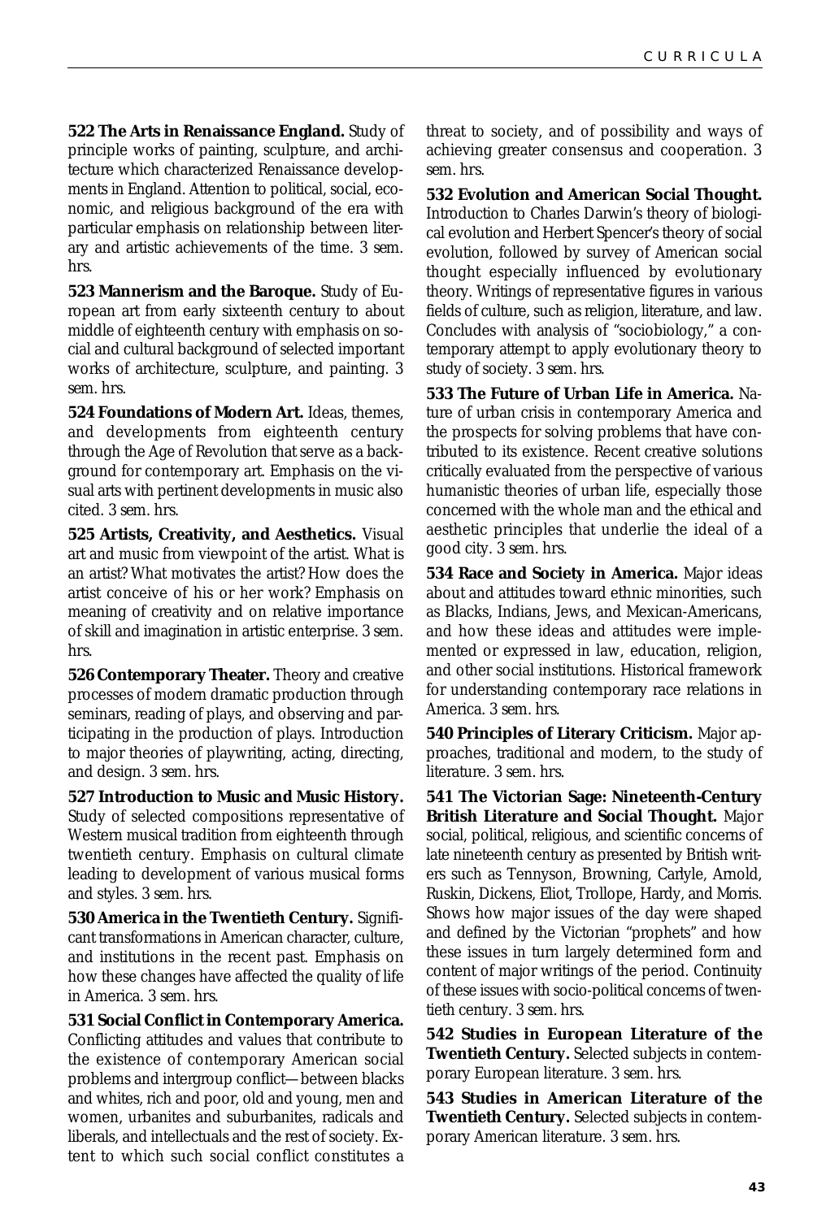**522 The Arts in Renaissance England.** Study of principle works of painting, sculpture, and architecture which characterized Renaissance developments in England. Attention to political, social, economic, and religious background of the era with particular emphasis on relationship between literary and artistic achievements of the time. 3 sem. hrs.

**523 Mannerism and the Baroque.** Study of European art from early sixteenth century to about middle of eighteenth century with emphasis on social and cultural background of selected important works of architecture, sculpture, and painting. 3 sem. hrs.

**524 Foundations of Modern Art.** Ideas, themes, and developments from eighteenth century through the Age of Revolution that serve as a background for contemporary art. Emphasis on the visual arts with pertinent developments in music also cited. 3 sem. hrs.

**525 Artists, Creativity, and Aesthetics.** Visual art and music from viewpoint of the artist. What is an artist? What motivates the artist? How does the artist conceive of his or her work? Emphasis on meaning of creativity and on relative importance of skill and imagination in artistic enterprise. 3 sem. hrs.

**526 Contemporary Theater.** Theory and creative processes of modern dramatic production through seminars, reading of plays, and observing and participating in the production of plays. Introduction to major theories of playwriting, acting, directing, and design. 3 sem. hrs.

**527 Introduction to Music and Music History.** Study of selected compositions representative of Western musical tradition from eighteenth through twentieth century. Emphasis on cultural climate leading to development of various musical forms and styles. 3 sem. hrs.

**530 America in the Twentieth Century.** Significant transformations in American character, culture, and institutions in the recent past. Emphasis on how these changes have affected the quality of life in America. 3 sem. hrs.

**531 Social Conflict in Contemporary America.** Conflicting attitudes and values that contribute to the existence of contemporary American social problems and intergroup conflict—between blacks and whites, rich and poor, old and young, men and women, urbanites and suburbanites, radicals and liberals, and intellectuals and the rest of society. Extent to which such social conflict constitutes a threat to society, and of possibility and ways of achieving greater consensus and cooperation. 3 sem. hrs.

**532 Evolution and American Social Thought.** Introduction to Charles Darwin's theory of biological evolution and Herbert Spencer's theory of social evolution, followed by survey of American social thought especially influenced by evolutionary theory. Writings of representative figures in various fields of culture, such as religion, literature, and law. Concludes with analysis of "sociobiology," a contemporary attempt to apply evolutionary theory to study of society. 3 sem. hrs.

**533 The Future of Urban Life in America.** Nature of urban crisis in contemporary America and the prospects for solving problems that have contributed to its existence. Recent creative solutions critically evaluated from the perspective of various humanistic theories of urban life, especially those concerned with the whole man and the ethical and aesthetic principles that underlie the ideal of a good city. 3 sem. hrs.

**534 Race and Society in America.** Major ideas about and attitudes toward ethnic minorities, such as Blacks, Indians, Jews, and Mexican-Americans, and how these ideas and attitudes were implemented or expressed in law, education, religion, and other social institutions. Historical framework for understanding contemporary race relations in America. 3 sem. hrs.

**540 Principles of Literary Criticism.** Major approaches, traditional and modern, to the study of literature. 3 sem. hrs.

**541 The Victorian Sage: Nineteenth-Century British Literature and Social Thought.** Major social, political, religious, and scientific concerns of late nineteenth century as presented by British writers such as Tennyson, Browning, Carlyle, Arnold, Ruskin, Dickens, Eliot, Trollope, Hardy, and Morris. Shows how major issues of the day were shaped and defined by the Victorian "prophets" and how these issues in turn largely determined form and content of major writings of the period. Continuity of these issues with socio-political concerns of twentieth century. 3 sem. hrs.

**542 Studies in European Literature of the Twentieth Century.** Selected subjects in contemporary European literature. 3 sem. hrs.

**543 Studies in American Literature of the Twentieth Century.** Selected subjects in contemporary American literature. 3 sem. hrs.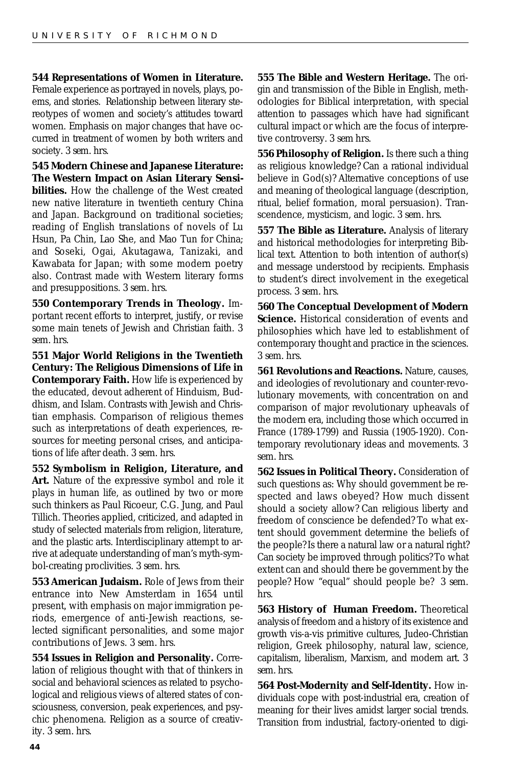**544 Representations of Women in Literature.** Female experience as portrayed in novels, plays, poems, and stories. Relationship between literary stereotypes of women and society's attitudes toward women. Emphasis on major changes that have occurred in treatment of women by both writers and society. 3 sem. hrs.

**545 Modern Chinese and Japanese Literature: The Western Impact on Asian Literary Sensibilities.** How the challenge of the West created new native literature in twentieth century China and Japan. Background on traditional societies; reading of English translations of novels of Lu Hsun, Pa Chin, Lao She, and Mao Tun for China; and Soseki, Ogai, Akutagawa, Tanizaki, and Kawabata for Japan; with some modern poetry also. Contrast made with Western literary forms and presuppositions. 3 sem. hrs.

**550 Contemporary Trends in Theology.** Important recent efforts to interpret, justify, or revise some main tenets of Jewish and Christian faith. 3 sem. hrs.

**551 Major World Religions in the Twentieth Century: The Religious Dimensions of Life in Contemporary Faith.** How life is experienced by the educated, devout adherent of Hinduism, Buddhism, and Islam. Contrasts with Jewish and Christian emphasis. Comparison of religious themes such as interpretations of death experiences, resources for meeting personal crises, and anticipations of life after death. 3 sem. hrs.

**552 Symbolism in Religion, Literature, and Art.** Nature of the expressive symbol and role it plays in human life, as outlined by two or more such thinkers as Paul Ricoeur, C.G. Jung, and Paul Tillich. Theories applied, criticized, and adapted in study of selected materials from religion, literature, and the plastic arts. Interdisciplinary attempt to arrive at adequate understanding of man's myth-symbol-creating proclivities. 3 sem. hrs.

**553 American Judaism.** Role of Jews from their entrance into New Amsterdam in 1654 until present, with emphasis on major immigration periods, emergence of anti-Jewish reactions, selected significant personalities, and some major contributions of Jews. 3 sem. hrs.

**554 Issues in Religion and Personality.** Correlation of religious thought with that of thinkers in social and behavioral sciences as related to psychological and religious views of altered states of consciousness, conversion, peak experiences, and psychic phenomena. Religion as a source of creativity. 3 sem. hrs.

**555 The Bible and Western Heritage.** The origin and transmission of the Bible in English, methodologies for Biblical interpretation, with special attention to passages which have had significant cultural impact or which are the focus of interpretive controversy. 3 sem hrs.

**556 Philosophy of Religion.** Is there such a thing as religious knowledge? Can a rational individual believe in God(s)? Alternative conceptions of use and meaning of theological language (description, ritual, belief formation, moral persuasion). Transcendence, mysticism, and logic. 3 sem. hrs.

**557 The Bible as Literature.** Analysis of literary and historical methodologies for interpreting Biblical text. Attention to both intention of author(s) and message understood by recipients. Emphasis to student's direct involvement in the exegetical process. 3 sem. hrs.

**560 The Conceptual Development of Modern Science.** Historical consideration of events and philosophies which have led to establishment of contemporary thought and practice in the sciences. 3 sem. hrs.

**561 Revolutions and Reactions.** Nature, causes, and ideologies of revolutionary and counter-revolutionary movements, with concentration on and comparison of major revolutionary upheavals of the modern era, including those which occurred in France (1789-1799) and Russia (1905-1920). Contemporary revolutionary ideas and movements. 3 sem. hrs.

**562 Issues in Political Theory.** Consideration of such questions as: Why should government be respected and laws obeyed? How much dissent should a society allow? Can religious liberty and freedom of conscience be defended? To what extent should government determine the beliefs of the people? Is there a natural law or a natural right? Can society be improved through politics? To what extent can and should there be government by the people? How "equal" should people be? 3 sem. hrs.

**563 History of Human Freedom.** Theoretical analysis of freedom and a history of its existence and growth vis-a-vis primitive cultures, Judeo-Christian religion, Greek philosophy, natural law, science, capitalism, liberalism, Marxism, and modern art. 3 sem. hrs.

**564 Post-Modernity and Self-Identity.** How individuals cope with post-industrial era, creation of meaning for their lives amidst larger social trends. Transition from industrial, factory-oriented to digi-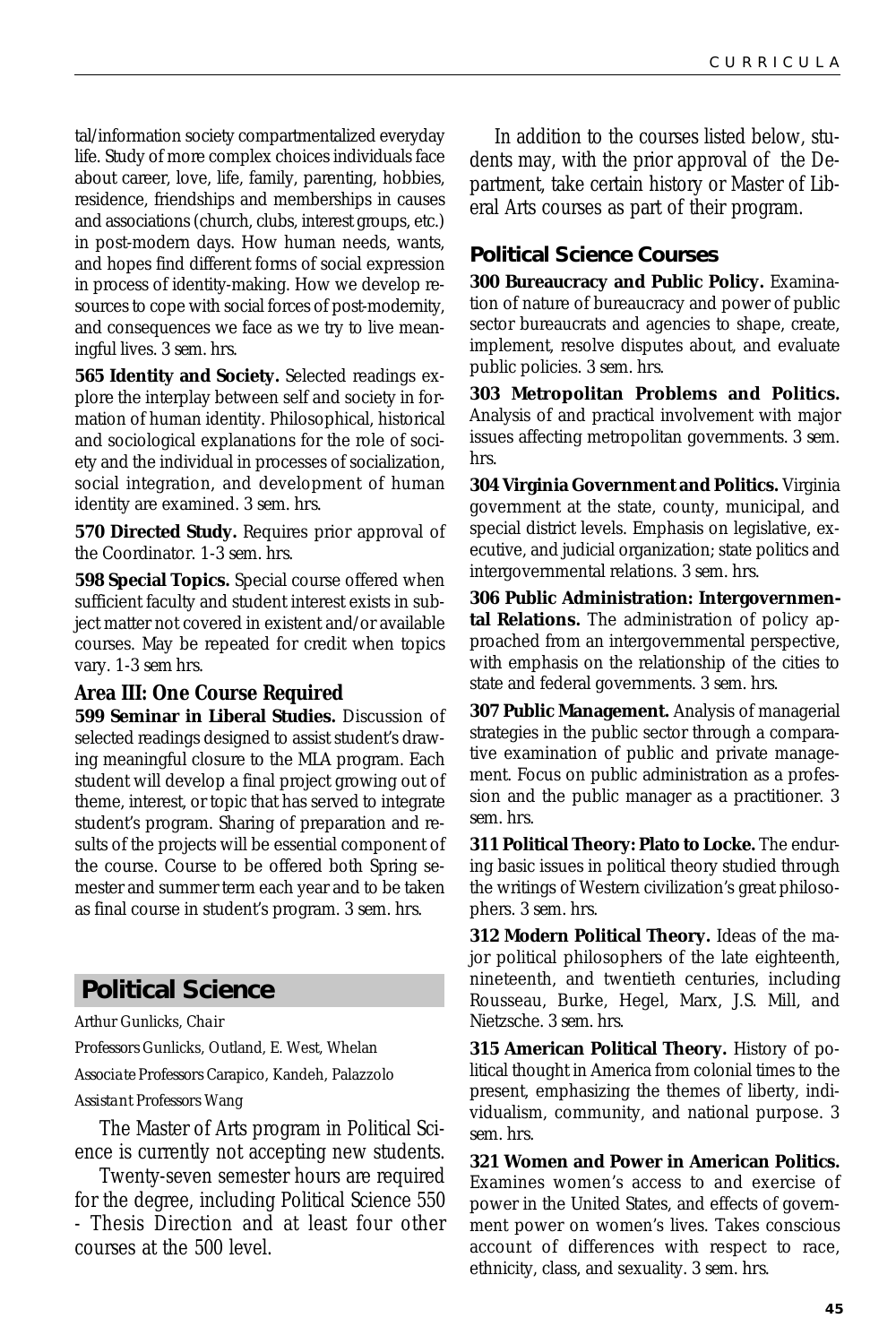tal/information society compartmentalized everyday life. Study of more complex choices individuals face about career, love, life, family, parenting, hobbies, residence, friendships and memberships in causes and associations (church, clubs, interest groups, etc.) in post-modern days. How human needs, wants, and hopes find different forms of social expression in process of identity-making. How we develop resources to cope with social forces of post-modernity, and consequences we face as we try to live meaningful lives. 3 sem. hrs.

**565 Identity and Society.** Selected readings explore the interplay between self and society in formation of human identity. Philosophical, historical and sociological explanations for the role of society and the individual in processes of socialization, social integration, and development of human identity are examined. 3 sem. hrs.

**570 Directed Study.** Requires prior approval of the Coordinator. 1-3 sem. hrs.

**598 Special Topics.** Special course offered when sufficient faculty and student interest exists in subject matter not covered in existent and/or available courses. May be repeated for credit when topics vary. 1-3 sem hrs.

### Area III: One Course Required

**599 Seminar in Liberal Studies.** Discussion of selected readings designed to assist student's drawing meaningful closure to the MLA program. Each student will develop a final project growing out of theme, interest, or topic that has served to integrate student's program. Sharing of preparation and results of the projects will be essential component of the course. Course to be offered both Spring semester and summer term each year and to be taken as final course in student's program. 3 sem. hrs.

## Political Science

Arthur Gunlicks, *Chair*

*Professors* Gunlicks, Outland, E. West, Whelan

*Associate Professors* Carapico, Kandeh, Palazzolo

*Assistant Professors* Wang

The Master of Arts program in Political Science is currently not accepting new students.

Twenty-seven semester hours are required for the degree, including Political Science 550 - Thesis Direction and at least four other courses at the 500 level.

In addition to the courses listed below, students may, with the prior approval of the Department, take certain history or Master of Liberal Arts courses as part of their program.

### Political Science Courses

**300 Bureaucracy and Public Policy.** Examination of nature of bureaucracy and power of public sector bureaucrats and agencies to shape, create, implement, resolve disputes about, and evaluate public policies. 3 sem. hrs.

**303 Metropolitan Problems and Politics.** Analysis of and practical involvement with major issues affecting metropolitan governments. 3 sem. hrs.

**304 Virginia Government and Politics.** Virginia government at the state, county, municipal, and special district levels. Emphasis on legislative, executive, and judicial organization; state politics and intergovernmental relations. 3 sem. hrs.

**306 Public Administration: Intergovernmental Relations.** The administration of policy approached from an intergovernmental perspective, with emphasis on the relationship of the cities to state and federal governments. 3 sem. hrs.

**307 Public Management.** Analysis of managerial strategies in the public sector through a comparative examination of public and private management. Focus on public administration as a profession and the public manager as a practitioner. 3 sem. hrs.

**311 Political Theory: Plato to Locke.** The enduring basic issues in political theory studied through the writings of Western civilization's great philosophers. 3 sem. hrs.

**312 Modern Political Theory.** Ideas of the major political philosophers of the late eighteenth, nineteenth, and twentieth centuries, including Rousseau, Burke, Hegel, Marx, J.S. Mill, and Nietzsche. 3 sem. hrs.

**315 American Political Theory.** History of political thought in America from colonial times to the present, emphasizing the themes of liberty, individualism, community, and national purpose. 3 sem. hrs.

**321 Women and Power in American Politics.** Examines women's access to and exercise of power in the United States, and effects of government power on women's lives. Takes conscious account of differences with respect to race, ethnicity, class, and sexuality. 3 sem. hrs.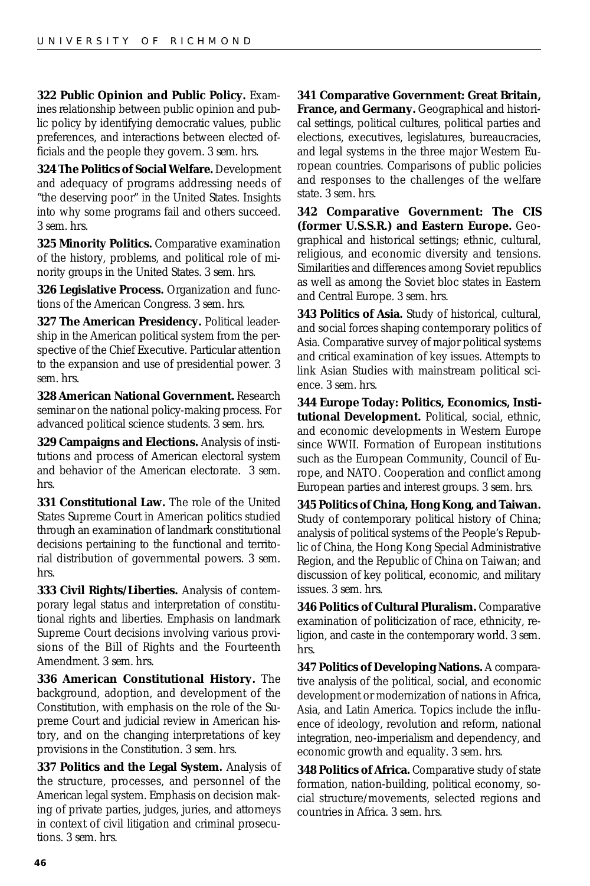**322 Public Opinion and Public Policy.** Examines relationship between public opinion and public policy by identifying democratic values, public preferences, and interactions between elected officials and the people they govern. 3 sem. hrs.

**324 The Politics of Social Welfare.** Development and adequacy of programs addressing needs of "the deserving poor" in the United States. Insights into why some programs fail and others succeed. 3 sem. hrs.

**325 Minority Politics.** Comparative examination of the history, problems, and political role of minority groups in the United States. 3 sem. hrs.

**326 Legislative Process.** Organization and functions of the American Congress. 3 sem. hrs.

**327 The American Presidency.** Political leadership in the American political system from the perspective of the Chief Executive. Particular attention to the expansion and use of presidential power. 3 sem. hrs.

**328 American National Government.** Research seminar on the national policy-making process. For advanced political science students. 3 sem. hrs.

**329 Campaigns and Elections.** Analysis of institutions and process of American electoral system and behavior of the American electorate. 3 sem. hrs.

**331 Constitutional Law.** The role of the United States Supreme Court in American politics studied through an examination of landmark constitutional decisions pertaining to the functional and territorial distribution of governmental powers. 3 sem. hrs.

**333 Civil Rights/Liberties.** Analysis of contemporary legal status and interpretation of constitutional rights and liberties. Emphasis on landmark Supreme Court decisions involving various provisions of the Bill of Rights and the Fourteenth Amendment. 3 sem. hrs.

**336 American Constitutional History.** The background, adoption, and development of the Constitution, with emphasis on the role of the Supreme Court and judicial review in American history, and on the changing interpretations of key provisions in the Constitution. 3 sem. hrs.

**337 Politics and the Legal System.** Analysis of the structure, processes, and personnel of the American legal system. Emphasis on decision making of private parties, judges, juries, and attorneys in context of civil litigation and criminal prosecutions. 3 sem. hrs.

**341 Comparative Government: Great Britain, France, and Germany.** Geographical and historical settings, political cultures, political parties and elections, executives, legislatures, bureaucracies, and legal systems in the three major Western European countries. Comparisons of public policies and responses to the challenges of the welfare state. 3 sem. hrs.

**342 Comparative Government: The CIS (former U.S.S.R.) and Eastern Europe.** Geographical and historical settings; ethnic, cultural, religious, and economic diversity and tensions. Similarities and differences among Soviet republics as well as among the Soviet bloc states in Eastern and Central Europe. 3 sem. hrs.

**343 Politics of Asia.** Study of historical, cultural, and social forces shaping contemporary politics of Asia. Comparative survey of major political systems and critical examination of key issues. Attempts to link Asian Studies with mainstream political science. 3 sem. hrs.

**344 Europe Today: Politics, Economics, Institutional Development.** Political, social, ethnic, and economic developments in Western Europe since WWII. Formation of European institutions such as the European Community, Council of Europe, and NATO. Cooperation and conflict among European parties and interest groups. 3 sem. hrs.

**345 Politics of China, Hong Kong, and Taiwan.** Study of contemporary political history of China; analysis of political systems of the People's Republic of China, the Hong Kong Special Administrative Region, and the Republic of China on Taiwan; and discussion of key political, economic, and military issues. 3 sem. hrs.

**346 Politics of Cultural Pluralism.** Comparative examination of politicization of race, ethnicity, religion, and caste in the contemporary world. 3 sem. hrs.

**347 Politics of Developing Nations.** A comparative analysis of the political, social, and economic development or modernization of nations in Africa, Asia, and Latin America. Topics include the influence of ideology, revolution and reform, national integration, neo-imperialism and dependency, and economic growth and equality. 3 sem. hrs.

**348 Politics of Africa.** Comparative study of state formation, nation-building, political economy, social structure/movements, selected regions and countries in Africa. 3 sem. hrs.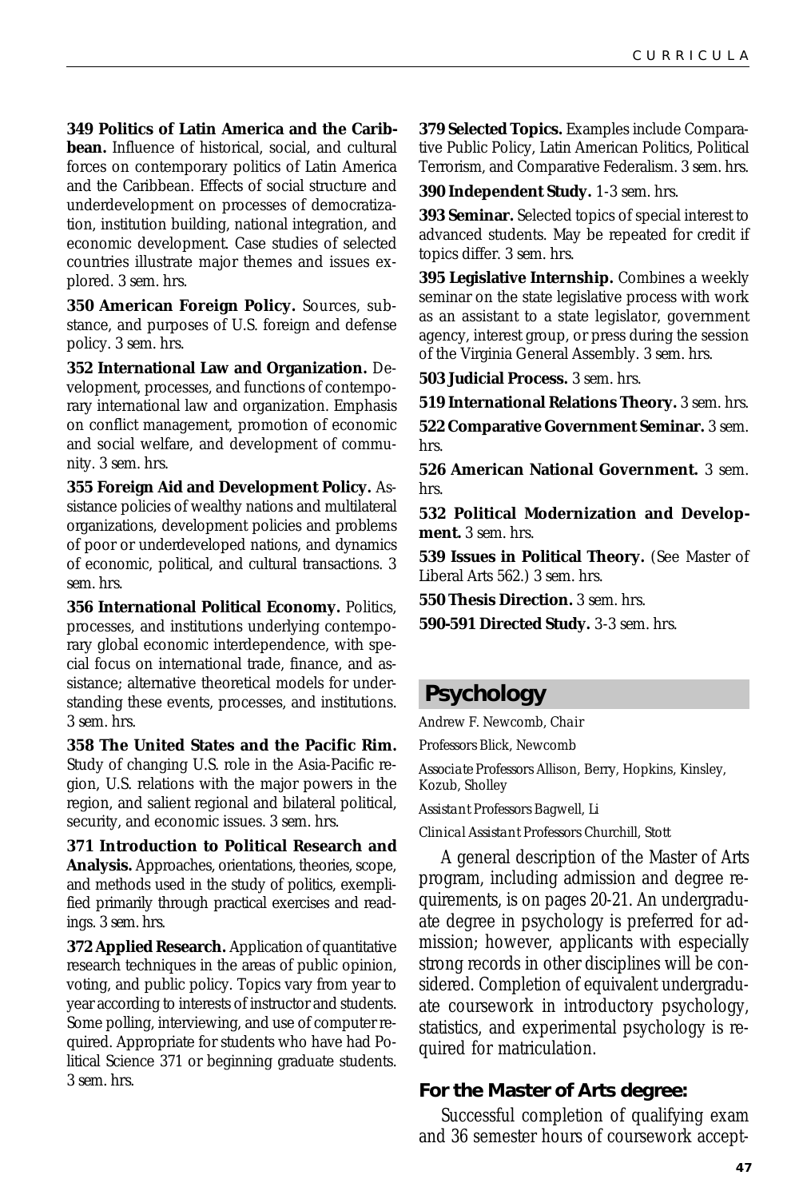**349 Politics of Latin America and the Caribbean.** Influence of historical, social, and cultural forces on contemporary politics of Latin America and the Caribbean. Effects of social structure and underdevelopment on processes of democratization, institution building, national integration, and economic development. Case studies of selected countries illustrate major themes and issues explored. 3 sem. hrs.

**350 American Foreign Policy.** Sources, substance, and purposes of U.S. foreign and defense policy. 3 sem. hrs.

**352 International Law and Organization.** Development, processes, and functions of contemporary international law and organization. Emphasis on conflict management, promotion of economic and social welfare, and development of community. 3 sem. hrs.

**355 Foreign Aid and Development Policy.** Assistance policies of wealthy nations and multilateral organizations, development policies and problems of poor or underdeveloped nations, and dynamics of economic, political, and cultural transactions. 3 sem. hrs.

**356 International Political Economy.** Politics, processes, and institutions underlying contemporary global economic interdependence, with special focus on international trade, finance, and assistance; alternative theoretical models for understanding these events, processes, and institutions. 3 sem. hrs.

**358 The United States and the Pacific Rim.** Study of changing U.S. role in the Asia-Pacific region, U.S. relations with the major powers in the region, and salient regional and bilateral political, security, and economic issues. 3 sem. hrs.

**371 Introduction to Political Research and Analysis.** Approaches, orientations, theories, scope, and methods used in the study of politics, exemplified primarily through practical exercises and readings. 3 sem. hrs.

**372 Applied Research.** Application of quantitative research techniques in the areas of public opinion, voting, and public policy. Topics vary from year to year according to interests of instructor and students. Some polling, interviewing, and use of computer required. Appropriate for students who have had Political Science 371 or beginning graduate students. 3 sem. hrs.

**379 Selected Topics.** Examples include Comparative Public Policy, Latin American Politics, Political Terrorism, and Comparative Federalism. 3 sem. hrs.

**390 Independent Study.** 1-3 sem. hrs.

**393 Seminar.** Selected topics of special interest to advanced students. May be repeated for credit if topics differ. 3 sem. hrs.

**395 Legislative Internship.** Combines a weekly seminar on the state legislative process with work as an assistant to a state legislator, government agency, interest group, or press during the session of the Virginia General Assembly. 3 sem. hrs.

**503 Judicial Process.** 3 sem. hrs.

**519 International Relations Theory.** 3 sem. hrs.

**522 Comparative Government Seminar.** 3 sem. hrs.

**526 American National Government.** 3 sem. hrs.

**532 Political Modernization and Development.** 3 sem. hrs.

**539 Issues in Political Theory.** (See Master of Liberal Arts 562.) 3 sem. hrs.

**550 Thesis Direction.** 3 sem. hrs.

**590-591 Directed Study.** 3-3 sem. hrs.

## Psychology

*Andrew F. Newcomb, Chair*

*Professors* Blick, Newcomb

*Associate Professors* Allison, Berry, Hopkins, Kinsley, Kozub, Sholley

*Assistant Professors* Bagwell, Li

*Clinical Assistant Professors* Churchill, Stott

A general description of the Master of Arts program, including admission and degree requirements, is on pages 20-21. An undergraduate degree in psychology is preferred for admission; however, applicants with especially strong records in other disciplines will be considered. Completion of equivalent undergraduate coursework in introductory psychology, statistics, and experimental psychology is required for matriculation.

### For the Master of Arts degree:

Successful completion of qualifying exam and 36 semester hours of coursework accept-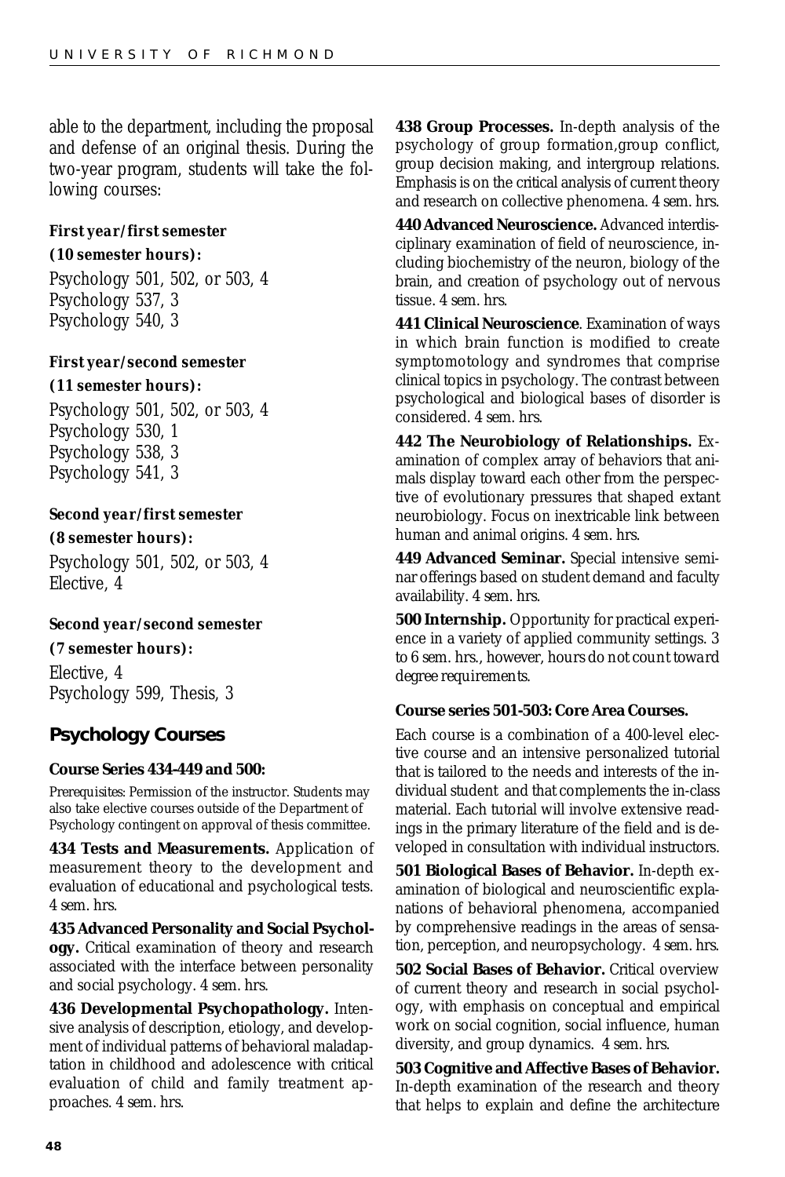able to the department, including the proposal and defense of an original thesis. During the two-year program, students will take the following courses:

**First year/first semester**
**(10 semester hours):**

Psychology 501, 502, or 503, 4
Psychology 537, 3
Psychology 540, 3

**First year/second semester**
**(11 semester hours):**

Psychology 501, 502, or 503, 4
Psychology 530, 1
Psychology 538, 3
Psychology 541, 3

**Second year/first semester**
**(8 semester hours):**

Psychology 501, 502, or 503, 4
Elective, 4

**Second year/second semester**
**(7 semester hours):**

Elective, 4
Psychology 599, Thesis, 3

## Psychology Courses

**Course Series 434-449 and 500:**

Prerequisites: Permission of the instructor. Students may also take elective courses outside of the Department of Psychology contingent on approval of thesis committee.

**434 Tests and Measurements.** Application of measurement theory to the development and evaluation of educational and psychological tests. 4 sem. hrs.

**435 Advanced Personality and Social Psychology.** Critical examination of theory and research associated with the interface between personality and social psychology. 4 sem. hrs.

**436 Developmental Psychopathology.** Intensive analysis of description, etiology, and development of individual patterns of behavioral maladaptation in childhood and adolescence with critical evaluation of child and family treatment approaches. 4 sem. hrs.

**438 Group Processes.** In-depth analysis of the psychology of group formation,group conflict, group decision making, and intergroup relations. Emphasis is on the critical analysis of current theory and research on collective phenomena. 4 sem. hrs.

**440 Advanced Neuroscience.** Advanced interdisciplinary examination of field of neuroscience, including biochemistry of the neuron, biology of the brain, and creation of psychology out of nervous tissue. 4 sem. hrs.

**441 Clinical Neuroscience**. Examination of ways in which brain function is modified to create symptomotology and syndromes that comprise clinical topics in psychology. The contrast between psychological and biological bases of disorder is considered. 4 sem. hrs.

**442 The Neurobiology of Relationships.** Examination of complex array of behaviors that animals display toward each other from the perspective of evolutionary pressures that shaped extant neurobiology. Focus on inextricable link between human and animal origins. 4 sem. hrs.

**449 Advanced Seminar.** Special intensive seminar offerings based on student demand and faculty availability. 4 sem. hrs.

**500 Internship.** Opportunity for practical experience in a variety of applied community settings. 3 to 6 sem. hrs., however, *hours do not count toward degree requirements.*

**Course series 501-503: Core Area Courses.**

Each course is a combination of a 400-level elective course and an intensive personalized tutorial that is tailored to the needs and interests of the individual student and that complements the in-class material. Each tutorial will involve extensive readings in the primary literature of the field and is developed in consultation with individual instructors.

**501 Biological Bases of Behavior.** In-depth examination of biological and neuroscientific explanations of behavioral phenomena, accompanied by comprehensive readings in the areas of sensation, perception, and neuropsychology. 4 sem. hrs.

**502 Social Bases of Behavior.** Critical overview of current theory and research in social psychology, with emphasis on conceptual and empirical work on social cognition, social influence, human diversity, and group dynamics. 4 sem. hrs.

**503 Cognitive and Affective Bases of Behavior.** In-depth examination of the research and theory that helps to explain and define the architecture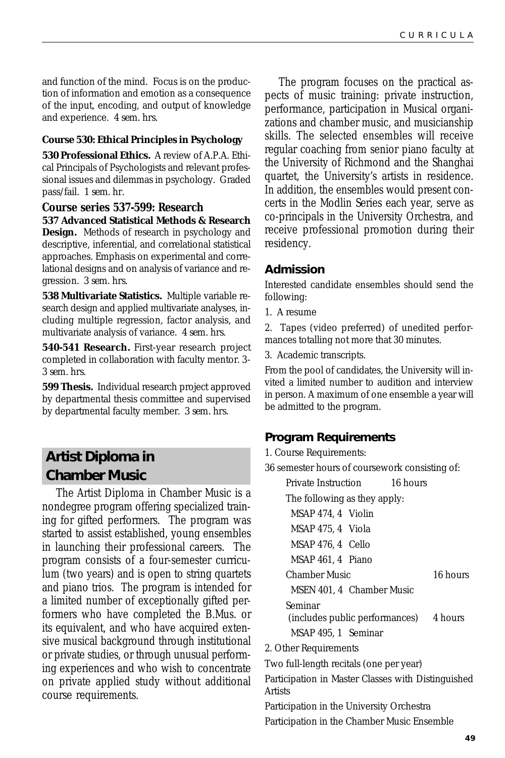and function of the mind. Focus is on the production of information and emotion as a consequence of the input, encoding, and output of knowledge and experience. 4 sem. hrs.

**Course 530: Ethical Principles in Psychology**

**530 Professional Ethics.** A review of A.P.A. Ethical Principals of Psychologists and relevant professional issues and dilemmas in psychology. Graded pass/fail. 1 sem. hr.

**Course series 537-599: Research**

**537 Advanced Statistical Methods & Research Design.** Methods of research in psychology and descriptive, inferential, and correlational statistical approaches. Emphasis on experimental and correlational designs and on analysis of variance and regression. 3 sem. hrs.

**538 Multivariate Statistics.** Multiple variable research design and applied multivariate analyses, including multiple regression, factor analysis, and multivariate analysis of variance. 4 sem. hrs.

**540-541 Research.** First-year research project completed in collaboration with faculty mentor. 3-3 sem. hrs.

**599 Thesis.** Individual research project approved by departmental thesis committee and supervised by departmental faculty member. 3 sem. hrs.

## Artist Diploma in Chamber Music

The Artist Diploma in Chamber Music is a nondegree program offering specialized training for gifted performers. The program was started to assist established, young ensembles in launching their professional careers. The program consists of a four-semester curriculum (two years) and is open to string quartets and piano trios. The program is intended for a limited number of exceptionally gifted performers who have completed the B.Mus. or its equivalent, and who have acquired extensive musical background through institutional or private studies, or through unusual performing experiences and who wish to concentrate on private applied study without additional course requirements.

The program focuses on the practical aspects of music training: private instruction, performance, participation in Musical organizations and chamber music, and musicianship skills. The selected ensembles will receive regular coaching from senior piano faculty at the University of Richmond and the Shanghai quartet, the University's artists in residence. In addition, the ensembles would present concerts in the Modlin Series each year, serve as co-principals in the University Orchestra, and receive professional promotion during their residency.

### Admission

Interested candidate ensembles should send the following:

1. A resume
2. Tapes (video preferred) of unedited performances totalling not more that 30 minutes.
3. Academic transcripts.

From the pool of candidates, the University will invited a limited number to audition and interview in person. A maximum of one ensemble a year will be admitted to the program.

### Program Requirements

1. Course Requirements:

36 semester hours of coursework consisting of:

Private Instruction 16 hours

The following as they apply:

- MSAP 474, 4 Violin
- MSAP 475, 4 Viola
- MSAP 476, 4 Cello
- MSAP 461, 4 Piano

Chamber Music 16 hours

- MSEN 401, 4 Chamber Music

Seminar (includes public performances) 4 hours

- MSAP 495, 1 Seminar

2. Other Requirements

Two full-length recitals (one per year)

Participation in Master Classes with Distinguished Artists

Participation in the University Orchestra

Participation in the Chamber Music Ensemble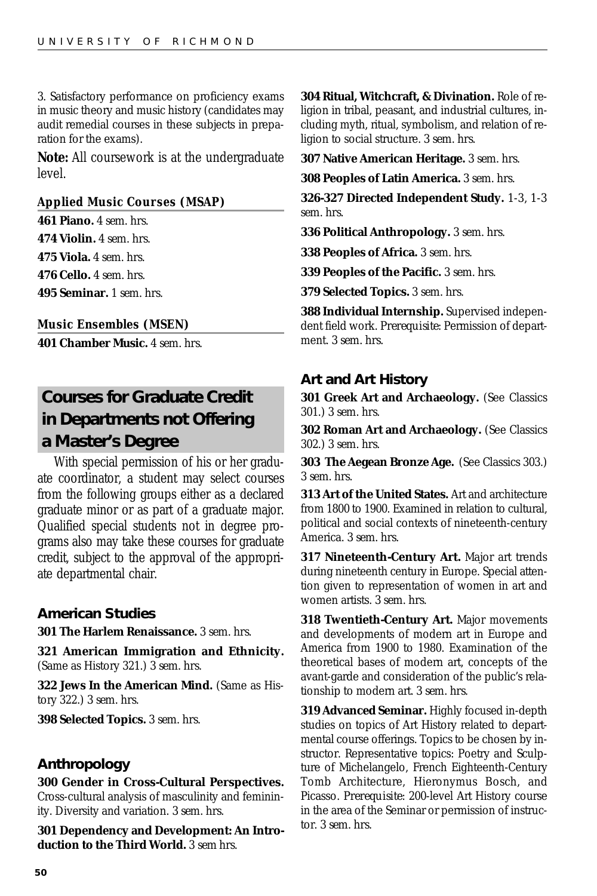3. Satisfactory performance on proficiency exams in music theory and music history (candidates may audit remedial courses in these subjects in preparation for the exams).

**Note:** All coursework is at the undergraduate level.

### Applied Music Courses (MSAP)

**461 Piano.** 4 sem. hrs.

**474 Violin.** 4 sem. hrs.

**475 Viola.** 4 sem. hrs.

**476 Cello.** 4 sem. hrs.

**495 Seminar.** 1 sem. hrs.

### Music Ensembles (MSEN)

**401 Chamber Music.** 4 sem. hrs.

## Courses for Graduate Credit in Departments not Offering a Master's Degree

With special permission of his or her graduate coordinator, a student may select courses from the following groups either as a declared graduate minor or as part of a graduate major. Qualified special students not in degree programs also may take these courses for graduate credit, subject to the approval of the appropriate departmental chair.

### American Studies

**301 The Harlem Renaissance.** 3 sem. hrs.

**321 American Immigration and Ethnicity.** (Same as History 321.) 3 sem. hrs.

**322 Jews In the American Mind.** (Same as History 322.) 3 sem. hrs.

**398 Selected Topics.** 3 sem. hrs.

### Anthropology

**300 Gender in Cross-Cultural Perspectives.** Cross-cultural analysis of masculinity and femininity. Diversity and variation. 3 sem. hrs.

**301 Dependency and Development: An Introduction to the Third World.** 3 sem hrs.

**304 Ritual, Witchcraft, & Divination.** Role of religion in tribal, peasant, and industrial cultures, including myth, ritual, symbolism, and relation of religion to social structure. 3 sem. hrs.

**307 Native American Heritage.** 3 sem. hrs.

**308 Peoples of Latin America.** 3 sem. hrs.

**326-327 Directed Independent Study.** 1-3, 1-3 sem. hrs.

**336 Political Anthropology.** 3 sem. hrs.

**338 Peoples of Africa.** 3 sem. hrs.

**339 Peoples of the Pacific.** 3 sem. hrs.

**379 Selected Topics.** 3 sem. hrs.

**388 Individual Internship.** Supervised independent field work. Prerequisite: Permission of department. 3 sem. hrs.

### Art and Art History

**301 Greek Art and Archaeology.** (See Classics 301.) 3 sem. hrs.

**302 Roman Art and Archaeology.** (See Classics 302.) 3 sem. hrs.

**303 The Aegean Bronze Age.** (See Classics 303.) 3 sem. hrs.

**313 Art of the United States.** Art and architecture from 1800 to 1900. Examined in relation to cultural, political and social contexts of nineteenth-century America. 3 sem. hrs.

**317 Nineteenth-Century Art.** Major art trends during nineteenth century in Europe. Special attention given to representation of women in art and women artists. 3 sem. hrs.

**318 Twentieth-Century Art.** Major movements and developments of modern art in Europe and America from 1900 to 1980. Examination of the theoretical bases of modern art, concepts of the avant-garde and consideration of the public's relationship to modern art. 3 sem. hrs.

**319 Advanced Seminar.** Highly focused in-depth studies on topics of Art History related to departmental course offerings. Topics to be chosen by instructor. Representative topics: Poetry and Sculpture of Michelangelo, French Eighteenth-Century Tomb Architecture, Hieronymus Bosch, and Picasso. Prerequisite: 200-level Art History course in the area of the Seminar or permission of instructor. 3 sem. hrs.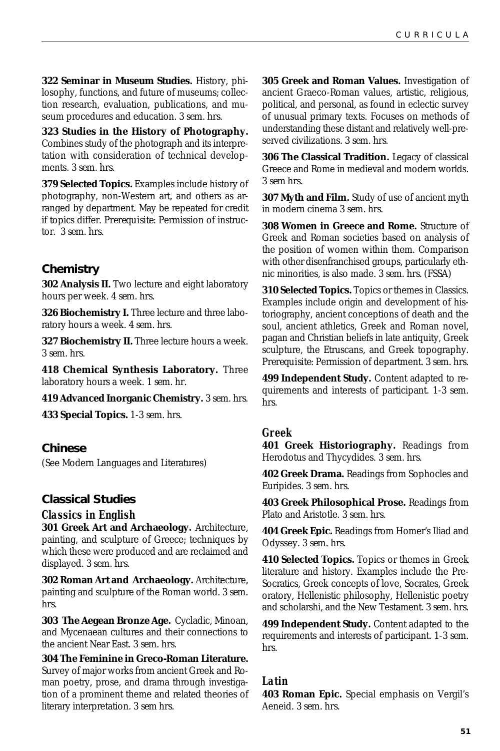**322 Seminar in Museum Studies.** History, philosophy, functions, and future of museums; collection research, evaluation, publications, and museum procedures and education. 3 sem. hrs.

**323 Studies in the History of Photography.** Combines study of the photograph and its interpretation with consideration of technical developments. 3 sem. hrs.

**379 Selected Topics.** Examples include history of photography, non-Western art, and others as arranged by department. May be repeated for credit if topics differ. Prerequisite: Permission of instructor. 3 sem. hrs.

## Chemistry

**302 Analysis II.** Two lecture and eight laboratory hours per week. 4 sem. hrs.

**326 Biochemistry I.** Three lecture and three laboratory hours a week. 4 sem. hrs.

**327 Biochemistry II.** Three lecture hours a week. 3 sem. hrs.

**418 Chemical Synthesis Laboratory.** Three laboratory hours a week. 1 sem. hr.

**419 Advanced Inorganic Chemistry.** 3 sem. hrs.

**433 Special Topics.** 1-3 sem. hrs.

## Chinese

(See Modern Languages and Literatures)

## Classical Studies

### *Classics in English*

**301 Greek Art and Archaeology.** Architecture, painting, and sculpture of Greece; techniques by which these were produced and are reclaimed and displayed. 3 sem. hrs.

**302 Roman Art and Archaeology.** Architecture, painting and sculpture of the Roman world. 3 sem. hrs.

**303 The Aegean Bronze Age.** Cycladic, Minoan, and Mycenaean cultures and their connections to the ancient Near East. 3 sem. hrs.

**304 The Feminine in Greco-Roman Literature.** Survey of major works from ancient Greek and Roman poetry, prose, and drama through investigation of a prominent theme and related theories of literary interpretation. 3 sem hrs.

**305 Greek and Roman Values.** Investigation of ancient Graeco-Roman values, artistic, religious, political, and personal, as found in eclectic survey of unusual primary texts. Focuses on methods of understanding these distant and relatively well-preserved civilizations. 3 sem. hrs.

**306 The Classical Tradition.** Legacy of classical Greece and Rome in medieval and modern worlds. 3 sem hrs.

**307 Myth and Film.** Study of use of ancient myth in modern cinema 3 sem. hrs.

**308 Women in Greece and Rome.** Structure of Greek and Roman societies based on analysis of the position of women within them. Comparison with other disenfranchised groups, particularly ethnic minorities, is also made. 3 sem. hrs. (FSSA)

**310 Selected Topics.** Topics or themes in Classics. Examples include origin and development of historiography, ancient conceptions of death and the soul, ancient athletics, Greek and Roman novel, pagan and Christian beliefs in late antiquity, Greek sculpture, the Etruscans, and Greek topography. Prerequisite: Permission of department. 3 sem. hrs.

**499 Independent Study.** Content adapted to requirements and interests of participant. 1-3 sem. hrs.

### *Greek*

**401 Greek Historiography.** Readings from Herodotus and Thycydides. 3 sem. hrs.

**402 Greek Drama.** Readings from Sophocles and Euripides. 3 sem. hrs.

**403 Greek Philosophical Prose.** Readings from Plato and Aristotle. 3 sem. hrs.

**404 Greek Epic.** Readings from Homer's Iliad and Odyssey. 3 sem. hrs.

**410 Selected Topics.** Topics or themes in Greek literature and history. Examples include the Pre-Socratics, Greek concepts of love, Socrates, Greek oratory, Hellenistic philosophy, Hellenistic poetry and scholarshi, and the New Testament. 3 sem. hrs.

**499 Independent Study.** Content adapted to the requirements and interests of participant. 1-3 sem. hrs.

### *Latin*

**403 Roman Epic.** Special emphasis on Vergil's Aeneid. 3 sem. hrs.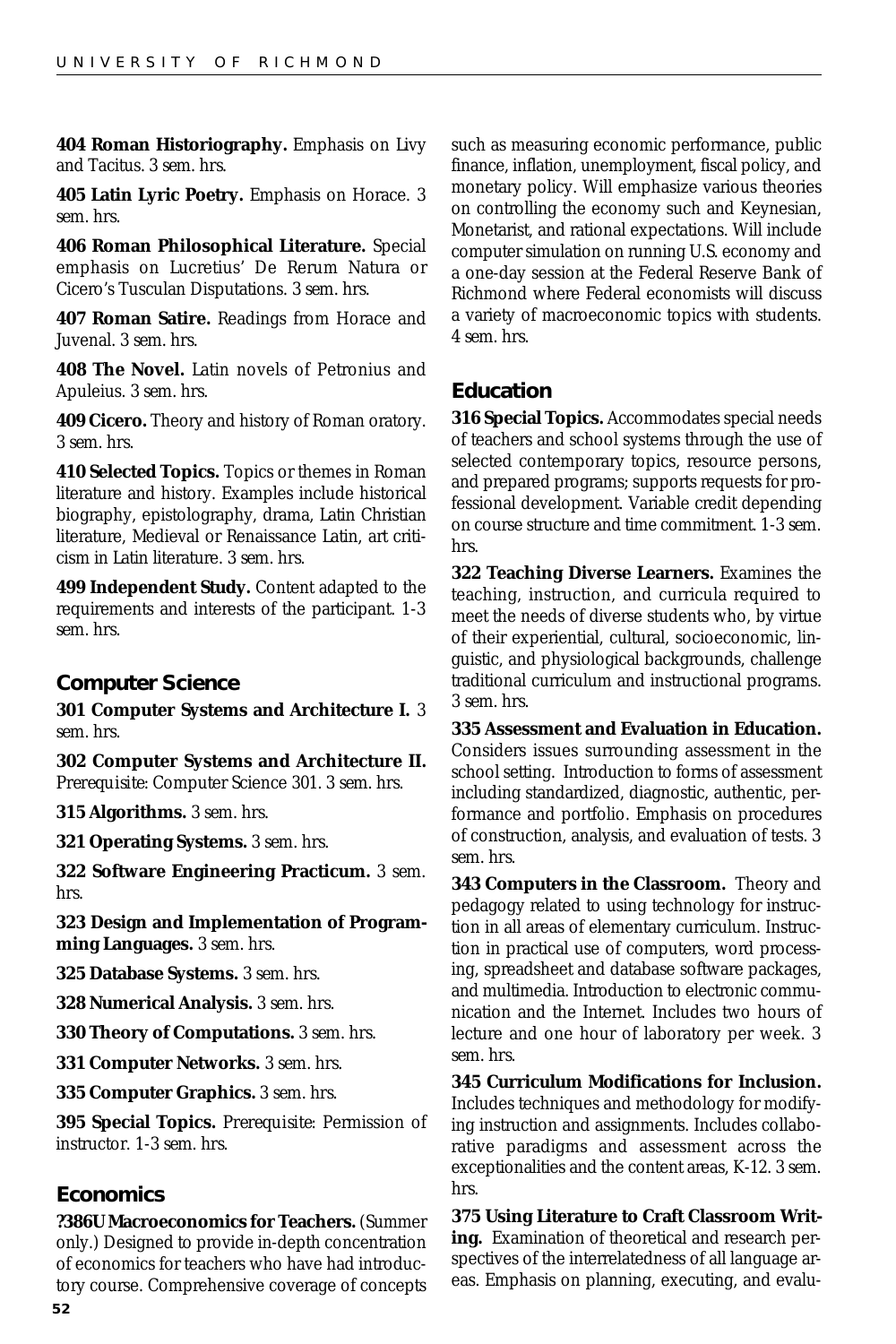**404 Roman Historiography.** Emphasis on Livy and Tacitus. 3 sem. hrs.

**405 Latin Lyric Poetry.** Emphasis on Horace. 3 sem. hrs.

**406 Roman Philosophical Literature.** Special emphasis on Lucretius' De Rerum Natura or Cicero's Tusculan Disputations. 3 sem. hrs.

**407 Roman Satire.** Readings from Horace and Juvenal. 3 sem. hrs.

**408 The Novel.** Latin novels of Petronius and Apuleius. 3 sem. hrs.

**409 Cicero.** Theory and history of Roman oratory. 3 sem. hrs.

**410 Selected Topics.** Topics or themes in Roman literature and history. Examples include historical biography, epistolography, drama, Latin Christian literature, Medieval or Renaissance Latin, art criticism in Latin literature. 3 sem. hrs.

**499 Independent Study.** Content adapted to the requirements and interests of the participant. 1-3 sem. hrs.

## Computer Science

**301 Computer Systems and Architecture I.** 3 sem. hrs.

**302 Computer Systems and Architecture II.** Prerequisite: Computer Science 301. 3 sem. hrs.

**315 Algorithms.** 3 sem. hrs.

**321 Operating Systems.** 3 sem. hrs.

**322 Software Engineering Practicum.** 3 sem. hrs.

**323 Design and Implementation of Programming Languages.** 3 sem. hrs.

**325 Database Systems.** 3 sem. hrs.

**328 Numerical Analysis.** 3 sem. hrs.

**330 Theory of Computations.** 3 sem. hrs.

**331 Computer Networks.** 3 sem. hrs.

**335 Computer Graphics.** 3 sem. hrs.

**395 Special Topics.** Prerequisite: Permission of instructor. 1-3 sem. hrs.

## Economics

**?386U Macroeconomics for Teachers.** (Summer only.) Designed to provide in-depth concentration of economics for teachers who have had introductory course. Comprehensive coverage of concepts such as measuring economic performance, public finance, inflation, unemployment, fiscal policy, and monetary policy. Will emphasize various theories on controlling the economy such and Keynesian, Monetarist, and rational expectations. Will include computer simulation on running U.S. economy and a one-day session at the Federal Reserve Bank of Richmond where Federal economists will discuss a variety of macroeconomic topics with students. 4 sem. hrs.

## Education

**316 Special Topics.** Accommodates special needs of teachers and school systems through the use of selected contemporary topics, resource persons, and prepared programs; supports requests for professional development. Variable credit depending on course structure and time commitment. 1-3 sem. hrs.

**322 Teaching Diverse Learners.** Examines the teaching, instruction, and curricula required to meet the needs of diverse students who, by virtue of their experiential, cultural, socioeconomic, linguistic, and physiological backgrounds, challenge traditional curriculum and instructional programs. 3 sem. hrs.

**335 Assessment and Evaluation in Education.** Considers issues surrounding assessment in the school setting. Introduction to forms of assessment including standardized, diagnostic, authentic, performance and portfolio. Emphasis on procedures of construction, analysis, and evaluation of tests. 3 sem. hrs.

**343 Computers in the Classroom.** Theory and pedagogy related to using technology for instruction in all areas of elementary curriculum. Instruction in practical use of computers, word processing, spreadsheet and database software packages, and multimedia. Introduction to electronic communication and the Internet. Includes two hours of lecture and one hour of laboratory per week. 3 sem. hrs.

**345 Curriculum Modifications for Inclusion.** Includes techniques and methodology for modifying instruction and assignments. Includes collaborative paradigms and assessment across the exceptionalities and the content areas, K-12. 3 sem. hrs.

**375 Using Literature to Craft Classroom Writing.** Examination of theoretical and research perspectives of the interrelatedness of all language areas. Emphasis on planning, executing, and evalu-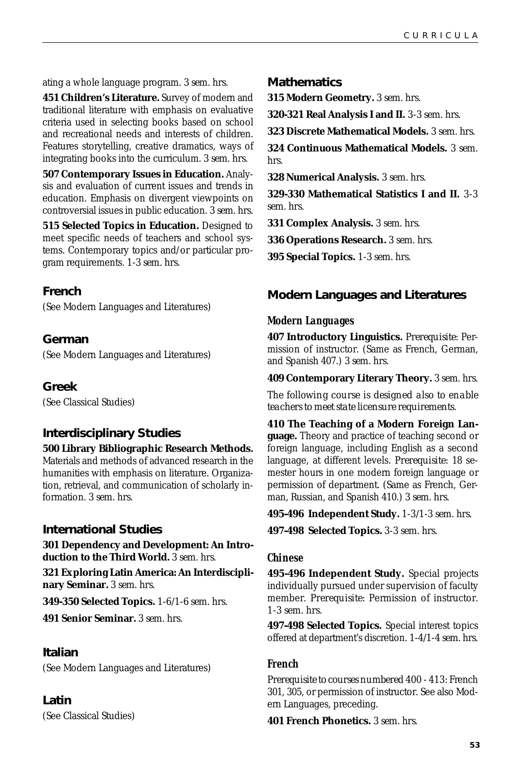ating a whole language program. 3 sem. hrs.

**451 Children's Literature.** Survey of modern and traditional literature with emphasis on evaluative criteria used in selecting books based on school and recreational needs and interests of children. Features storytelling, creative dramatics, ways of integrating books into the curriculum. 3 sem. hrs.

**507 Contemporary Issues in Education.** Analysis and evaluation of current issues and trends in education. Emphasis on divergent viewpoints on controversial issues in public education. 3 sem. hrs.

**515 Selected Topics in Education.** Designed to meet specific needs of teachers and school systems. Contemporary topics and/or particular program requirements. 1-3 sem. hrs.

## French

(See Modern Languages and Literatures)

## German

(See Modern Languages and Literatures)

## Greek

(See Classical Studies)

## Interdisciplinary Studies

**500 Library Bibliographic Research Methods.** Materials and methods of advanced research in the humanities with emphasis on literature. Organization, retrieval, and communication of scholarly information. 3 sem. hrs.

## International Studies

**301 Dependency and Development: An Introduction to the Third World.** 3 sem. hrs.

**321 Exploring Latin America: An Interdisciplinary Seminar.** 3 sem. hrs.

**349-350 Selected Topics.** 1-6/1-6 sem. hrs.

**491 Senior Seminar.** 3 sem. hrs.

## Italian

(See Modern Languages and Literatures)

## Latin

(See Classical Studies)

## Mathematics

**315 Modern Geometry.** 3 sem. hrs.

**320-321 Real Analysis I and II.** 3-3 sem. hrs.

**323 Discrete Mathematical Models.** 3 sem. hrs.

**324 Continuous Mathematical Models.** 3 sem. hrs.

**328 Numerical Analysis.** 3 sem. hrs.

**329-330 Mathematical Statistics I and II.** 3-3 sem. hrs.

**331 Complex Analysis.** 3 sem. hrs.

**336 Operations Research.** 3 sem. hrs.

**395 Special Topics.** 1-3 sem. hrs.

## Modern Languages and Literatures

### *Modern Languages*

**407 Introductory Linguistics.** Prerequisite: Permission of instructor. (Same as French, German, and Spanish 407.) 3 sem. hrs.

**409 Contemporary Literary Theory.** 3 sem. hrs.

*The following course is designed also to enable teachers to meet state licensure requirements.*

**410 The Teaching of a Modern Foreign Language.** Theory and practice of teaching second or foreign language, including English as a second language, at different levels. Prerequisite: 18 semester hours in one modern foreign language or permission of department. (Same as French, German, Russian, and Spanish 410.) 3 sem. hrs.

**495-496 Independent Study.** 1-3/1-3 sem. hrs.

**497-498 Selected Topics.** 3-3 sem. hrs.

### *Chinese*

**495-496 Independent Study.** Special projects individually pursued under supervision of faculty member. Prerequisite: Permission of instructor. 1-3 sem. hrs.

**497-498 Selected Topics.** Special interest topics offered at department's discretion. 1-4/1-4 sem. hrs.

### *French*

Prerequisite to courses numbered 400 - 413: French 301, 305, or permission of instructor. See also Modern Languages, preceding.

**401 French Phonetics.** 3 sem. hrs.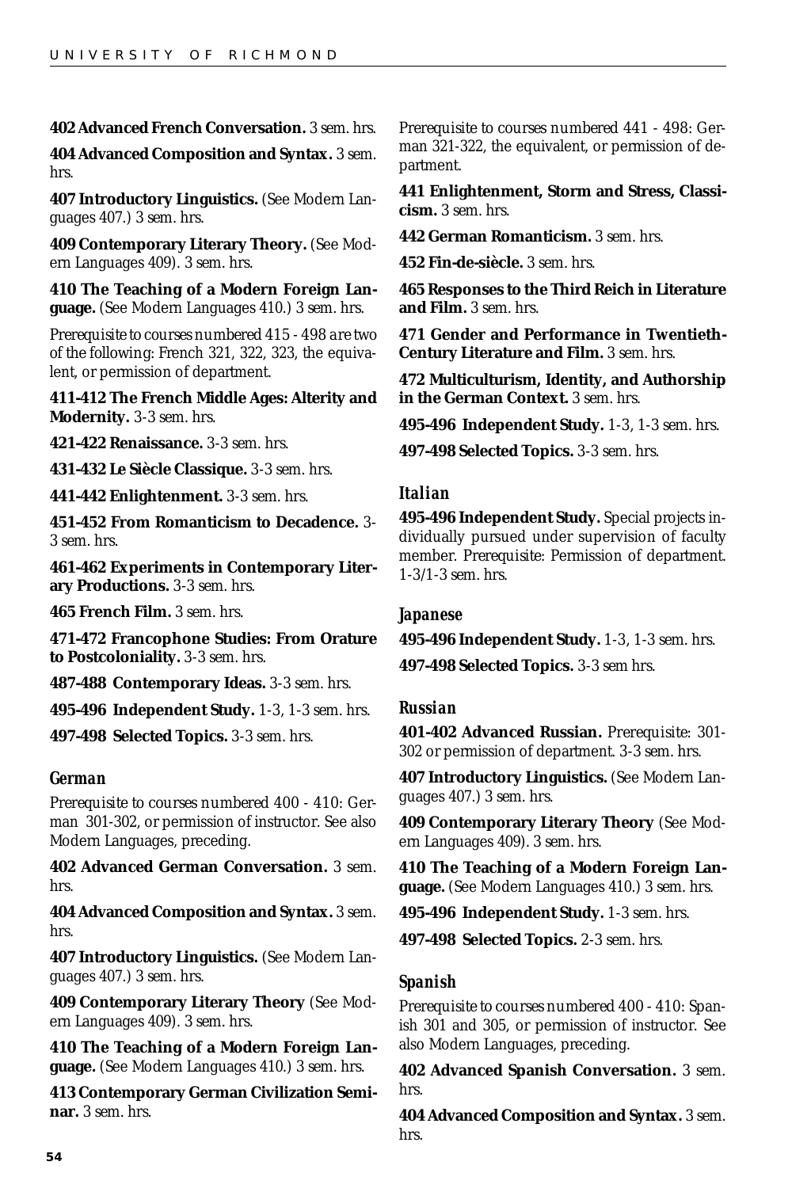**402 Advanced French Conversation.** 3 sem. hrs.

**404 Advanced Composition and Syntax.** 3 sem. hrs.

**407 Introductory Linguistics.** (See Modern Languages 407.) 3 sem. hrs.

**409 Contemporary Literary Theory.** (See Modern Languages 409). 3 sem. hrs.

**410 The Teaching of a Modern Foreign Language.** (See Modern Languages 410.) 3 sem. hrs.

Prerequisite to courses numbered 415 - 498 are two of the following: French 321, 322, 323, the equivalent, or permission of department.

**411-412 The French Middle Ages: Alterity and Modernity.** 3-3 sem. hrs.

**421-422 Renaissance.** 3-3 sem. hrs.

**431-432 Le Siècle Classique.** 3-3 sem. hrs.

**441-442 Enlightenment.** 3-3 sem. hrs.

**451-452 From Romanticism to Decadence.** 3-3 sem. hrs.

**461-462 Experiments in Contemporary Literary Productions.** 3-3 sem. hrs.

**465 French Film.** 3 sem. hrs.

**471-472 Francophone Studies: From Orature to Postcoloniality.** 3-3 sem. hrs.

**487-488 Contemporary Ideas.** 3-3 sem. hrs.

**495-496 Independent Study.** 1-3, 1-3 sem. hrs.

**497-498 Selected Topics.** 3-3 sem. hrs.

### *German*

Prerequisite to courses numbered 400 - 410: German 301-302, or permission of instructor. See also Modern Languages, preceding.

**402 Advanced German Conversation.** 3 sem. hrs.

**404 Advanced Composition and Syntax.** 3 sem. hrs.

**407 Introductory Linguistics.** (See Modern Languages 407.) 3 sem. hrs.

**409 Contemporary Literary Theory** (See Modern Languages 409). 3 sem. hrs.

**410 The Teaching of a Modern Foreign Language.** (See Modern Languages 410.) 3 sem. hrs.

**413 Contemporary German Civilization Seminar.** 3 sem. hrs.

Prerequisite to courses numbered 441 - 498: German 321-322, the equivalent, or permission of department.

**441 Enlightenment, Storm and Stress, Classicism.** 3 sem. hrs.

**442 German Romanticism.** 3 sem. hrs.

**452 Fin-de-siècle.** 3 sem. hrs.

**465 Responses to the Third Reich in Literature and Film.** 3 sem. hrs.

**471 Gender and Performance in Twentieth-Century Literature and Film.** 3 sem. hrs.

**472 Multiculturism, Identity, and Authorship in the German Context.** 3 sem. hrs.

**495-496 Independent Study.** 1-3, 1-3 sem. hrs.

**497-498 Selected Topics.** 3-3 sem. hrs.

### *Italian*

**495-496 Independent Study.** Special projects individually pursued under supervision of faculty member. Prerequisite: Permission of department. 1-3/1-3 sem. hrs.

### *Japanese*

**495-496 Independent Study.** 1-3, 1-3 sem. hrs.

**497-498 Selected Topics.** 3-3 sem hrs.

### *Russian*

**401-402 Advanced Russian.** Prerequisite: 301-302 or permission of department. 3-3 sem. hrs.

**407 Introductory Linguistics.** (See Modern Languages 407.) 3 sem. hrs.

**409 Contemporary Literary Theory** (See Modern Languages 409). 3 sem. hrs.

**410 The Teaching of a Modern Foreign Language.** (See Modern Languages 410.) 3 sem. hrs.

**495-496 Independent Study.** 1-3 sem. hrs.

**497-498 Selected Topics.** 2-3 sem. hrs.

### *Spanish*

Prerequisite to courses numbered 400 - 410: Spanish 301 and 305, or permission of instructor. See also Modern Languages, preceding.

**402 Advanced Spanish Conversation.** 3 sem. hrs.

**404 Advanced Composition and Syntax.** 3 sem. hrs.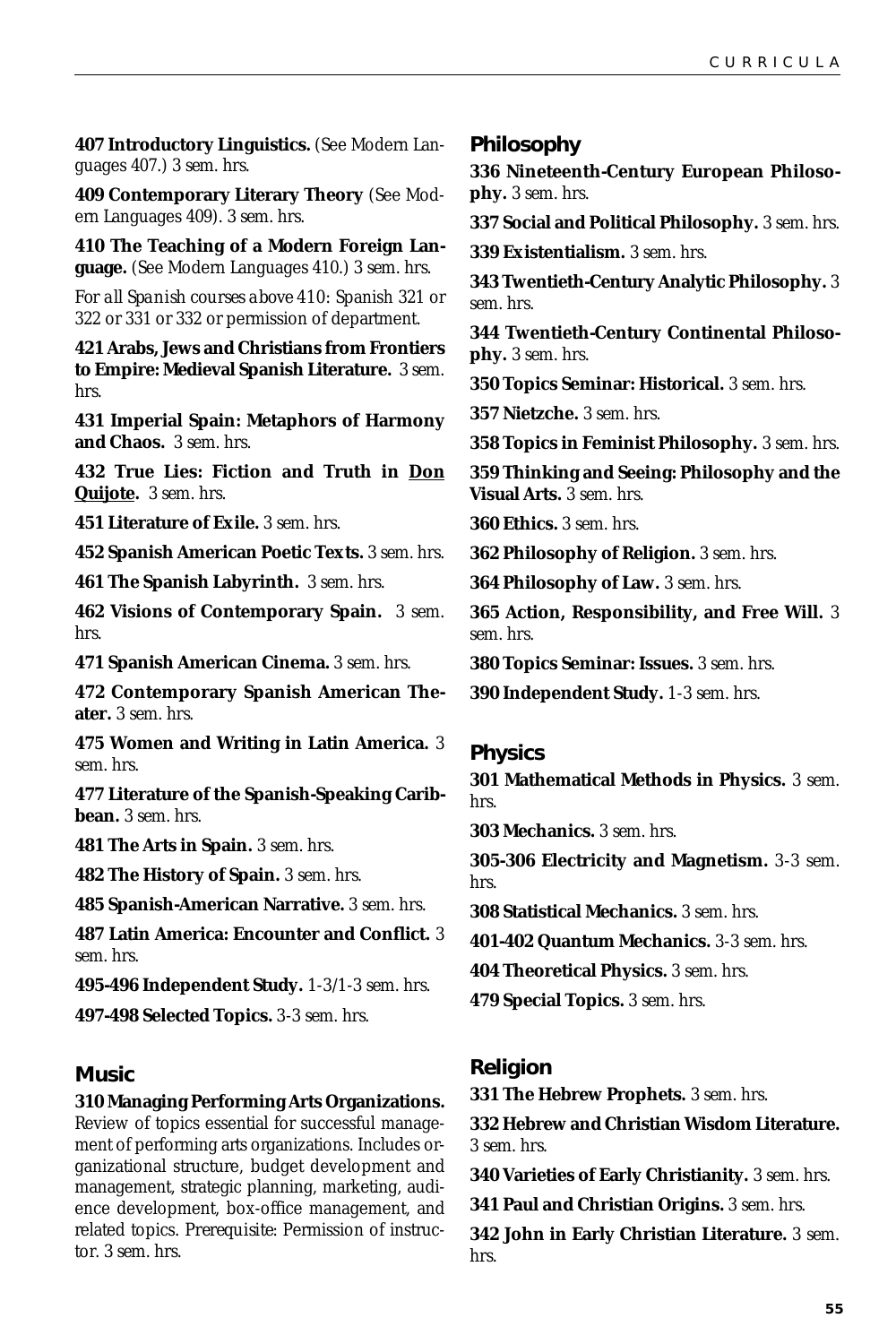**407 Introductory Linguistics.** (See Modern Languages 407.) 3 sem. hrs.

**409 Contemporary Literary Theory** (See Modern Languages 409). 3 sem. hrs.

**410 The Teaching of a Modern Foreign Language.** (See Modern Languages 410.) 3 sem. hrs.

*For all Spanish courses above 410: Spanish 321 or 322 or 331 or 332 or permission of department.*

**421 Arabs, Jews and Christians from Frontiers to Empire: Medieval Spanish Literature.** 3 sem. hrs.

**431 Imperial Spain: Metaphors of Harmony and Chaos.** 3 sem. hrs.

**432 True Lies: Fiction and Truth in Don Quijote.** 3 sem. hrs.

**451 Literature of Exile.** 3 sem. hrs.

**452 Spanish American Poetic Texts.** 3 sem. hrs.

**461 The Spanish Labyrinth.** 3 sem. hrs.

**462 Visions of Contemporary Spain.** 3 sem. hrs.

**471 Spanish American Cinema.** 3 sem. hrs.

**472 Contemporary Spanish American Theater.** 3 sem. hrs.

**475 Women and Writing in Latin America.** 3 sem. hrs.

**477 Literature of the Spanish-Speaking Caribbean.** 3 sem. hrs.

**481 The Arts in Spain.** 3 sem. hrs.

**482 The History of Spain.** 3 sem. hrs.

**485 Spanish-American Narrative.** 3 sem. hrs.

**487 Latin America: Encounter and Conflict.** 3 sem. hrs.

**495-496 Independent Study.** 1-3/1-3 sem. hrs.

**497-498 Selected Topics.** 3-3 sem. hrs.

## Music

**310 Managing Performing Arts Organizations.** Review of topics essential for successful management of performing arts organizations. Includes organizational structure, budget development and management, strategic planning, marketing, audience development, box-office management, and related topics. Prerequisite: Permission of instructor. 3 sem. hrs.

## Philosophy

**336 Nineteenth-Century European Philosophy.** 3 sem. hrs.

**337 Social and Political Philosophy.** 3 sem. hrs.

**339 Existentialism.** 3 sem. hrs.

**343 Twentieth-Century Analytic Philosophy.** 3 sem. hrs.

**344 Twentieth-Century Continental Philosophy.** 3 sem. hrs.

**350 Topics Seminar: Historical.** 3 sem. hrs.

**357 Nietzche.** 3 sem. hrs.

**358 Topics in Feminist Philosophy.** 3 sem. hrs.

**359 Thinking and Seeing: Philosophy and the Visual Arts.** 3 sem. hrs.

**360 Ethics.** 3 sem. hrs.

**362 Philosophy of Religion.** 3 sem. hrs.

**364 Philosophy of Law.** 3 sem. hrs.

**365 Action, Responsibility, and Free Will.** 3 sem. hrs.

**380 Topics Seminar: Issues.** 3 sem. hrs.

**390 Independent Study.** 1-3 sem. hrs.

## Physics

**301 Mathematical Methods in Physics.** 3 sem. hrs.

**303 Mechanics.** 3 sem. hrs.

**305-306 Electricity and Magnetism.** 3-3 sem. hrs.

**308 Statistical Mechanics.** 3 sem. hrs.

**401-402 Quantum Mechanics.** 3-3 sem. hrs.

**404 Theoretical Physics.** 3 sem. hrs.

**479 Special Topics.** 3 sem. hrs.

## Religion

**331 The Hebrew Prophets.** 3 sem. hrs.

**332 Hebrew and Christian Wisdom Literature.** 3 sem. hrs.

**340 Varieties of Early Christianity.** 3 sem. hrs.

**341 Paul and Christian Origins.** 3 sem. hrs.

**342 John in Early Christian Literature.** 3 sem. hrs.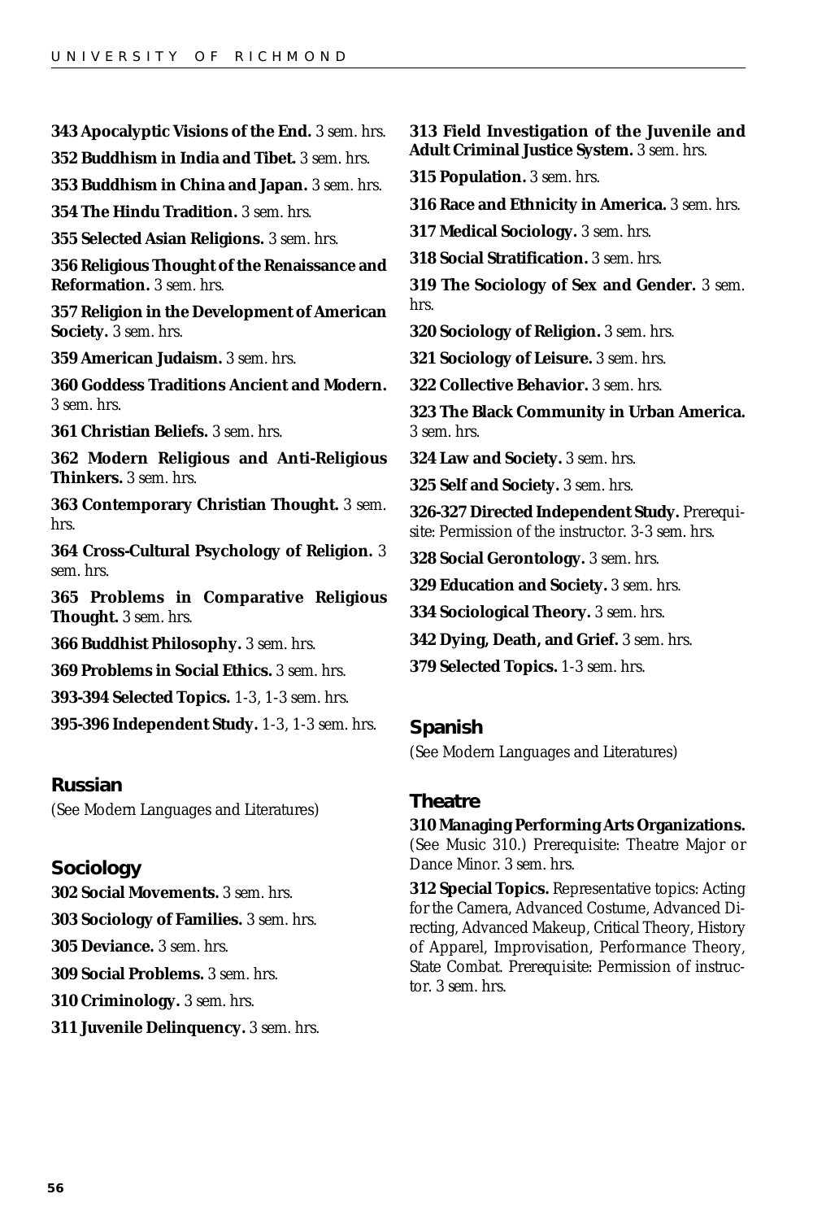**343 Apocalyptic Visions of the End.** 3 sem. hrs.

**352 Buddhism in India and Tibet.** 3 sem. hrs.

**353 Buddhism in China and Japan.** 3 sem. hrs.

**354 The Hindu Tradition.** 3 sem. hrs.

**355 Selected Asian Religions.** 3 sem. hrs.

**356 Religious Thought of the Renaissance and Reformation.** 3 sem. hrs.

**357 Religion in the Development of American Society.** 3 sem. hrs.

**359 American Judaism.** 3 sem. hrs.

**360 Goddess Traditions Ancient and Modern.** 3 sem. hrs.

**361 Christian Beliefs.** 3 sem. hrs.

**362 Modern Religious and Anti-Religious Thinkers.** 3 sem. hrs.

**363 Contemporary Christian Thought.** 3 sem. hrs.

**364 Cross-Cultural Psychology of Religion.** 3 sem. hrs.

**365 Problems in Comparative Religious Thought.** 3 sem. hrs.

**366 Buddhist Philosophy.** 3 sem. hrs.

**369 Problems in Social Ethics.** 3 sem. hrs.

**393-394 Selected Topics.** 1-3, 1-3 sem. hrs.

**395-396 Independent Study.** 1-3, 1-3 sem. hrs.

## Russian

(See Modern Languages and Literatures)

## Sociology

**302 Social Movements.** 3 sem. hrs.

**303 Sociology of Families.** 3 sem. hrs.

**305 Deviance.** 3 sem. hrs.

**309 Social Problems.** 3 sem. hrs.

**310 Criminology.** 3 sem. hrs.

**311 Juvenile Delinquency.** 3 sem. hrs.

**313 Field Investigation of the Juvenile and Adult Criminal Justice System.** 3 sem. hrs.

**315 Population.** 3 sem. hrs.

**316 Race and Ethnicity in America.** 3 sem. hrs.

**317 Medical Sociology.** 3 sem. hrs.

**318 Social Stratification.** 3 sem. hrs.

**319 The Sociology of Sex and Gender.** 3 sem. hrs.

**320 Sociology of Religion.** 3 sem. hrs.

**321 Sociology of Leisure.** 3 sem. hrs.

**322 Collective Behavior.** 3 sem. hrs.

**323 The Black Community in Urban America.** 3 sem. hrs.

**324 Law and Society.** 3 sem. hrs.

**325 Self and Society.** 3 sem. hrs.

**326-327 Directed Independent Study.** Prerequisite: Permission of the instructor. 3-3 sem. hrs.

**328 Social Gerontology.** 3 sem. hrs.

**329 Education and Society.** 3 sem. hrs.

**334 Sociological Theory.** 3 sem. hrs.

**342 Dying, Death, and Grief.** 3 sem. hrs.

**379 Selected Topics.** 1-3 sem. hrs.

## Spanish

(See Modern Languages and Literatures)

## Theatre

**310 Managing Performing Arts Organizations.** (See Music 310.) Prerequisite: Theatre Major or Dance Minor. 3 sem. hrs.

**312 Special Topics.** Representative topics: Acting for the Camera, Advanced Costume, Advanced Directing, Advanced Makeup, Critical Theory, History of Apparel, Improvisation, Performance Theory, State Combat. Prerequisite: Permission of instructor. 3 sem. hrs.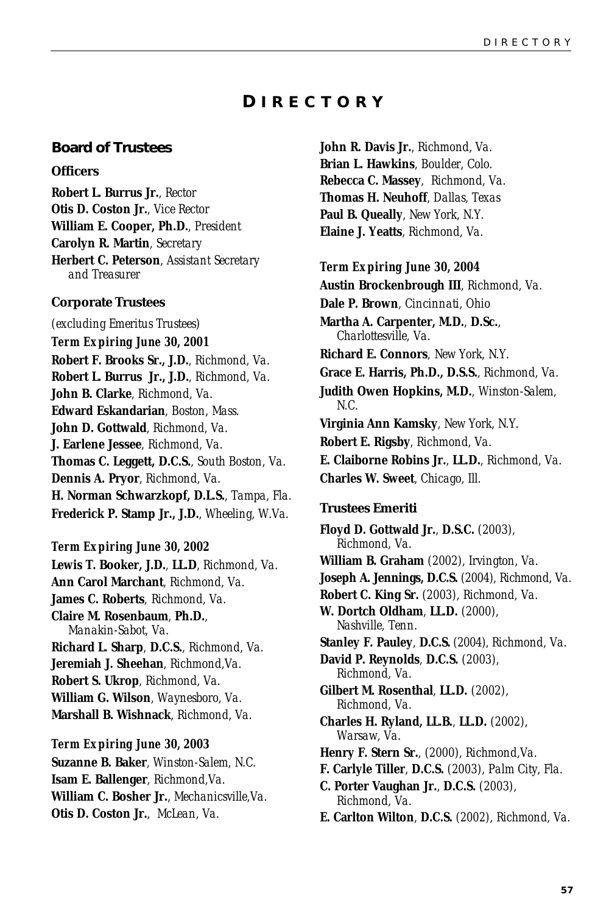# DIRECTORY

## Board of Trustees

### Officers

**Robert L. Burrus Jr.**, *Rector*
**Otis D. Coston Jr.**, *Vice Rector*
**William E. Cooper, Ph.D.**, *President*
**Carolyn R. Martin**, *Secretary*
**Herbert C. Peterson**, *Assistant Secretary and Treasurer*

### Corporate Trustees

*(excluding Emeritus Trustees)*

***Term Expiring June 30, 2001***

**Robert F. Brooks Sr., J.D.**, *Richmond, Va.*
**Robert L. Burrus Jr., J.D.**, *Richmond, Va.*
**John B. Clarke**, *Richmond, Va.*
**Edward Eskandarian**, *Boston, Mass.*
**John D. Gottwald**, *Richmond, Va.*
**J. Earlene Jessee**, *Richmond, Va.*
**Thomas C. Leggett, D.C.S.**, *South Boston, Va.*
**Dennis A. Pryor**, *Richmond, Va.*
**H. Norman Schwarzkopf, D.L.S.**, *Tampa, Fla.*
**Frederick P. Stamp Jr., J.D.**, *Wheeling, W.Va.*

***Term Expiring June 30, 2002***

**Lewis T. Booker, J.D.**, **LL.D**, *Richmond, Va.*
**Ann Carol Marchant**, *Richmond, Va.*
**James C. Roberts**, *Richmond, Va.*
**Claire M. Rosenbaum**, **Ph.D.**, *Manakin-Sabot, Va.*
**Richard L. Sharp**, **D.C.S.**, *Richmond, Va.*
**Jeremiah J. Sheehan**, *Richmond,Va.*
**Robert S. Ukrop**, *Richmond, Va.*
**William G. Wilson**, *Waynesboro, Va.*
**Marshall B. Wishnack**, *Richmond, Va.*

***Term Expiring June 30, 2003***

**Suzanne B. Baker**, *Winston-Salem, N.C.*
**Isam E. Ballenger**, *Richmond,Va.*
**William C. Bosher Jr.**, *Mechanicsville,Va.*
**Otis D. Coston Jr.**, *McLean, Va.*
**John R. Davis Jr.**, *Richmond, Va.*
**Brian L. Hawkins**, *Boulder, Colo.*
**Rebecca C. Massey**, *Richmond, Va.*
**Thomas H. Neuhoff**, *Dallas, Texas*
**Paul B. Queally**, *New York, N.Y.*
**Elaine J. Yeatts**, *Richmond, Va.*

***Term Expiring June 30, 2004***

**Austin Brockenbrough III**, *Richmond, Va.*
**Dale P. Brown**, *Cincinnati, Ohio*
**Martha A. Carpenter, M.D.**, **D.Sc.**, *Charlottesville, Va.*
**Richard E. Connors**, *New York, N.Y.*
**Grace E. Harris, Ph.D., D.S.S.**, *Richmond, Va.*
**Judith Owen Hopkins, M.D.**, *Winston-Salem, N.C.*
**Virginia Ann Kamsky**, *New York, N.Y.*
**Robert E. Rigsby**, *Richmond, Va.*
**E. Claiborne Robins Jr.**, **LL.D.**, *Richmond, Va.*
**Charles W. Sweet**, *Chicago, Ill.*

### Trustees Emeriti

**Floyd D. Gottwald Jr.**, **D.S.C.** (2003), *Richmond, Va.*
**William B. Graham** (2002), *Irvington, Va.*
**Joseph A. Jennings, D.C.S.** (2004), *Richmond, Va.*
**Robert C. King Sr.** (2003), *Richmond, Va.*
**W. Dortch Oldham**, **LL.D.** (2000), *Nashville, Tenn.*
**Stanley F. Pauley**, **D.C.S.** (2004), *Richmond, Va.*
**David P. Reynolds**, **D.C.S.** (2003), *Richmond, Va.*
**Gilbert M. Rosenthal**, **LL.D.** (2002), *Richmond, Va.*
**Charles H. Ryland, LL.B.**, **LL.D.** (2002), *Warsaw, Va.*
**Henry F. Stern Sr.**, (2000), *Richmond,Va.*
**F. Carlyle Tiller**, **D.C.S.** (2003), *Palm City, Fla.*
**C. Porter Vaughan Jr.**, **D.C.S.** (2003), *Richmond, Va.*
**E. Carlton Wilton**, **D.C.S.** (2002), *Richmond, Va.*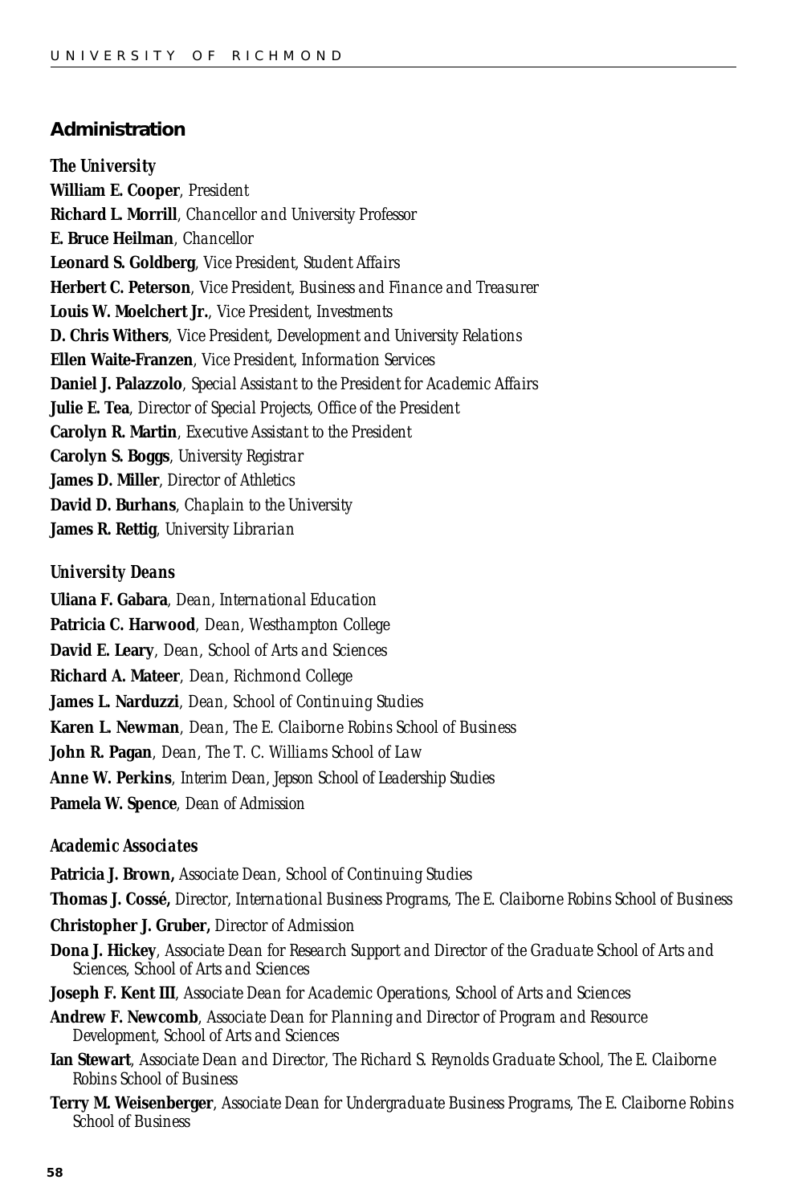## Administration

### *The University*

**William E. Cooper**, *President*

**Richard L. Morrill**, *Chancellor and University Professor*

**E. Bruce Heilman**, *Chancellor*

**Leonard S. Goldberg**, *Vice President, Student Affairs*

**Herbert C. Peterson**, *Vice President, Business and Finance and Treasurer*

**Louis W. Moelchert Jr.**, *Vice President, Investments*

**D. Chris Withers**, *Vice President, Development and University Relations*

**Ellen Waite-Franzen**, *Vice President, Information Services*

**Daniel J. Palazzolo**, *Special Assistant to the President for Academic Affairs*

**Julie E. Tea**, *Director of Special Projects, Office of the President*

**Carolyn R. Martin**, *Executive Assistant to the President*

**Carolyn S. Boggs**, *University Registrar*

**James D. Miller**, *Director of Athletics*

**David D. Burhans**, *Chaplain to the University*

**James R. Rettig**, *University Librarian*

### *University Deans*

**Uliana F. Gabara**, *Dean, International Education*

**Patricia C. Harwood**, *Dean, Westhampton College*

**David E. Leary**, *Dean, School of Arts and Sciences*

**Richard A. Mateer**, *Dean, Richmond College*

**James L. Narduzzi**, *Dean, School of Continuing Studies*

**Karen L. Newman**, *Dean, The E. Claiborne Robins School of Business*

**John R. Pagan**, *Dean, The T. C. Williams School of Law*

**Anne W. Perkins**, *Interim Dean, Jepson School of Leadership Studies*

**Pamela W. Spence**, *Dean of Admission*

### *Academic Associates*

**Patricia J. Brown,** *Associate Dean, School of Continuing Studies*

**Thomas J. Cossé,** *Director, International Business Programs, The E. Claiborne Robins School of Business*

**Christopher J. Gruber,** *Director of Admission*

**Dona J. Hickey**, *Associate Dean for Research Support and Director of the Graduate School of Arts and Sciences, School of Arts and Sciences*

**Joseph F. Kent III**, *Associate Dean for Academic Operations, School of Arts and Sciences*

**Andrew F. Newcomb**, *Associate Dean for Planning and Director of Program and Resource Development, School of Arts and Sciences*

**Ian Stewart**, *Associate Dean and Director, The Richard S. Reynolds Graduate School, The E. Claiborne Robins School of Business*

**Terry M. Weisenberger**, *Associate Dean for Undergraduate Business Programs, The E. Claiborne Robins School of Business*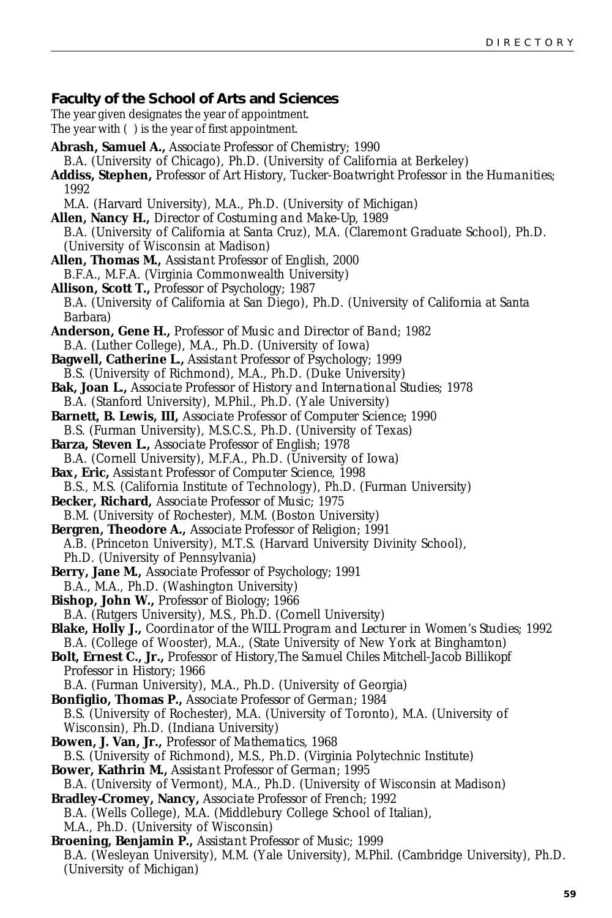## Faculty of the School of Arts and Sciences

The year given designates the year of appointment.
The year with ( ) is the year of first appointment.

**Abrash, Samuel A.,** *Associate Professor of Chemistry;* 1990
B.A. (University of Chicago), Ph.D. (University of California at Berkeley)

**Addiss, Stephen,** *Professor of Art History, Tucker-Boatwright Professor in the Humanities;* 1992
M.A. (Harvard University), M.A., Ph.D. (University of Michigan)

**Allen, Nancy H.,** *Director of Costuming and Make-Up,* 1989
B.A. (University of California at Santa Cruz), M.A. (Claremont Graduate School), Ph.D. (University of Wisconsin at Madison)

**Allen, Thomas M.,** *Assistant Professor of English,* 2000
B.F.A., M.F.A. (Virginia Commonwealth University)

**Allison, Scott T.,** *Professor of Psychology;* 1987
B.A. (University of California at San Diego), Ph.D. (University of California at Santa Barbara)

**Anderson, Gene H.,** *Professor of Music and Director of Band;* 1982
B.A. (Luther College), M.A., Ph.D. (University of Iowa)

**Bagwell, Catherine L.,** *Assistant Professor of Psychology;* 1999
B.S. (University of Richmond), M.A., Ph.D. (Duke University)

**Bak, Joan L.,** *Associate Professor of History and International Studies;* 1978
B.A. (Stanford University), M.Phil., Ph.D. (Yale University)

**Barnett, B. Lewis, III,** *Associate Professor of Computer Science;* 1990
B.S. (Furman University), M.S.C.S., Ph.D. (University of Texas)

**Barza, Steven L.,** *Associate Professor of English;* 1978
B.A. (Cornell University), M.F.A., Ph.D. (University of Iowa)

**Bax, Eric,** *Assistant Professor of Computer Science,* 1998
B.S., M.S. (California Institute of Technology), Ph.D. (Furman University)

**Becker, Richard,** *Associate Professor of Music;* 1975
B.M. (University of Rochester), M.M. (Boston University)

**Bergren, Theodore A.,** *Associate Professor of Religion;* 1991
A.B. (Princeton University), M.T.S. (Harvard University Divinity School), Ph.D. (University of Pennsylvania)

**Berry, Jane M.,** *Associate Professor of Psychology;* 1991
B.A., M.A., Ph.D. (Washington University)

**Bishop, John W.,** *Professor of Biology;* 1966
B.A. (Rutgers University), M.S., Ph.D. (Cornell University)

**Blake, Holly J.,** *Coordinator of the WILL Program and Lecturer in Women's Studies;* 1992
B.A. (College of Wooster), M.A., (State University of New York at Binghamton)

**Bolt, Ernest C., Jr.,** *Professor of History,The Samuel Chiles Mitchell-Jacob Billikopf Professor in History;* 1966
B.A. (Furman University), M.A., Ph.D. (University of Georgia)

**Bonfiglio, Thomas P.,** *Associate Professor of German;* 1984
B.S. (University of Rochester), M.A. (University of Toronto), M.A. (University of Wisconsin), Ph.D. (Indiana University)

**Bowen, J. Van, Jr.,** *Professor of Mathematics,* 1968
B.S. (University of Richmond), M.S., Ph.D. (Virginia Polytechnic Institute)

**Bower, Kathrin M.,** *Assistant Professor of German;* 1995
B.A. (University of Vermont), M.A., Ph.D. (University of Wisconsin at Madison)

**Bradley-Cromey, Nancy,** *Associate Professor of French;* 1992
B.A. (Wells College), M.A. (Middlebury College School of Italian), M.A., Ph.D. (University of Wisconsin)

**Broening, Benjamin P.,** *Assistant Professor of Music;* 1999
B.A. (Wesleyan University), M.M. (Yale University), M.Phil. (Cambridge University), Ph.D. (University of Michigan)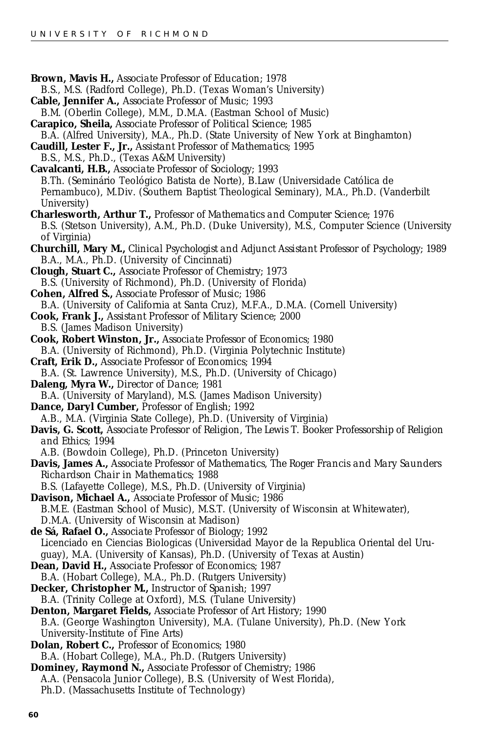**Brown, Mavis H.,** *Associate Professor of Education;* 1978
B.S., M.S. (Radford College), Ph.D. (Texas Woman's University)

**Cable, Jennifer A.,** *Associate Professor of Music;* 1993
B.M. (Oberlin College), M.M., D.M.A. (Eastman School of Music)

**Carapico, Sheila,** *Associate Professor of Political Science;* 1985
B.A. (Alfred University), M.A., Ph.D. (State University of New York at Binghamton)

**Caudill, Lester F., Jr.,** *Assistant Professor of Mathematics;* 1995
B.S., M.S., Ph.D., (Texas A&M University)

**Cavalcanti, H.B.,** *Associate Professor of Sociology;* 1993
B.Th. (Seminário Teológico Batista de Norte), B.Law (Universidade Católica de Pernambuco), M.Div. (Southern Baptist Theological Seminary), M.A., Ph.D. (Vanderbilt University)

**Charlesworth, Arthur T.,** *Professor of Mathematics and Computer Science;* 1976
B.S. (Stetson University), A.M., Ph.D. (Duke University), M.S., Computer Science (University of Virginia)

**Churchill, Mary M.,** *Clinical Psychologist and Adjunct Assistant Professor of Psychology;* 1989
B.A., M.A., Ph.D. (University of Cincinnati)

**Clough, Stuart C.,** *Associate Professor of Chemistry;* 1973
B.S. (University of Richmond), Ph.D. (University of Florida)

**Cohen, Alfred S.,** *Associate Professor of Music;* 1986
B.A. (University of California at Santa Cruz), M.F.A., D.M.A. (Cornell University)

**Cook, Frank J.,** *Assistant Professor of Military Science;* 2000
B.S. (James Madison University)

**Cook, Robert Winston, Jr.,** *Associate Professor of Economics;* 1980
B.A. (University of Richmond), Ph.D. (Virginia Polytechnic Institute)

**Craft, Erik D.,** *Associate Professor of Economics;* 1994
B.A. (St. Lawrence University), M.S., Ph.D. (University of Chicago)

**Daleng, Myra W.,** *Director of Dance;* 1981
B.A. (University of Maryland), M.S. (James Madison University)

**Dance, Daryl Cumber,** *Professor of English;* 1992
A.B., M.A. (Virginia State College), Ph.D. (University of Virginia)

**Davis, G. Scott,** *Associate Professor of Religion, The Lewis T. Booker Professorship of Religion and Ethics;* 1994
A.B. (Bowdoin College), Ph.D. (Princeton University)

**Davis, James A.,** *Associate Professor of Mathematics, The Roger Francis and Mary Saunders Richardson Chair in Mathematics;* 1988
B.S. (Lafayette College), M.S., Ph.D. (University of Virginia)

**Davison, Michael A.,** *Associate Professor of Music;* 1986
B.M.E. (Eastman School of Music), M.S.T. (University of Wisconsin at Whitewater), D.M.A. (University of Wisconsin at Madison)

**de Sá, Rafael O.,** *Associate Professor of Biology;* 1992
Licenciado en Ciencias Biologicas (Universidad Mayor de la Republica Oriental del Uruguay), M.A. (University of Kansas), Ph.D. (University of Texas at Austin)

**Dean, David H.,** *Associate Professor of Economics;* 1987
B.A. (Hobart College), M.A., Ph.D. (Rutgers University)

**Decker, Christopher M.,** *Instructor of Spanish;* 1997
B.A. (Trinity College at Oxford), M.S. (Tulane University)

**Denton, Margaret Fields,** *Associate Professor of Art History;* 1990
B.A. (George Washington University), M.A. (Tulane University), Ph.D. (New York University-Institute of Fine Arts)

**Dolan, Robert C.,** *Professor of Economics;* 1980
B.A. (Hobart College), M.A., Ph.D. (Rutgers University)

**Dominey, Raymond N.,** *Associate Professor of Chemistry;* 1986
A.A. (Pensacola Junior College), B.S. (University of West Florida), Ph.D. (Massachusetts Institute of Technology)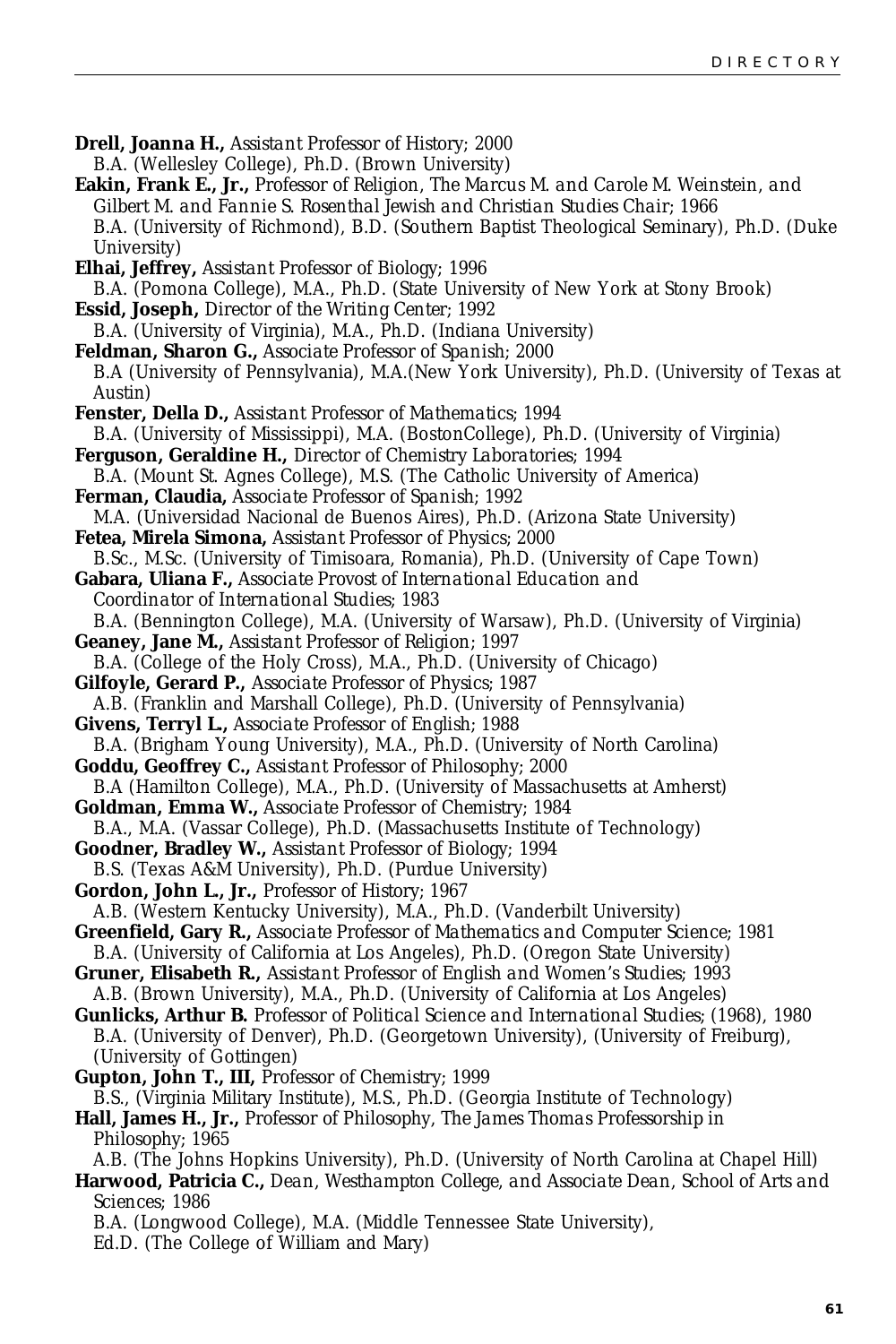**Drell, Joanna H.,** *Assistant Professor of History;* 2000
B.A. (Wellesley College), Ph.D. (Brown University)

**Eakin, Frank E., Jr.,** *Professor of Religion, The Marcus M. and Carole M. Weinstein, and Gilbert M. and Fannie S. Rosenthal Jewish and Christian Studies Chair;* 1966
B.A. (University of Richmond), B.D. (Southern Baptist Theological Seminary), Ph.D. (Duke University)

**Elhai, Jeffrey,** *Assistant Professor of Biology;* 1996
B.A. (Pomona College), M.A., Ph.D. (State University of New York at Stony Brook)

**Essid, Joseph,** *Director of the Writing Center;* 1992
B.A. (University of Virginia), M.A., Ph.D. (Indiana University)

**Feldman, Sharon G.,** *Associate Professor of Spanish;* 2000
B.A (University of Pennsylvania), M.A.(New York University), Ph.D. (University of Texas at Austin)

**Fenster, Della D.,** *Assistant Professor of Mathematics;* 1994
B.A. (University of Mississippi), M.A. (BostonCollege), Ph.D. (University of Virginia)

**Ferguson, Geraldine H.,** *Director of Chemistry Laboratories;* 1994
B.A. (Mount St. Agnes College), M.S. (The Catholic University of America)

**Ferman, Claudia,** *Associate Professor of Spanish;* 1992
M.A. (Universidad Nacional de Buenos Aires), Ph.D. (Arizona State University)

**Fetea, Mirela Simona,** *Assistant Professor of Physics;* 2000
B.Sc., M.Sc. (University of Timisoara, Romania), Ph.D. (University of Cape Town)

**Gabara, Uliana F.,** *Associate Provost of International Education and Coordinator of International Studies;* 1983
B.A. (Bennington College), M.A. (University of Warsaw), Ph.D. (University of Virginia)

**Geaney, Jane M.,** *Assistant Professor of Religion;* 1997
B.A. (College of the Holy Cross), M.A., Ph.D. (University of Chicago)

**Gilfoyle, Gerard P.,** *Associate Professor of Physics;* 1987
A.B. (Franklin and Marshall College), Ph.D. (University of Pennsylvania)

**Givens, Terryl L.,** *Associate Professor of English;* 1988
B.A. (Brigham Young University), M.A., Ph.D. (University of North Carolina)

**Goddu, Geoffrey C.,** *Assistant Professor of Philosophy;* 2000
B.A (Hamilton College), M.A., Ph.D. (University of Massachusetts at Amherst)

**Goldman, Emma W.,** *Associate Professor of Chemistry;* 1984
B.A., M.A. (Vassar College), Ph.D. (Massachusetts Institute of Technology)

**Goodner, Bradley W.,** *Assistant Professor of Biology;* 1994
B.S. (Texas A&M University), Ph.D. (Purdue University)

**Gordon, John L., Jr.,** *Professor of History;* 1967
A.B. (Western Kentucky University), M.A., Ph.D. (Vanderbilt University)

**Greenfield, Gary R.,** *Associate Professor of Mathematics and Computer Science;* 1981
B.A. (University of California at Los Angeles), Ph.D. (Oregon State University)

**Gruner, Elisabeth R.,** *Assistant Professor of English and Women's Studies;* 1993
A.B. (Brown University), M.A., Ph.D. (University of California at Los Angeles)

**Gunlicks, Arthur B.** *Professor of Political Science and International Studies;* (1968), 1980
B.A. (University of Denver), Ph.D. (Georgetown University), (University of Freiburg), (University of Gottingen)

**Gupton, John T., III,** *Professor of Chemistry;* 1999
B.S., (Virginia Military Institute), M.S., Ph.D. (Georgia Institute of Technology)

**Hall, James H., Jr.,** *Professor of Philosophy, The James Thomas Professorship in Philosophy;* 1965
A.B. (The Johns Hopkins University), Ph.D. (University of North Carolina at Chapel Hill)

**Harwood, Patricia C.,** *Dean, Westhampton College, and Associate Dean, School of Arts and Sciences;* 1986
B.A. (Longwood College), M.A. (Middle Tennessee State University),
Ed.D. (The College of William and Mary)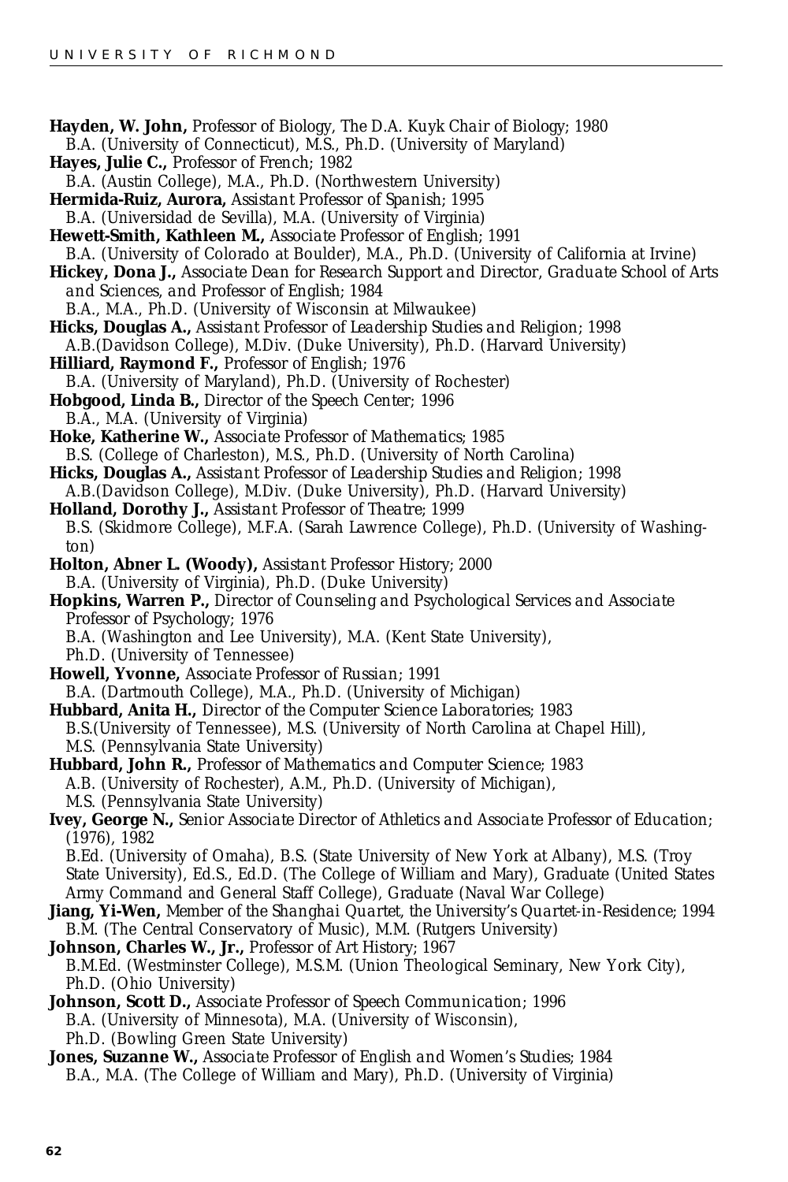**Hayden, W. John,** *Professor of Biology, The D.A. Kuyk Chair of Biology;* 1980
B.A. (University of Connecticut), M.S., Ph.D. (University of Maryland)

**Hayes, Julie C.,** *Professor of French;* 1982
B.A. (Austin College), M.A., Ph.D. (Northwestern University)

**Hermida-Ruiz, Aurora,** *Assistant Professor of Spanish;* 1995
B.A. (Universidad de Sevilla), M.A. (University of Virginia)

**Hewett-Smith, Kathleen M.,** *Associate Professor of English;* 1991
B.A. (University of Colorado at Boulder), M.A., Ph.D. (University of California at Irvine)

**Hickey, Dona J.,** *Associate Dean for Research Support and Director, Graduate School of Arts and Sciences, and Professor of English;* 1984
B.A., M.A., Ph.D. (University of Wisconsin at Milwaukee)

**Hicks, Douglas A.,** *Assistant Professor of Leadership Studies and Religion;* 1998
A.B.(Davidson College), M.Div. (Duke University), Ph.D. (Harvard University)

**Hilliard, Raymond F.,** *Professor of English;* 1976
B.A. (University of Maryland), Ph.D. (University of Rochester)

**Hobgood, Linda B.,** *Director of the Speech Center;* 1996
B.A., M.A. (University of Virginia)

**Hoke, Katherine W.,** *Associate Professor of Mathematics;* 1985
B.S. (College of Charleston), M.S., Ph.D. (University of North Carolina)

**Hicks, Douglas A.,** *Assistant Professor of Leadership Studies and Religion;* 1998
A.B.(Davidson College), M.Div. (Duke University), Ph.D. (Harvard University)

**Holland, Dorothy J.,** *Assistant Professor of Theatre;* 1999
B.S. (Skidmore College), M.F.A. (Sarah Lawrence College), Ph.D. (University of Washington)

**Holton, Abner L. (Woody),** *Assistant Professor History;* 2000
B.A. (University of Virginia), Ph.D. (Duke University)

**Hopkins, Warren P.,** *Director of Counseling and Psychological Services and Associate Professor of Psychology;* 1976
B.A. (Washington and Lee University), M.A. (Kent State University),
Ph.D. (University of Tennessee)

**Howell, Yvonne,** *Associate Professor of Russian;* 1991
B.A. (Dartmouth College), M.A., Ph.D. (University of Michigan)

**Hubbard, Anita H.,** *Director of the Computer Science Laboratories;* 1983
B.S.(University of Tennessee), M.S. (University of North Carolina at Chapel Hill),
M.S. (Pennsylvania State University)

**Hubbard, John R.,** *Professor of Mathematics and Computer Science;* 1983
A.B. (University of Rochester), A.M., Ph.D. (University of Michigan),
M.S. (Pennsylvania State University)

**Ivey, George N.,** *Senior Associate Director of Athletics and Associate Professor of Education;* (1976), 1982
B.Ed. (University of Omaha), B.S. (State University of New York at Albany), M.S. (Troy State University), Ed.S., Ed.D. (The College of William and Mary), Graduate (United States Army Command and General Staff College), Graduate (Naval War College)

**Jiang, Yi-Wen,** *Member of the Shanghai Quartet, the University's Quartet-in-Residence;* 1994
B.M. (The Central Conservatory of Music), M.M. (Rutgers University)

**Johnson, Charles W., Jr.,** *Professor of Art History;* 1967
B.M.Ed. (Westminster College), M.S.M. (Union Theological Seminary, New York City),
Ph.D. (Ohio University)

**Johnson, Scott D.,** *Associate Professor of Speech Communication;* 1996
B.A. (University of Minnesota), M.A. (University of Wisconsin),
Ph.D. (Bowling Green State University)

**Jones, Suzanne W.,** *Associate Professor of English and Women's Studies;* 1984
B.A., M.A. (The College of William and Mary), Ph.D. (University of Virginia)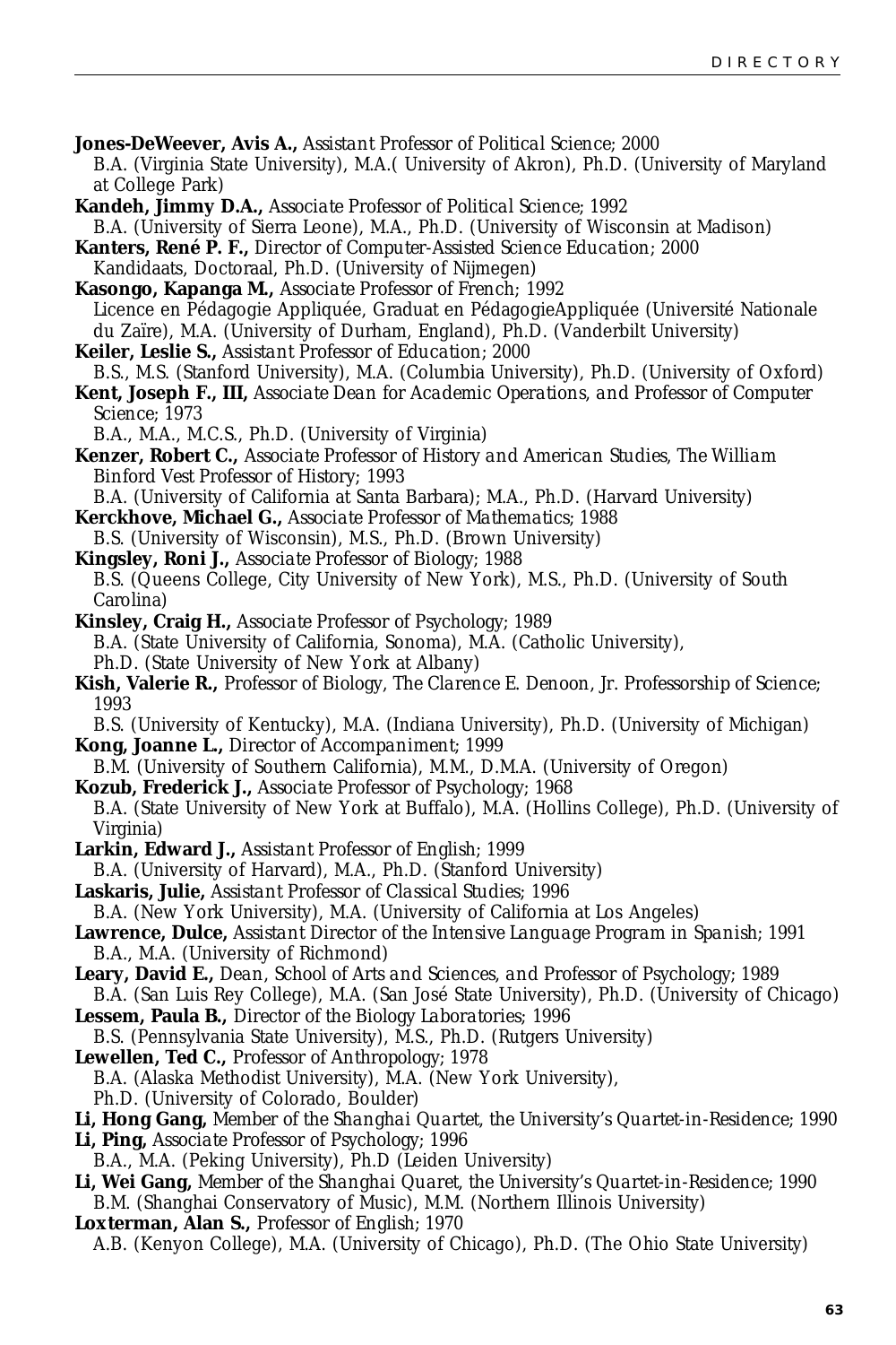**Jones-DeWeever, Avis A.,** *Assistant Professor of Political Science;* 2000
B.A. (Virginia State University), M.A.( University of Akron), Ph.D. (University of Maryland at College Park)

**Kandeh, Jimmy D.A.,** *Associate Professor of Political Science;* 1992
B.A. (University of Sierra Leone), M.A., Ph.D. (University of Wisconsin at Madison)

**Kanters, René P. F.,** *Director of Computer-Assisted Science Education;* 2000
Kandidaats, Doctoraal, Ph.D. (University of Nijmegen)

**Kasongo, Kapanga M.,** *Associate Professor of French;* 1992
Licence en Pédagogie Appliquée, Graduat en PédagogieAppliquée (Université Nationale du Zaïre), M.A. (University of Durham, England), Ph.D. (Vanderbilt University)

**Keiler, Leslie S.,** *Assistant Professor of Education;* 2000
B.S., M.S. (Stanford University), M.A. (Columbia University), Ph.D. (University of Oxford)

**Kent, Joseph F., III,** *Associate Dean for Academic Operations, and Professor of Computer Science;* 1973
B.A., M.A., M.C.S., Ph.D. (University of Virginia)

**Kenzer, Robert C.,** *Associate Professor of History and American Studies, The William Binford Vest Professor of History;* 1993
B.A. (University of California at Santa Barbara); M.A., Ph.D. (Harvard University)

**Kerckhove, Michael G.,** *Associate Professor of Mathematics;* 1988
B.S. (University of Wisconsin), M.S., Ph.D. (Brown University)

**Kingsley, Roni J.,** *Associate Professor of Biology;* 1988
B.S. (Queens College, City University of New York), M.S., Ph.D. (University of South Carolina)

**Kinsley, Craig H.,** *Associate Professor of Psychology;* 1989
B.A. (State University of California, Sonoma), M.A. (Catholic University), Ph.D. (State University of New York at Albany)

**Kish, Valerie R.,** *Professor of Biology, The Clarence E. Denoon, Jr. Professorship of Science;* 1993
B.S. (University of Kentucky), M.A. (Indiana University), Ph.D. (University of Michigan)

**Kong, Joanne L.,** *Director of Accompaniment;* 1999
B.M. (University of Southern California), M.M., D.M.A. (University of Oregon)

**Kozub, Frederick J.,** *Associate Professor of Psychology;* 1968
B.A. (State University of New York at Buffalo), M.A. (Hollins College), Ph.D. (University of Virginia)

**Larkin, Edward J.,** *Assistant Professor of English;* 1999
B.A. (University of Harvard), M.A., Ph.D. (Stanford University)

**Laskaris, Julie,** *Assistant Professor of Classical Studies;* 1996
B.A. (New York University), M.A. (University of California at Los Angeles)

**Lawrence, Dulce,** *Assistant Director of the Intensive Language Program in Spanish;* 1991
B.A., M.A. (University of Richmond)

**Leary, David E.,** *Dean, School of Arts and Sciences, and Professor of Psychology;* 1989
B.A. (San Luis Rey College), M.A. (San José State University), Ph.D. (University of Chicago)

**Lessem, Paula B.,** *Director of the Biology Laboratories;* 1996
B.S. (Pennsylvania State University), M.S., Ph.D. (Rutgers University)

**Lewellen, Ted C.,** *Professor of Anthropology;* 1978
B.A. (Alaska Methodist University), M.A. (New York University), Ph.D. (University of Colorado, Boulder)

**Li, Hong Gang,** *Member of the Shanghai Quartet, the University's Quartet-in-Residence;* 1990

**Li, Ping,** *Associate Professor of Psychology;* 1996
B.A., M.A. (Peking University), Ph.D (Leiden University)

**Li, Wei Gang,** *Member of the Shanghai Quaret, the University's Quartet-in-Residence;* 1990
B.M. (Shanghai Conservatory of Music), M.M. (Northern Illinois University)

**Loxterman, Alan S.,** *Professor of English;* 1970
A.B. (Kenyon College), M.A. (University of Chicago), Ph.D. (The Ohio State University)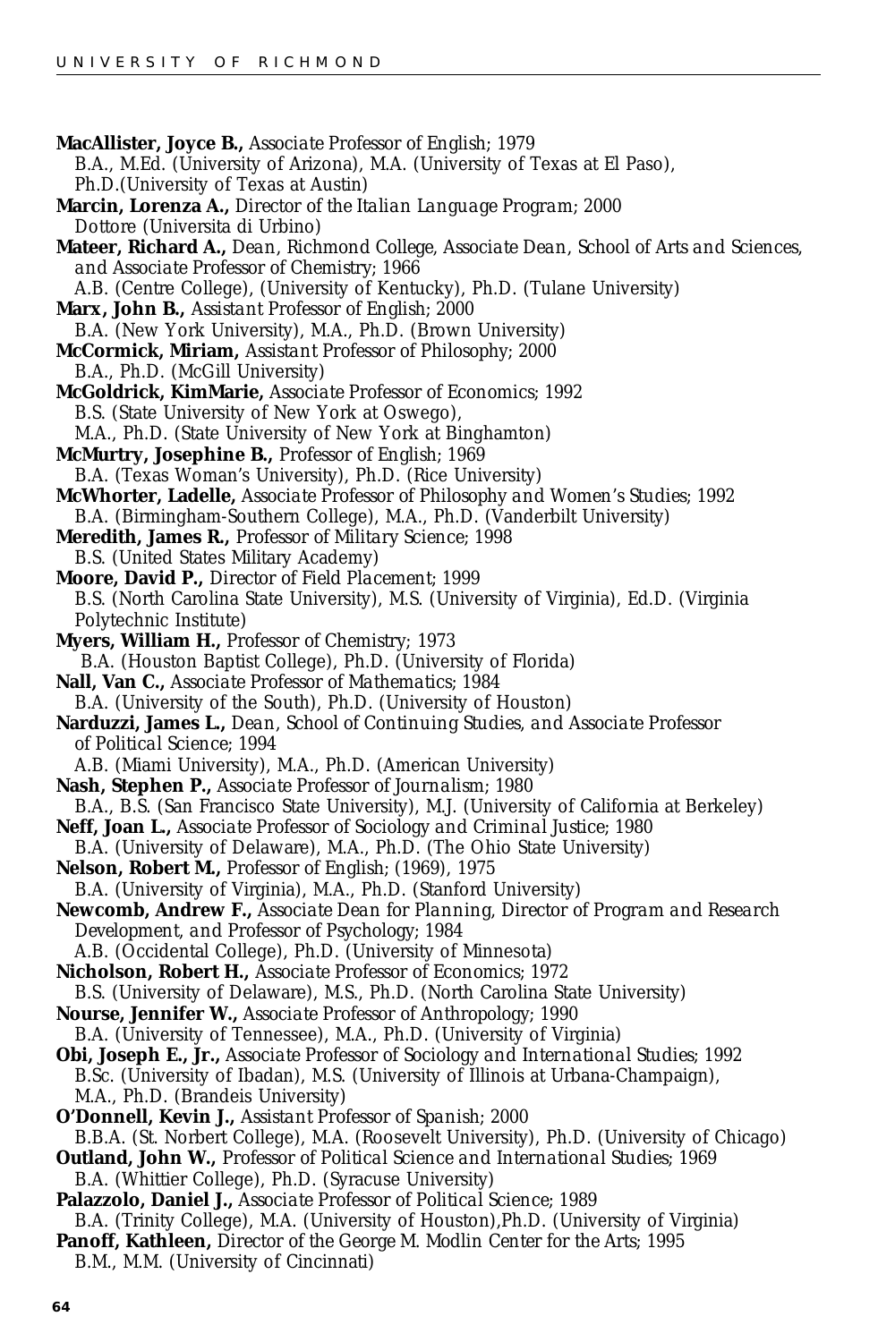**MacAllister, Joyce B.,** *Associate Professor of English;* 1979
B.A., M.Ed. (University of Arizona), M.A. (University of Texas at El Paso), Ph.D.(University of Texas at Austin)

**Marcin, Lorenza A.,** *Director of the Italian Language Program;* 2000
Dottore (Universita di Urbino)

**Mateer, Richard A.,** *Dean, Richmond College, Associate Dean, School of Arts and Sciences, and Associate Professor of Chemistry;* 1966
A.B. (Centre College), (University of Kentucky), Ph.D. (Tulane University)

**Marx, John B.,** *Assistant Professor of English;* 2000
B.A. (New York University), M.A., Ph.D. (Brown University)

**McCormick, Miriam,** *Assistant Professor of Philosophy;* 2000
B.A., Ph.D. (McGill University)

**McGoldrick, KimMarie,** *Associate Professor of Economics;* 1992
B.S. (State University of New York at Oswego), M.A., Ph.D. (State University of New York at Binghamton)

**McMurtry, Josephine B.,** *Professor of English;* 1969
B.A. (Texas Woman's University), Ph.D. (Rice University)

**McWhorter, Ladelle,** *Associate Professor of Philosophy and Women's Studies;* 1992
B.A. (Birmingham-Southern College), M.A., Ph.D. (Vanderbilt University)

**Meredith, James R.,** *Professor of Military Science;* 1998
B.S. (United States Military Academy)

**Moore, David P.,** *Director of Field Placement;* 1999
B.S. (North Carolina State University), M.S. (University of Virginia), Ed.D. (Virginia Polytechnic Institute)

**Myers, William H.,** *Professor of Chemistry;* 1973
B.A. (Houston Baptist College), Ph.D. (University of Florida)

**Nall, Van C.,** *Associate Professor of Mathematics;* 1984
B.A. (University of the South), Ph.D. (University of Houston)

**Narduzzi, James L.,** *Dean, School of Continuing Studies, and Associate Professor of Political Science;* 1994
A.B. (Miami University), M.A., Ph.D. (American University)

**Nash, Stephen P.,** *Associate Professor of Journalism;* 1980
B.A., B.S. (San Francisco State University), M.J. (University of California at Berkeley)

**Neff, Joan L.,** *Associate Professor of Sociology and Criminal Justice;* 1980
B.A. (University of Delaware), M.A., Ph.D. (The Ohio State University)

**Nelson, Robert M.,** *Professor of English;* (1969), 1975
B.A. (University of Virginia), M.A., Ph.D. (Stanford University)

**Newcomb, Andrew F.,** *Associate Dean for Planning, Director of Program and Research Development, and Professor of Psychology;* 1984
A.B. (Occidental College), Ph.D. (University of Minnesota)

**Nicholson, Robert H.,** *Associate Professor of Economics;* 1972
B.S. (University of Delaware), M.S., Ph.D. (North Carolina State University)

**Nourse, Jennifer W.,** *Associate Professor of Anthropology;* 1990
B.A. (University of Tennessee), M.A., Ph.D. (University of Virginia)

**Obi, Joseph E., Jr.,** *Associate Professor of Sociology and International Studies;* 1992
B.Sc. (University of Ibadan), M.S. (University of Illinois at Urbana-Champaign), M.A., Ph.D. (Brandeis University)

**O'Donnell, Kevin J.,** *Assistant Professor of Spanish;* 2000
B.B.A. (St. Norbert College), M.A. (Roosevelt University), Ph.D. (University of Chicago)

**Outland, John W.,** *Professor of Political Science and International Studies;* 1969
B.A. (Whittier College), Ph.D. (Syracuse University)

**Palazzolo, Daniel J.,** *Associate Professor of Political Science;* 1989
B.A. (Trinity College), M.A. (University of Houston),Ph.D. (University of Virginia)

**Panoff, Kathleen,** Director of the George M. Modlin Center for the Arts; 1995
B.M., M.M. (University of Cincinnati)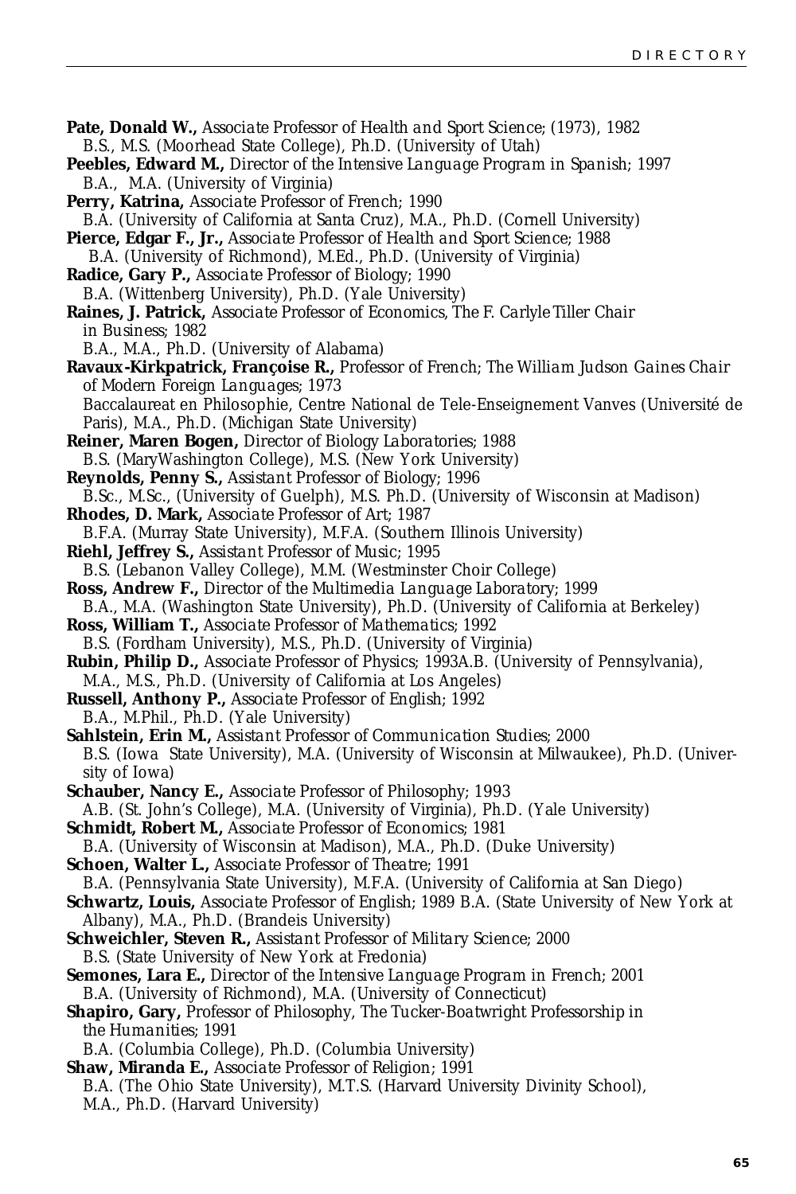**Pate, Donald W.,** *Associate Professor of Health and Sport Science*; (1973), 1982
B.S., M.S. (Moorhead State College), Ph.D. (University of Utah)

**Peebles, Edward M.,** *Director of the Intensive Language Program in Spanish*; 1997
B.A., M.A. (University of Virginia)

**Perry, Katrina,** *Associate Professor of French*; 1990
B.A. (University of California at Santa Cruz), M.A., Ph.D. (Cornell University)

**Pierce, Edgar F., Jr.,** *Associate Professor of Health and Sport Science*; 1988
B.A. (University of Richmond), M.Ed., Ph.D. (University of Virginia)

**Radice, Gary P.,** *Associate Professor of Biology*; 1990
B.A. (Wittenberg University), Ph.D. (Yale University)

**Raines, J. Patrick,** *Associate Professor of Economics, The F. Carlyle Tiller Chair in Business*; 1982
B.A., M.A., Ph.D. (University of Alabama)

**Ravaux-Kirkpatrick, Françoise R.,** *Professor of French; The William Judson Gaines Chair of Modern Foreign Languages*; 1973
Baccalaureat en Philosophie, Centre National de Tele-Enseignement Vanves (Université de Paris), M.A., Ph.D. (Michigan State University)

**Reiner, Maren Bogen,** *Director of Biology Laboratories*; 1988
B.S. (MaryWashington College), M.S. (New York University)

**Reynolds, Penny S.,** *Assistant Professor of Biology*; 1996
B.Sc., M.Sc., (University of Guelph), M.S. Ph.D. (University of Wisconsin at Madison)

**Rhodes, D. Mark,** *Associate Professor of Art*; 1987
B.F.A. (Murray State University), M.F.A. (Southern Illinois University)

**Riehl, Jeffrey S.,** *Assistant Professor of Music*; 1995
B.S. (Lebanon Valley College), M.M. (Westminster Choir College)

**Ross, Andrew F.,** *Director of the Multimedia Language Laboratory*; 1999
B.A., M.A. (Washington State University), Ph.D. (University of California at Berkeley)

**Ross, William T.,** *Associate Professor of Mathematics*; 1992
B.S. (Fordham University), M.S., Ph.D. (University of Virginia)

**Rubin, Philip D.,** *Associate Professor of Physics*; 1993A.B. (University of Pennsylvania), M.A., M.S., Ph.D. (University of California at Los Angeles)

**Russell, Anthony P.,** *Associate Professor of English*; 1992
B.A., M.Phil., Ph.D. (Yale University)

**Sahlstein, Erin M.,** *Assistant Professor of Communication Studies*; 2000
B.S. (Iowa State University), M.A. (University of Wisconsin at Milwaukee), Ph.D. (University of Iowa)

**Schauber, Nancy E.,** *Associate Professor of Philosophy*; 1993
A.B. (St. John's College), M.A. (University of Virginia), Ph.D. (Yale University)

**Schmidt, Robert M.,** *Associate Professor of Economics*; 1981
B.A. (University of Wisconsin at Madison), M.A., Ph.D. (Duke University)

**Schoen, Walter L.,** *Associate Professor of Theatre*; 1991
B.A. (Pennsylvania State University), M.F.A. (University of California at San Diego)

**Schwartz, Louis,** *Associate Professor of English*; 1989 B.A. (State University of New York at Albany), M.A., Ph.D. (Brandeis University)

**Schweichler, Steven R.,** *Assistant Professor of Military Science*; 2000
B.S. (State University of New York at Fredonia)

**Semones, Lara E.,** *Director of the Intensive Language Program in French*; 2001
B.A. (University of Richmond), M.A. (University of Connecticut)

**Shapiro, Gary,** *Professor of Philosophy, The Tucker-Boatwright Professorship in the Humanities*; 1991
B.A. (Columbia College), Ph.D. (Columbia University)

**Shaw, Miranda E.,** *Associate Professor of Religion*; 1991
B.A. (The Ohio State University), M.T.S. (Harvard University Divinity School), M.A., Ph.D. (Harvard University)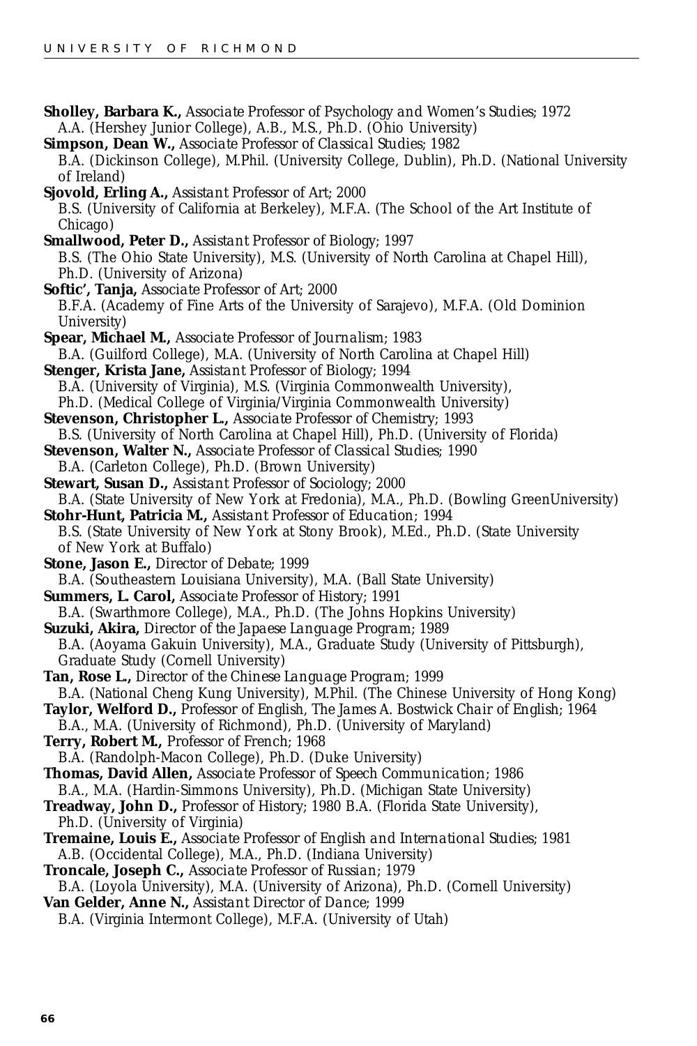**Sholley, Barbara K.,** *Associate Professor of Psychology and Women's Studies;* 1972
A.A. (Hershey Junior College), A.B., M.S., Ph.D. (Ohio University)

**Simpson, Dean W.,** *Associate Professor of Classical Studies;* 1982
B.A. (Dickinson College), M.Phil. (University College, Dublin), Ph.D. (National University of Ireland)

**Sjovold, Erling A.,** *Assistant Professor of Art;* 2000
B.S. (University of California at Berkeley), M.F.A. (The School of the Art Institute of Chicago)

**Smallwood, Peter D.,** *Assistant Professor of Biology;* 1997
B.S. (The Ohio State University), M.S. (University of North Carolina at Chapel Hill), Ph.D. (University of Arizona)

**Softic', Tanja,** *Associate Professor of Art;* 2000
B.F.A. (Academy of Fine Arts of the University of Sarajevo), M.F.A. (Old Dominion University)

**Spear, Michael M.,** *Associate Professor of Journalism;* 1983
B.A. (Guilford College), M.A. (University of North Carolina at Chapel Hill)

**Stenger, Krista Jane,** *Assistant Professor of Biology;* 1994
B.A. (University of Virginia), M.S. (Virginia Commonwealth University), Ph.D. (Medical College of Virginia/Virginia Commonwealth University)

**Stevenson, Christopher L.,** *Associate Professor of Chemistry;* 1993
B.S. (University of North Carolina at Chapel Hill), Ph.D. (University of Florida)

**Stevenson, Walter N.,** *Associate Professor of Classical Studies;* 1990
B.A. (Carleton College), Ph.D. (Brown University)

**Stewart, Susan D.,** *Assistant Professor of Sociology;* 2000
B.A. (State University of New York at Fredonia), M.A., Ph.D. (Bowling GreenUniversity)

**Stohr-Hunt, Patricia M.,** *Assistant Professor of Education;* 1994
B.S. (State University of New York at Stony Brook), M.Ed., Ph.D. (State University of New York at Buffalo)

**Stone, Jason E.,** *Director of Debate;* 1999
B.A. (Southeastern Louisiana University), M.A. (Ball State University)

**Summers, L. Carol,** *Associate Professor of History;* 1991
B.A. (Swarthmore College), M.A., Ph.D. (The Johns Hopkins University)

**Suzuki, Akira,** *Director of the Japaese Language Program;* 1989
B.A. (Aoyama Gakuin University), M.A., Graduate Study (University of Pittsburgh), Graduate Study (Cornell University)

**Tan, Rose L.,** *Director of the Chinese Language Program;* 1999
B.A. (National Cheng Kung University), M.Phil. (The Chinese University of Hong Kong)

**Taylor, Welford D.,** *Professor of English, The James A. Bostwick Chair of English;* 1964
B.A., M.A. (University of Richmond), Ph.D. (University of Maryland)

**Terry, Robert M.,** *Professor of French;* 1968
B.A. (Randolph-Macon College), Ph.D. (Duke University)

**Thomas, David Allen,** *Associate Professor of Speech Communication;* 1986
B.A., M.A. (Hardin-Simmons University), Ph.D. (Michigan State University)

**Treadway, John D.,** *Professor of History;* 1980 B.A. (Florida State University), Ph.D. (University of Virginia)

**Tremaine, Louis E.,** *Associate Professor of English and International Studies;* 1981
A.B. (Occidental College), M.A., Ph.D. (Indiana University)

**Troncale, Joseph C.,** *Associate Professor of Russian;* 1979
B.A. (Loyola University), M.A. (University of Arizona), Ph.D. (Cornell University)

**Van Gelder, Anne N.,** *Assistant Director of Dance;* 1999
B.A. (Virginia Intermont College), M.F.A. (University of Utah)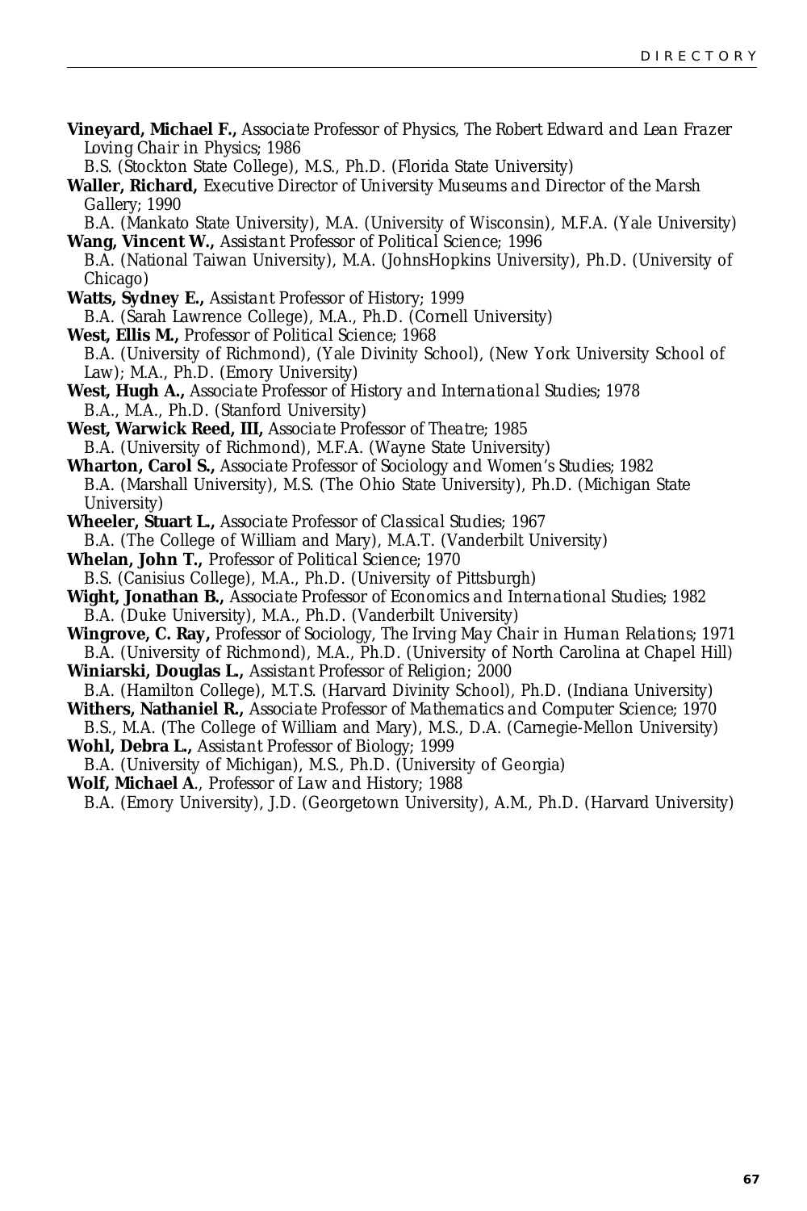**Vineyard, Michael F.,** *Associate Professor of Physics, The Robert Edward and Lean Frazer Loving Chair in Physics;* 1986
B.S. (Stockton State College), M.S., Ph.D. (Florida State University)

**Waller, Richard,** *Executive Director of University Museums and Director of the Marsh Gallery;* 1990
B.A. (Mankato State University), M.A. (University of Wisconsin), M.F.A. (Yale University)

**Wang, Vincent W.,** *Assistant Professor of Political Science;* 1996
B.A. (National Taiwan University), M.A. (JohnsHopkins University), Ph.D. (University of Chicago)

**Watts, Sydney E.,** *Assistant Professor of History;* 1999
B.A. (Sarah Lawrence College), M.A., Ph.D. (Cornell University)

**West, Ellis M.,** *Professor of Political Science;* 1968
B.A. (University of Richmond), (Yale Divinity School), (New York University School of Law); M.A., Ph.D. (Emory University)

**West, Hugh A.,** *Associate Professor of History and International Studies;* 1978
B.A., M.A., Ph.D. (Stanford University)

**West, Warwick Reed, III,** *Associate Professor of Theatre;* 1985
B.A. (University of Richmond), M.F.A. (Wayne State University)

**Wharton, Carol S.,** *Associate Professor of Sociology and Women's Studies;* 1982
B.A. (Marshall University), M.S. (The Ohio State University), Ph.D. (Michigan State University)

**Wheeler, Stuart L.,** *Associate Professor of Classical Studies;* 1967
B.A. (The College of William and Mary), M.A.T. (Vanderbilt University)

**Whelan, John T.,** *Professor of Political Science;* 1970
B.S. (Canisius College), M.A., Ph.D. (University of Pittsburgh)

**Wight, Jonathan B.,** *Associate Professor of Economics and International Studies;* 1982
B.A. (Duke University), M.A., Ph.D. (Vanderbilt University)

**Wingrove, C. Ray,** *Professor of Sociology, The Irving May Chair in Human Relations;* 1971
B.A. (University of Richmond), M.A., Ph.D. (University of North Carolina at Chapel Hill)

**Winiarski, Douglas L.,** *Assistant Professor of Religion;* 2000
B.A. (Hamilton College), M.T.S. (Harvard Divinity School), Ph.D. (Indiana University)

**Withers, Nathaniel R.,** *Associate Professor of Mathematics and Computer Science;* 1970
B.S., M.A. (The College of William and Mary), M.S., D.A. (Carnegie-Mellon University)

**Wohl, Debra L.,** *Assistant Professor of Biology;* 1999
B.A. (University of Michigan), M.S., Ph.D. (University of Georgia)

**Wolf, Michael A**., *Professor of Law and History;* 1988
B.A. (Emory University), J.D. (Georgetown University), A.M., Ph.D. (Harvard University)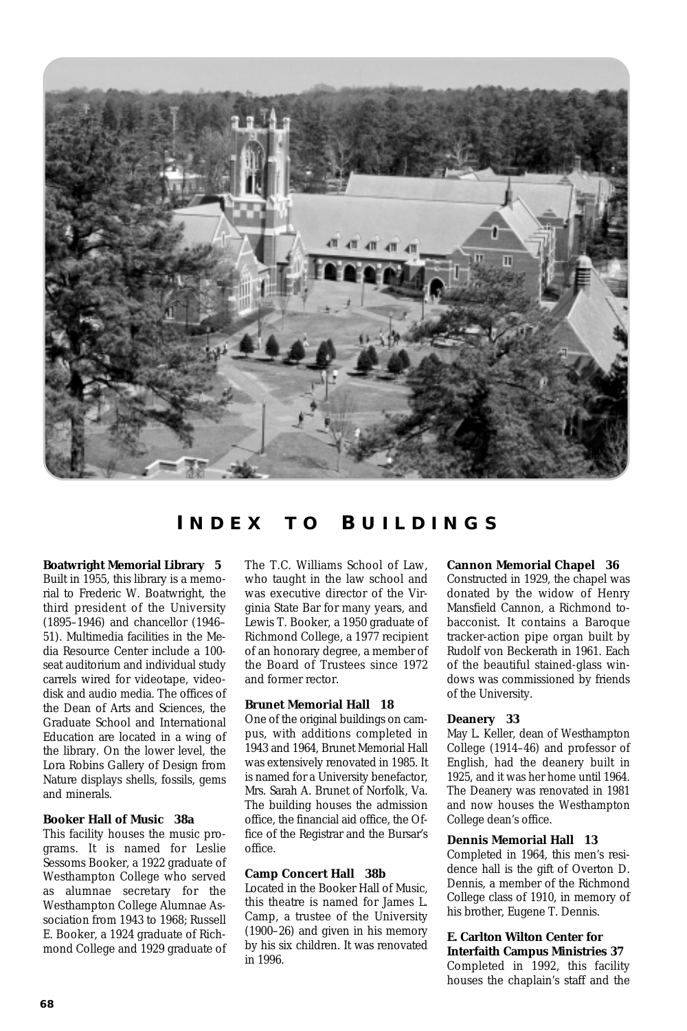# INDEX TO BUILDINGS

**Boatwright Memorial Library 5**
Built in 1955, this library is a memorial to Frederic W. Boatwright, the third president of the University (1895–1946) and chancellor (1946–51). Multimedia facilities in the Media Resource Center include a 100-seat auditorium and individual study carrels wired for videotape, videodisk and audio media. The offices of the Dean of Arts and Sciences, the Graduate School and International Education are located in a wing of the library. On the lower level, the Lora Robins Gallery of Design from Nature displays shells, fossils, gems and minerals.

**Booker Hall of Music 38a**
This facility houses the music programs. It is named for Leslie Sessoms Booker, a 1922 graduate of Westhampton College who served as alumnae secretary for the Westhampton College Alumnae Association from 1943 to 1968; Russell E. Booker, a 1924 graduate of Richmond College and 1929 graduate of The T.C. Williams School of Law, who taught in the law school and was executive director of the Virginia State Bar for many years, and Lewis T. Booker, a 1950 graduate of Richmond College, a 1977 recipient of an honorary degree, a member of the Board of Trustees since 1972 and former rector.

**Brunet Memorial Hall 18**
One of the original buildings on campus, with additions completed in 1943 and 1964, Brunet Memorial Hall was extensively renovated in 1985. It is named for a University benefactor, Mrs. Sarah A. Brunet of Norfolk, Va. The building houses the admission office, the financial aid office, the Office of the Registrar and the Bursar's office.

**Camp Concert Hall 38b**
Located in the Booker Hall of Music, this theatre is named for James L. Camp, a trustee of the University (1900–26) and given in his memory by his six children. It was renovated in 1996.

**Cannon Memorial Chapel 36**
Constructed in 1929, the chapel was donated by the widow of Henry Mansfield Cannon, a Richmond tobacconist. It contains a Baroque tracker-action pipe organ built by Rudolf von Beckerath in 1961. Each of the beautiful stained-glass windows was commissioned by friends of the University.

**Deanery 33**
May L. Keller, dean of Westhampton College (1914–46) and professor of English, had the deanery built in 1925, and it was her home until 1964. The Deanery was renovated in 1981 and now houses the Westhampton College dean's office.

**Dennis Memorial Hall 13**
Completed in 1964, this men's residence hall is the gift of Overton D. Dennis, a member of the Richmond College class of 1910, in memory of his brother, Eugene T. Dennis.

**E. Carlton Wilton Center for Interfaith Campus Ministries 37**
Completed in 1992, this facility houses the chaplain's staff and the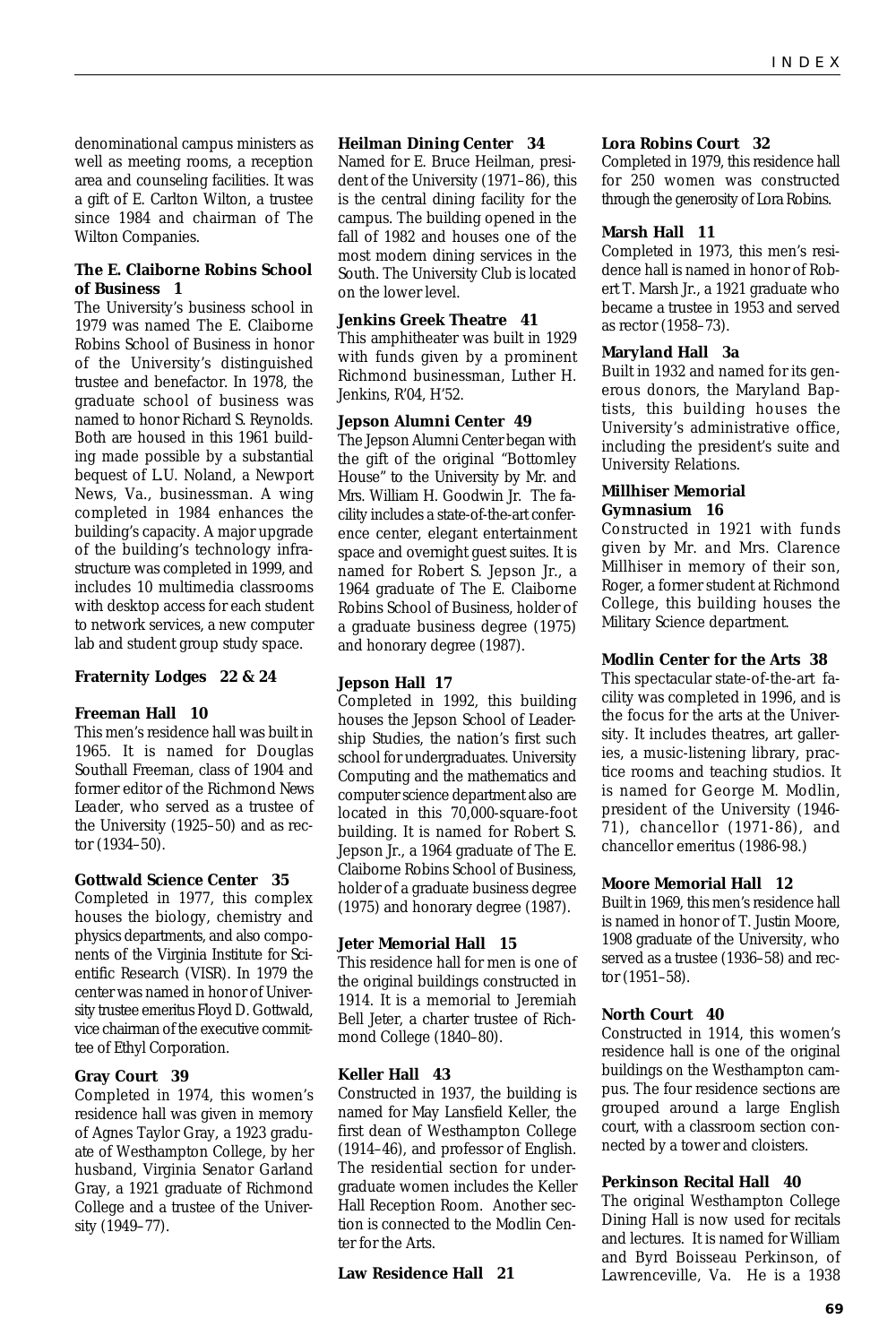denominational campus ministers as well as meeting rooms, a reception area and counseling facilities. It was a gift of E. Carlton Wilton, a trustee since 1984 and chairman of The Wilton Companies.

**The E. Claiborne Robins School of Business 1**

The University's business school in 1979 was named The E. Claiborne Robins School of Business in honor of the University's distinguished trustee and benefactor. In 1978, the graduate school of business was named to honor Richard S. Reynolds. Both are housed in this 1961 building made possible by a substantial bequest of L.U. Noland, a Newport News, Va., businessman. A wing completed in 1984 enhances the building's capacity. A major upgrade of the building's technology infrastructure was completed in 1999, and includes 10 multimedia classrooms with desktop access for each student to network services, a new computer lab and student group study space.

**Fraternity Lodges 22 & 24**

**Freeman Hall 10**

This men's residence hall was built in 1965. It is named for Douglas Southall Freeman, class of 1904 and former editor of the Richmond News Leader, who served as a trustee of the University (1925–50) and as rector (1934–50).

**Gottwald Science Center 35**

Completed in 1977, this complex houses the biology, chemistry and physics departments, and also components of the Virginia Institute for Scientific Research (VISR). In 1979 the center was named in honor of University trustee emeritus Floyd D. Gottwald, vice chairman of the executive committee of Ethyl Corporation.

**Gray Court 39**

Completed in 1974, this women's residence hall was given in memory of Agnes Taylor Gray, a 1923 graduate of Westhampton College, by her husband, Virginia Senator Garland Gray, a 1921 graduate of Richmond College and a trustee of the University (1949–77).

**Heilman Dining Center 34**

Named for E. Bruce Heilman, president of the University (1971–86), this is the central dining facility for the campus. The building opened in the fall of 1982 and houses one of the most modern dining services in the South. The University Club is located on the lower level.

**Jenkins Greek Theatre 41**

This amphitheater was built in 1929 with funds given by a prominent Richmond businessman, Luther H. Jenkins, R'04, H'52.

**Jepson Alumni Center 49**

The Jepson Alumni Center began with the gift of the original "Bottomley House" to the University by Mr. and Mrs. William H. Goodwin Jr. The facility includes a state-of-the-art conference center, elegant entertainment space and overnight guest suites. It is named for Robert S. Jepson Jr., a 1964 graduate of The E. Claiborne Robins School of Business, holder of a graduate business degree (1975) and honorary degree (1987).

**Jepson Hall 17**

Completed in 1992, this building houses the Jepson School of Leadership Studies, the nation's first such school for undergraduates. University Computing and the mathematics and computer science department also are located in this 70,000-square-foot building. It is named for Robert S. Jepson Jr., a 1964 graduate of The E. Claiborne Robins School of Business, holder of a graduate business degree (1975) and honorary degree (1987).

**Jeter Memorial Hall 15**

This residence hall for men is one of the original buildings constructed in 1914. It is a memorial to Jeremiah Bell Jeter, a charter trustee of Richmond College (1840–80).

**Keller Hall 43**

Constructed in 1937, the building is named for May Lansfield Keller, the first dean of Westhampton College (1914–46), and professor of English. The residential section for undergraduate women includes the Keller Hall Reception Room. Another section is connected to the Modlin Center for the Arts.

**Law Residence Hall 21**

**Lora Robins Court 32**

Completed in 1979, this residence hall for 250 women was constructed through the generosity of Lora Robins.

**Marsh Hall 11**

Completed in 1973, this men's residence hall is named in honor of Robert T. Marsh Jr., a 1921 graduate who became a trustee in 1953 and served as rector (1958–73).

**Maryland Hall 3a**

Built in 1932 and named for its generous donors, the Maryland Baptists, this building houses the University's administrative office, including the president's suite and University Relations.

**Millhiser Memorial Gymnasium 16**

Constructed in 1921 with funds given by Mr. and Mrs. Clarence Millhiser in memory of their son, Roger, a former student at Richmond College, this building houses the Military Science department.

**Modlin Center for the Arts 38**

This spectacular state-of-the-art facility was completed in 1996, and is the focus for the arts at the University. It includes theatres, art galleries, a music-listening library, practice rooms and teaching studios. It is named for George M. Modlin, president of the University (1946-71), chancellor (1971-86), and chancellor emeritus (1986-98.)

**Moore Memorial Hall 12**

Built in 1969, this men's residence hall is named in honor of T. Justin Moore, 1908 graduate of the University, who served as a trustee (1936–58) and rector (1951–58).

**North Court 40**

Constructed in 1914, this women's residence hall is one of the original buildings on the Westhampton campus. The four residence sections are grouped around a large English court, with a classroom section connected by a tower and cloisters.

**Perkinson Recital Hall 40**

The original Westhampton College Dining Hall is now used for recitals and lectures. It is named for William and Byrd Boisseau Perkinson, of Lawrenceville, Va. He is a 1938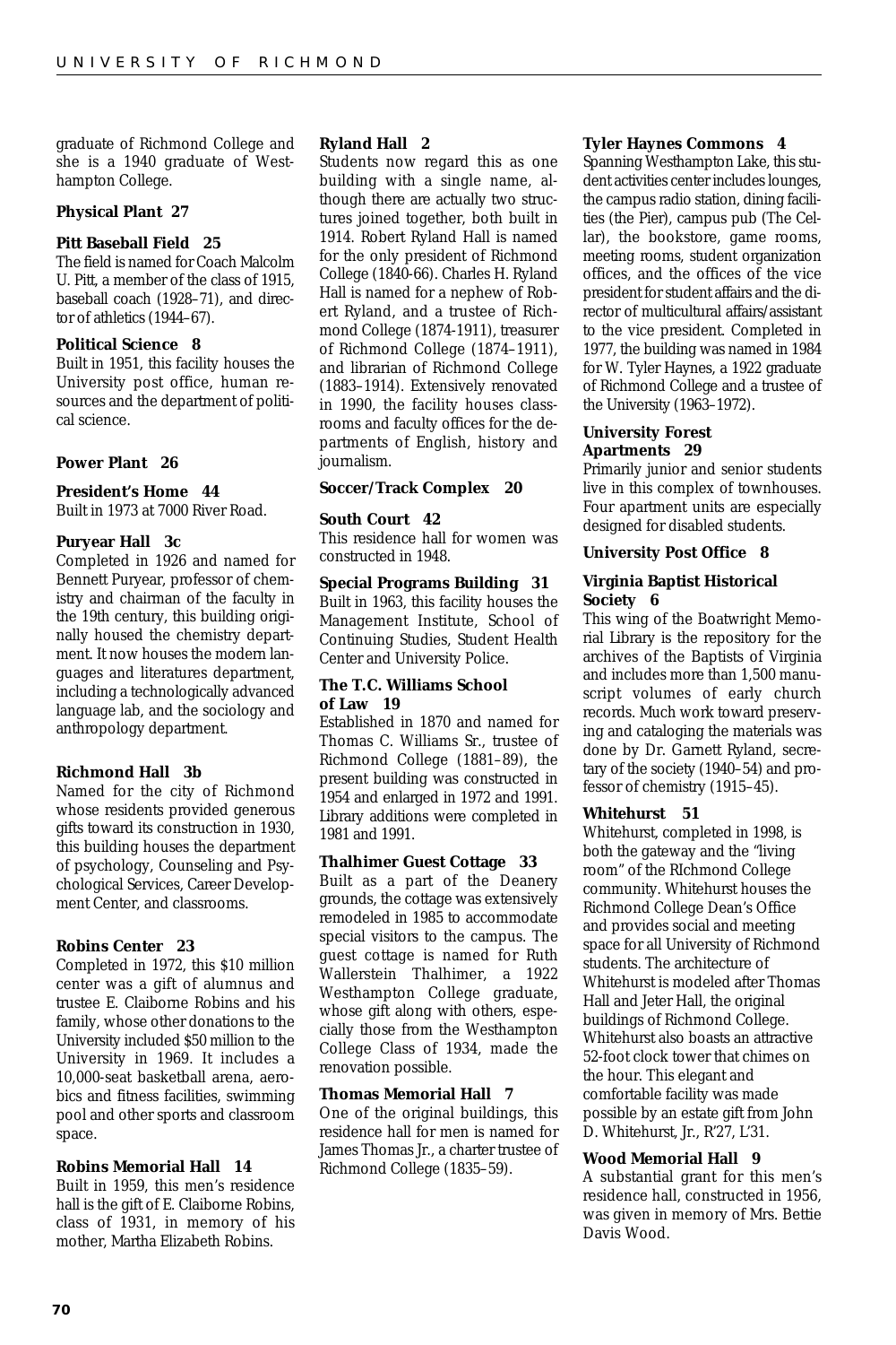graduate of Richmond College and she is a 1940 graduate of Westhampton College.

**Physical Plant 27**

**Pitt Baseball Field 25**
The field is named for Coach Malcolm U. Pitt, a member of the class of 1915, baseball coach (1928–71), and director of athletics (1944–67).

**Political Science 8**
Built in 1951, this facility houses the University post office, human resources and the department of political science.

**Power Plant 26**

**President's Home 44**
Built in 1973 at 7000 River Road.

**Puryear Hall 3c**
Completed in 1926 and named for Bennett Puryear, professor of chemistry and chairman of the faculty in the 19th century, this building originally housed the chemistry department. It now houses the modern languages and literatures department, including a technologically advanced language lab, and the sociology and anthropology department.

**Richmond Hall 3b**
Named for the city of Richmond whose residents provided generous gifts toward its construction in 1930, this building houses the department of psychology, Counseling and Psychological Services, Career Development Center, and classrooms.

**Robins Center 23**
Completed in 1972, this $10 million center was a gift of alumnus and trustee E. Claiborne Robins and his family, whose other donations to the University included $50 million to the University in 1969. It includes a 10,000-seat basketball arena, aerobics and fitness facilities, swimming pool and other sports and classroom space.

**Robins Memorial Hall 14**
Built in 1959, this men's residence hall is the gift of E. Claiborne Robins, class of 1931, in memory of his mother, Martha Elizabeth Robins.

**Ryland Hall 2**
Students now regard this as one building with a single name, although there are actually two structures joined together, both built in 1914. Robert Ryland Hall is named for the only president of Richmond College (1840-66). Charles H. Ryland Hall is named for a nephew of Robert Ryland, and a trustee of Richmond College (1874-1911), treasurer of Richmond College (1874–1911), and librarian of Richmond College (1883–1914). Extensively renovated in 1990, the facility houses classrooms and faculty offices for the departments of English, history and journalism.

**Soccer/Track Complex 20**

**South Court 42**
This residence hall for women was constructed in 1948.

**Special Programs Building 31**
Built in 1963, this facility houses the Management Institute, School of Continuing Studies, Student Health Center and University Police.

**The T.C. Williams School of Law 19**
Established in 1870 and named for Thomas C. Williams Sr., trustee of Richmond College (1881–89), the present building was constructed in 1954 and enlarged in 1972 and 1991. Library additions were completed in 1981 and 1991.

**Thalhimer Guest Cottage 33**
Built as a part of the Deanery grounds, the cottage was extensively remodeled in 1985 to accommodate special visitors to the campus. The guest cottage is named for Ruth Wallerstein Thalhimer, a 1922 Westhampton College graduate, whose gift along with others, especially those from the Westhampton College Class of 1934, made the renovation possible.

**Thomas Memorial Hall 7**
One of the original buildings, this residence hall for men is named for James Thomas Jr., a charter trustee of Richmond College (1835–59).

**Tyler Haynes Commons 4**
Spanning Westhampton Lake, this student activities center includes lounges, the campus radio station, dining facilities (the Pier), campus pub (The Cellar), the bookstore, game rooms, meeting rooms, student organization offices, and the offices of the vice president for student affairs and the director of multicultural affairs/assistant to the vice president. Completed in 1977, the building was named in 1984 for W. Tyler Haynes, a 1922 graduate of Richmond College and a trustee of the University (1963–1972).

**University Forest Apartments 29**
Primarily junior and senior students live in this complex of townhouses. Four apartment units are especially designed for disabled students.

**University Post Office 8**

**Virginia Baptist Historical Society 6**
This wing of the Boatwright Memorial Library is the repository for the archives of the Baptists of Virginia and includes more than 1,500 manuscript volumes of early church records. Much work toward preserving and cataloging the materials was done by Dr. Garnett Ryland, secretary of the society (1940–54) and professor of chemistry (1915–45).

**Whitehurst 51**
Whitehurst, completed in 1998, is both the gateway and the "living room" of the RIchmond College community. Whitehurst houses the Richmond College Dean's Office and provides social and meeting space for all University of Richmond students. The architecture of Whitehurst is modeled after Thomas Hall and Jeter Hall, the original buildings of Richmond College. Whitehurst also boasts an attractive 52-foot clock tower that chimes on the hour. This elegant and comfortable facility was made possible by an estate gift from John D. Whitehurst, Jr., R'27, L'31.

**Wood Memorial Hall 9**
A substantial grant for this men's residence hall, constructed in 1956, was given in memory of Mrs. Bettie Davis Wood.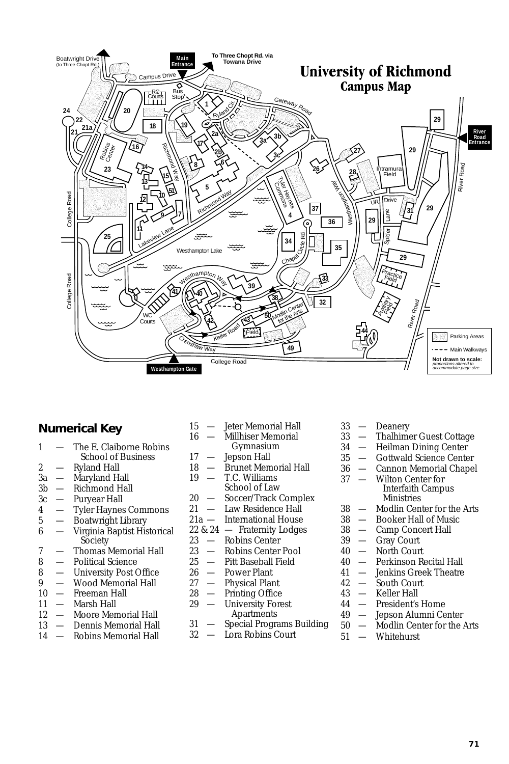# University of Richmond
## Campus Map

Not drawn to scale: proportions altered to accommodate page size.

Parking Areas

Main Walkways

## Numerical Key

1 — The E. Claiborne Robins School of Business
2 — Ryland Hall
3a — Maryland Hall
3b — Richmond Hall
3c — Puryear Hall
4 — Tyler Haynes Commons
5 — Boatwright Library
6 — Virginia Baptist Historical Society
7 — Thomas Memorial Hall
8 — Political Science
8 — University Post Office
9 — Wood Memorial Hall
10 — Freeman Hall
11 — Marsh Hall
12 — Moore Memorial Hall
13 — Dennis Memorial Hall
14 — Robins Memorial Hall
15 — Jeter Memorial Hall
16 — Millhiser Memorial Gymnasium
17 — Jepson Hall
18 — Brunet Memorial Hall
19 — T.C. Williams School of Law
20 — Soccer/Track Complex
21 — Law Residence Hall
21a — International House
22 & 24 — Fraternity Lodges
23 — Robins Center
23 — Robins Center Pool
25 — Pitt Baseball Field
26 — Power Plant
27 — Physical Plant
28 — Printing Office
29 — University Forest Apartments
31 — Special Programs Building
32 — Lora Robins Court
33 — Deanery
33 — Thalhimer Guest Cottage
34 — Heilman Dining Center
35 — Gottwald Science Center
36 — Cannon Memorial Chapel
37 — Wilton Center for Interfaith Campus Ministries
38 — Modlin Center for the Arts
38 — Booker Hall of Music
38 — Camp Concert Hall
39 — Gray Court
40 — North Court
40 — Perkinson Recital Hall
41 — Jenkins Greek Theatre
42 — South Court
43 — Keller Hall
44 — President's Home
49 — Jepson Alumni Center
50 — Modlin Center for the Arts
51 — Whitehurst